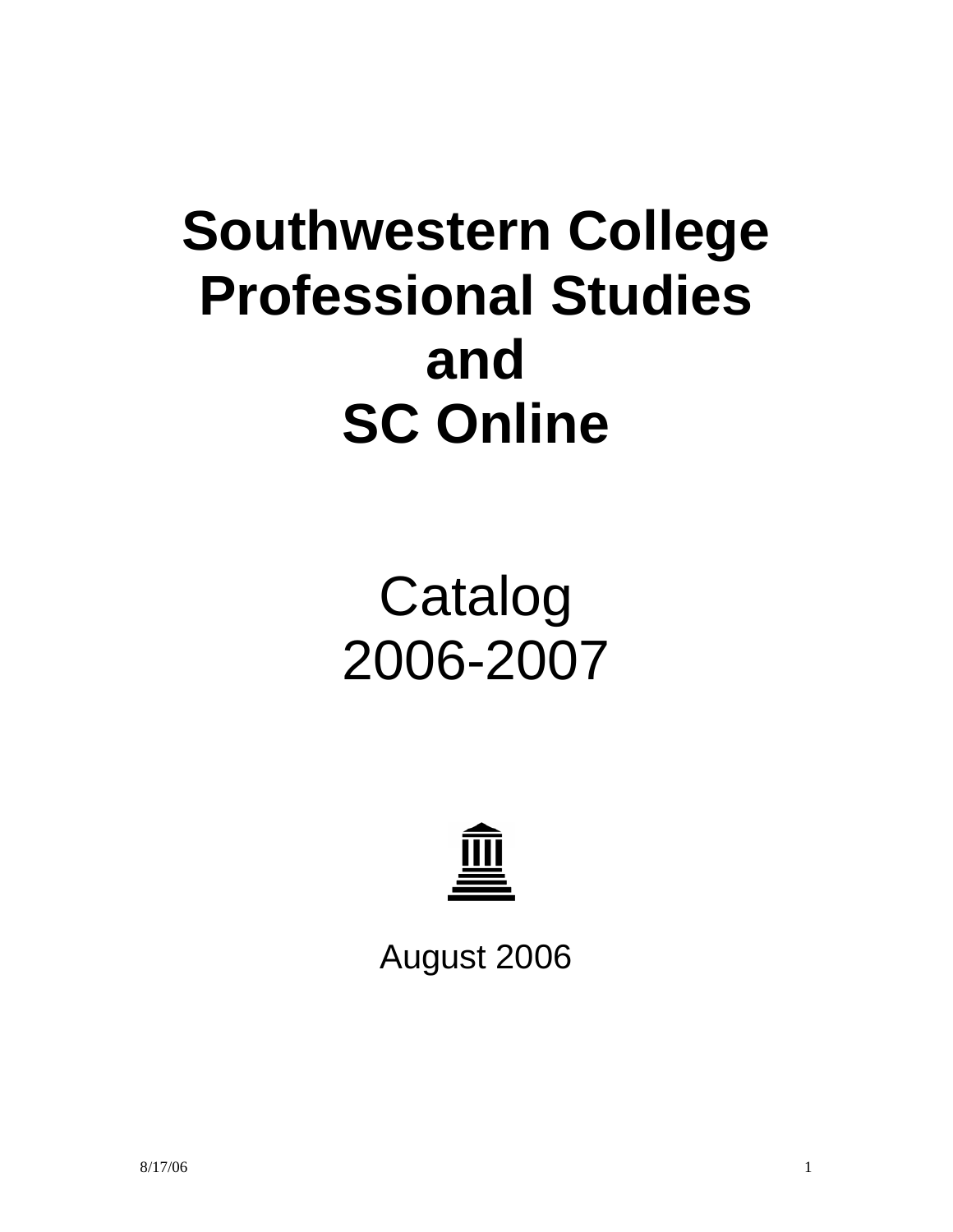# Southwestern College Professional Studies and SC Online

Catalog
2006-2007

August 2006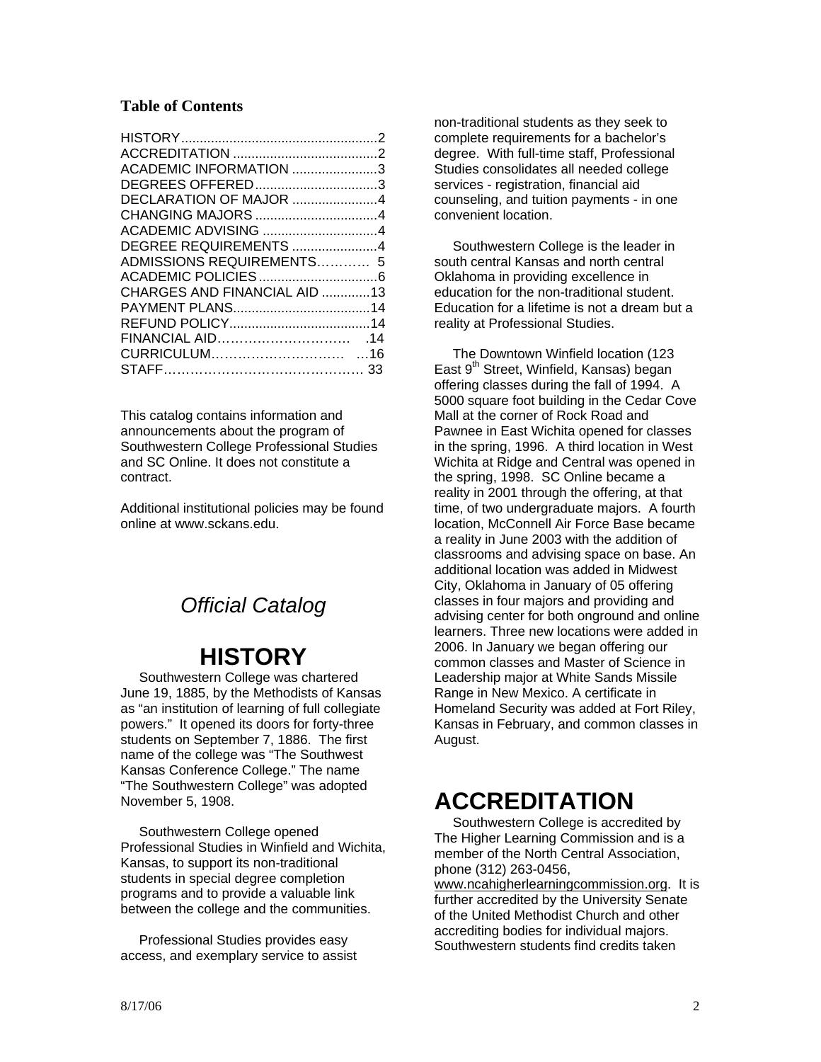**Table of Contents**

| | |
|---|---|
| HISTORY | 2 |
| ACCREDITATION | 2 |
| ACADEMIC INFORMATION | 3 |
| DEGREES OFFERED | 3 |
| DECLARATION OF MAJOR | 4 |
| CHANGING MAJORS | 4 |
| ACADEMIC ADVISING | 4 |
| DEGREE REQUIREMENTS | 4 |
| ADMISSIONS REQUIREMENTS | 5 |
| ACADEMIC POLICIES | 6 |
| CHARGES AND FINANCIAL AID | 13 |
| PAYMENT PLANS | 14 |
| REFUND POLICY | 14 |
| FINANCIAL AID | 14 |
| CURRICULUM | 16 |
| STAFF | 33 |

This catalog contains information and announcements about the program of Southwestern College Professional Studies and SC Online. It does not constitute a contract.

Additional institutional policies may be found online at www.sckans.edu.

*Official Catalog*

# HISTORY

Southwestern College was chartered June 19, 1885, by the Methodists of Kansas as "an institution of learning of full collegiate powers." It opened its doors for forty-three students on September 7, 1886. The first name of the college was "The Southwest Kansas Conference College." The name "The Southwestern College" was adopted November 5, 1908.

Southwestern College opened Professional Studies in Winfield and Wichita, Kansas, to support its non-traditional students in special degree completion programs and to provide a valuable link between the college and the communities.

Professional Studies provides easy access, and exemplary service to assist non-traditional students as they seek to complete requirements for a bachelor's degree. With full-time staff, Professional Studies consolidates all needed college services - registration, financial aid counseling, and tuition payments - in one convenient location.

Southwestern College is the leader in south central Kansas and north central Oklahoma in providing excellence in education for the non-traditional student. Education for a lifetime is not a dream but a reality at Professional Studies.

The Downtown Winfield location (123 East 9th Street, Winfield, Kansas) began offering classes during the fall of 1994. A 5000 square foot building in the Cedar Cove Mall at the corner of Rock Road and Pawnee in East Wichita opened for classes in the spring, 1996. A third location in West Wichita at Ridge and Central was opened in the spring, 1998. SC Online became a reality in 2001 through the offering, at that time, of two undergraduate majors. A fourth location, McConnell Air Force Base became a reality in June 2003 with the addition of classrooms and advising space on base. An additional location was added in Midwest City, Oklahoma in January of 05 offering classes in four majors and providing and advising center for both onground and online learners. Three new locations were added in 2006. In January we began offering our common classes and Master of Science in Leadership major at White Sands Missile Range in New Mexico. A certificate in Homeland Security was added at Fort Riley, Kansas in February, and common classes in August.

# ACCREDITATION

Southwestern College is accredited by The Higher Learning Commission and is a member of the North Central Association, phone (312) 263-0456, www.ncahigherlearningcommission.org. It is further accredited by the University Senate of the United Methodist Church and other accrediting bodies for individual majors. Southwestern students find credits taken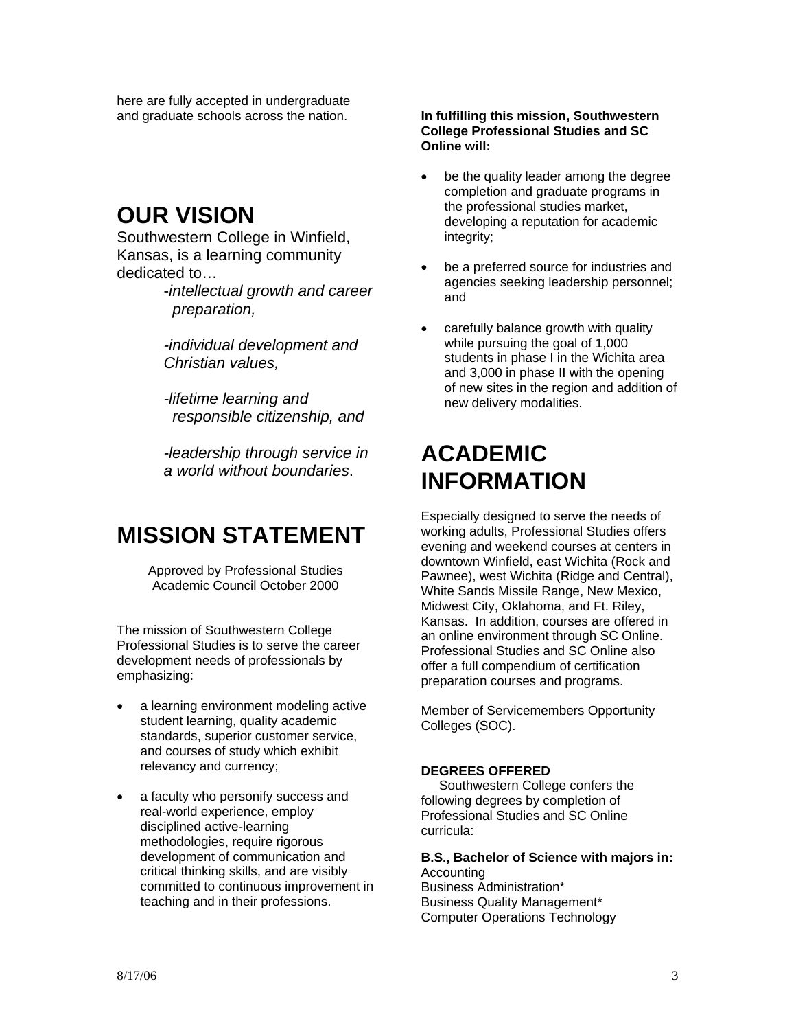here are fully accepted in undergraduate and graduate schools across the nation.

# OUR VISION

Southwestern College in Winfield, Kansas, is a learning community dedicated to…

*-intellectual growth and career preparation,*

*-individual development and Christian values,*

*-lifetime learning and responsible citizenship, and*

*-leadership through service in a world without boundaries*.

# MISSION STATEMENT

Approved by Professional Studies Academic Council October 2000

The mission of Southwestern College Professional Studies is to serve the career development needs of professionals by emphasizing:

- a learning environment modeling active student learning, quality academic standards, superior customer service, and courses of study which exhibit relevancy and currency;
- a faculty who personify success and real-world experience, employ disciplined active-learning methodologies, require rigorous development of communication and critical thinking skills, and are visibly committed to continuous improvement in teaching and in their professions.

**In fulfilling this mission, Southwestern College Professional Studies and SC Online will:**

- be the quality leader among the degree completion and graduate programs in the professional studies market, developing a reputation for academic integrity;
- be a preferred source for industries and agencies seeking leadership personnel; and
- carefully balance growth with quality while pursuing the goal of 1,000 students in phase I in the Wichita area and 3,000 in phase II with the opening of new sites in the region and addition of new delivery modalities.

# ACADEMIC INFORMATION

Especially designed to serve the needs of working adults, Professional Studies offers evening and weekend courses at centers in downtown Winfield, east Wichita (Rock and Pawnee), west Wichita (Ridge and Central), White Sands Missile Range, New Mexico, Midwest City, Oklahoma, and Ft. Riley, Kansas. In addition, courses are offered in an online environment through SC Online. Professional Studies and SC Online also offer a full compendium of certification preparation courses and programs.

Member of Servicemembers Opportunity Colleges (SOC).

**DEGREES OFFERED**

Southwestern College confers the following degrees by completion of Professional Studies and SC Online curricula:

**B.S., Bachelor of Science with majors in:**

Accounting
Business Administration*
Business Quality Management*
Computer Operations Technology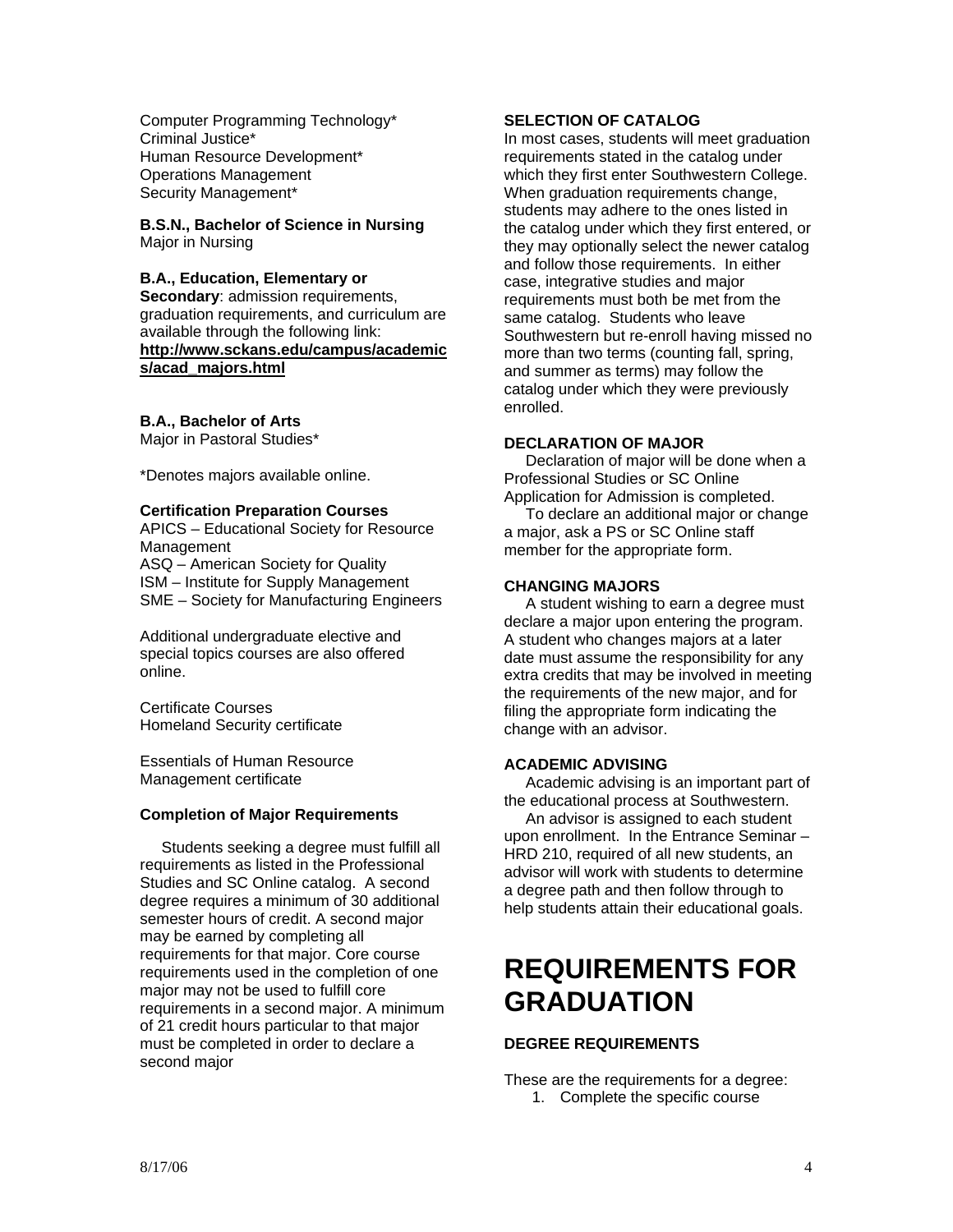Computer Programming Technology*
Criminal Justice*
Human Resource Development*
Operations Management
Security Management*

**B.S.N., Bachelor of Science in Nursing**
Major in Nursing

**B.A., Education, Elementary or Secondary**: admission requirements, graduation requirements, and curriculum are available through the following link: **http://www.sckans.edu/campus/academics/acad_majors.html**

**B.A., Bachelor of Arts**
Major in Pastoral Studies*

*Denotes majors available online.

**Certification Preparation Courses**
APICS – Educational Society for Resource Management
ASQ – American Society for Quality
ISM – Institute for Supply Management
SME – Society for Manufacturing Engineers

Additional undergraduate elective and special topics courses are also offered online.

Certificate Courses
Homeland Security certificate

Essentials of Human Resource Management certificate

**Completion of Major Requirements**

Students seeking a degree must fulfill all requirements as listed in the Professional Studies and SC Online catalog. A second degree requires a minimum of 30 additional semester hours of credit. A second major may be earned by completing all requirements for that major. Core course requirements used in the completion of one major may not be used to fulfill core requirements in a second major. A minimum of 21 credit hours particular to that major must be completed in order to declare a second major

**SELECTION OF CATALOG**

In most cases, students will meet graduation requirements stated in the catalog under which they first enter Southwestern College. When graduation requirements change, students may adhere to the ones listed in the catalog under which they first entered, or they may optionally select the newer catalog and follow those requirements. In either case, integrative studies and major requirements must both be met from the same catalog. Students who leave Southwestern but re-enroll having missed no more than two terms (counting fall, spring, and summer as terms) may follow the catalog under which they were previously enrolled.

**DECLARATION OF MAJOR**

Declaration of major will be done when a Professional Studies or SC Online Application for Admission is completed.

To declare an additional major or change a major, ask a PS or SC Online staff member for the appropriate form.

**CHANGING MAJORS**

A student wishing to earn a degree must declare a major upon entering the program. A student who changes majors at a later date must assume the responsibility for any extra credits that may be involved in meeting the requirements of the new major, and for filing the appropriate form indicating the change with an advisor.

**ACADEMIC ADVISING**

Academic advising is an important part of the educational process at Southwestern.

An advisor is assigned to each student upon enrollment. In the Entrance Seminar – HRD 210, required of all new students, an advisor will work with students to determine a degree path and then follow through to help students attain their educational goals.

# REQUIREMENTS FOR GRADUATION

**DEGREE REQUIREMENTS**

These are the requirements for a degree:

1. Complete the specific course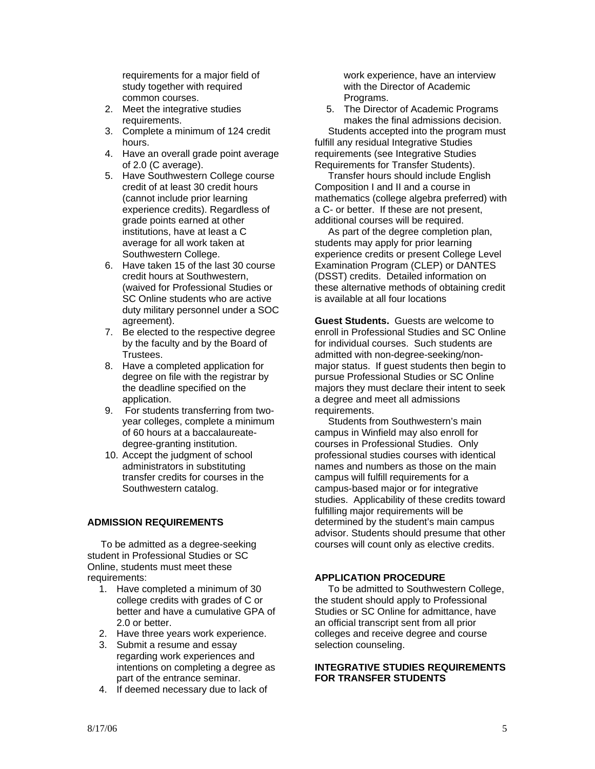requirements for a major field of study together with required common courses.

2. Meet the integrative studies requirements.
3. Complete a minimum of 124 credit hours.
4. Have an overall grade point average of 2.0 (C average).
5. Have Southwestern College course credit of at least 30 credit hours (cannot include prior learning experience credits). Regardless of grade points earned at other institutions, have at least a C average for all work taken at Southwestern College.
6. Have taken 15 of the last 30 course credit hours at Southwestern, (waived for Professional Studies or SC Online students who are active duty military personnel under a SOC agreement).
7. Be elected to the respective degree by the faculty and by the Board of Trustees.
8. Have a completed application for degree on file with the registrar by the deadline specified on the application.
9. For students transferring from two-year colleges, complete a minimum of 60 hours at a baccalaureate-degree-granting institution.
10. Accept the judgment of school administrators in substituting transfer credits for courses in the Southwestern catalog.

## ADMISSION REQUIREMENTS

To be admitted as a degree-seeking student in Professional Studies or SC Online, students must meet these requirements:

1. Have completed a minimum of 30 college credits with grades of C or better and have a cumulative GPA of 2.0 or better.
2. Have three years work experience.
3. Submit a resume and essay regarding work experiences and intentions on completing a degree as part of the entrance seminar.
4. If deemed necessary due to lack of work experience, have an interview with the Director of Academic Programs.
5. The Director of Academic Programs makes the final admissions decision.

Students accepted into the program must fulfill any residual Integrative Studies requirements (see Integrative Studies Requirements for Transfer Students).

Transfer hours should include English Composition I and II and a course in mathematics (college algebra preferred) with a C- or better. If these are not present, additional courses will be required.

As part of the degree completion plan, students may apply for prior learning experience credits or present College Level Examination Program (CLEP) or DANTES (DSST) credits. Detailed information on these alternative methods of obtaining credit is available at all four locations

**Guest Students.** Guests are welcome to enroll in Professional Studies and SC Online for individual courses. Such students are admitted with non-degree-seeking/non-major status. If guest students then begin to pursue Professional Studies or SC Online majors they must declare their intent to seek a degree and meet all admissions requirements.

Students from Southwestern's main campus in Winfield may also enroll for courses in Professional Studies. Only professional studies courses with identical names and numbers as those on the main campus will fulfill requirements for a campus-based major or for integrative studies. Applicability of these credits toward fulfilling major requirements will be determined by the student's main campus advisor. Students should presume that other courses will count only as elective credits.

## APPLICATION PROCEDURE

To be admitted to Southwestern College, the student should apply to Professional Studies or SC Online for admittance, have an official transcript sent from all prior colleges and receive degree and course selection counseling.

## INTEGRATIVE STUDIES REQUIREMENTS FOR TRANSFER STUDENTS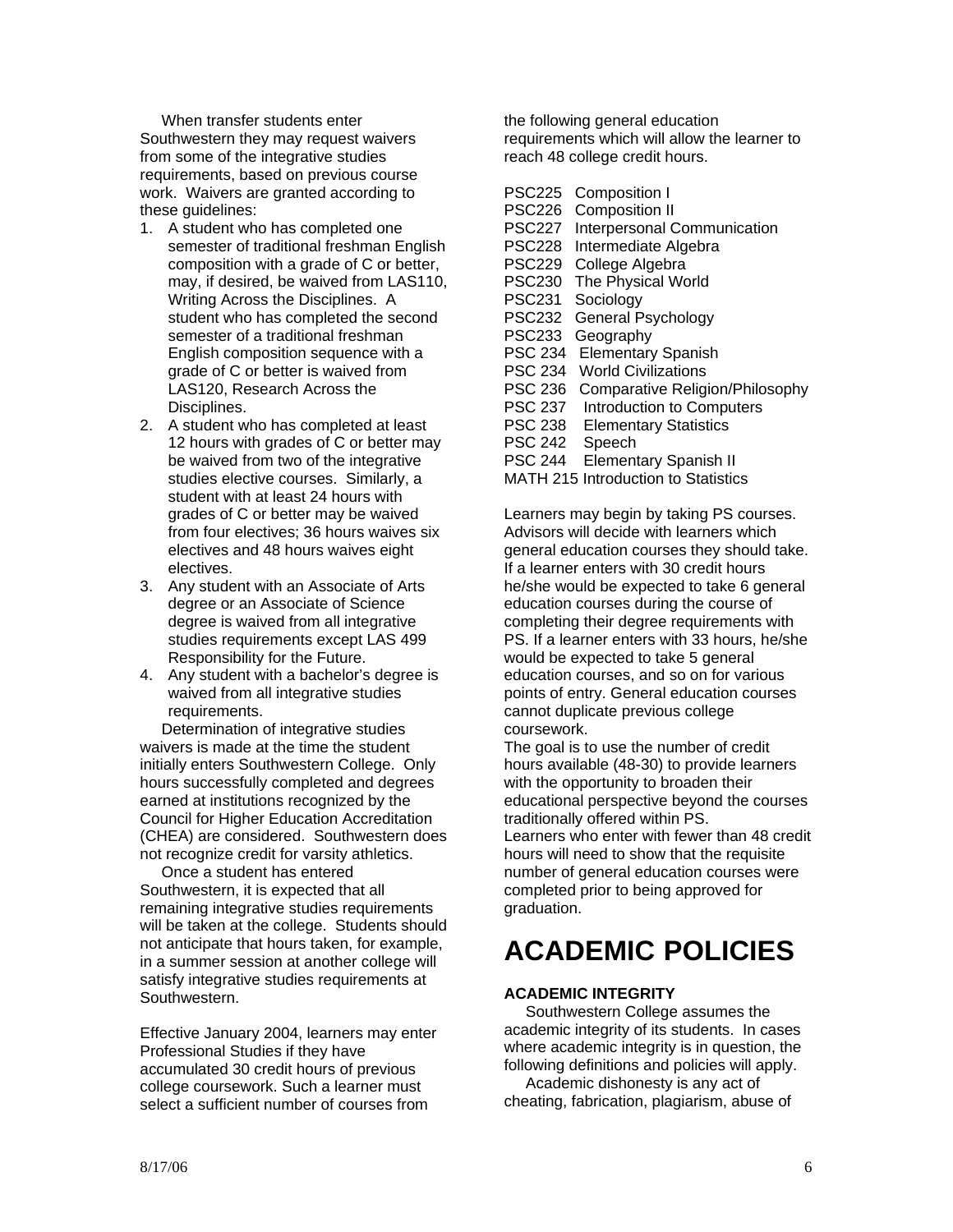When transfer students enter Southwestern they may request waivers from some of the integrative studies requirements, based on previous course work. Waivers are granted according to these guidelines:

1. A student who has completed one semester of traditional freshman English composition with a grade of C or better, may, if desired, be waived from LAS110, Writing Across the Disciplines. A student who has completed the second semester of a traditional freshman English composition sequence with a grade of C or better is waived from LAS120, Research Across the Disciplines.
2. A student who has completed at least 12 hours with grades of C or better may be waived from two of the integrative studies elective courses. Similarly, a student with at least 24 hours with grades of C or better may be waived from four electives; 36 hours waives six electives and 48 hours waives eight electives.
3. Any student with an Associate of Arts degree or an Associate of Science degree is waived from all integrative studies requirements except LAS 499 Responsibility for the Future.
4. Any student with a bachelor's degree is waived from all integrative studies requirements.

Determination of integrative studies waivers is made at the time the student initially enters Southwestern College. Only hours successfully completed and degrees earned at institutions recognized by the Council for Higher Education Accreditation (CHEA) are considered. Southwestern does not recognize credit for varsity athletics.

Once a student has entered Southwestern, it is expected that all remaining integrative studies requirements will be taken at the college. Students should not anticipate that hours taken, for example, in a summer session at another college will satisfy integrative studies requirements at Southwestern.

Effective January 2004, learners may enter Professional Studies if they have accumulated 30 credit hours of previous college coursework. Such a learner must select a sufficient number of courses from the following general education requirements which will allow the learner to reach 48 college credit hours.

PSC225 Composition I
PSC226 Composition II
PSC227 Interpersonal Communication
PSC228 Intermediate Algebra
PSC229 College Algebra
PSC230 The Physical World
PSC231 Sociology
PSC232 General Psychology
PSC233 Geography
PSC 234 Elementary Spanish
PSC 234 World Civilizations
PSC 236 Comparative Religion/Philosophy
PSC 237 Introduction to Computers
PSC 238 Elementary Statistics
PSC 242 Speech
PSC 244 Elementary Spanish II
MATH 215 Introduction to Statistics

Learners may begin by taking PS courses. Advisors will decide with learners which general education courses they should take. If a learner enters with 30 credit hours he/she would be expected to take 6 general education courses during the course of completing their degree requirements with PS. If a learner enters with 33 hours, he/she would be expected to take 5 general education courses, and so on for various points of entry. General education courses cannot duplicate previous college coursework.

The goal is to use the number of credit hours available (48-30) to provide learners with the opportunity to broaden their educational perspective beyond the courses traditionally offered within PS.

Learners who enter with fewer than 48 credit hours will need to show that the requisite number of general education courses were completed prior to being approved for graduation.

# ACADEMIC POLICIES

### ACADEMIC INTEGRITY

Southwestern College assumes the academic integrity of its students. In cases where academic integrity is in question, the following definitions and policies will apply.

Academic dishonesty is any act of cheating, fabrication, plagiarism, abuse of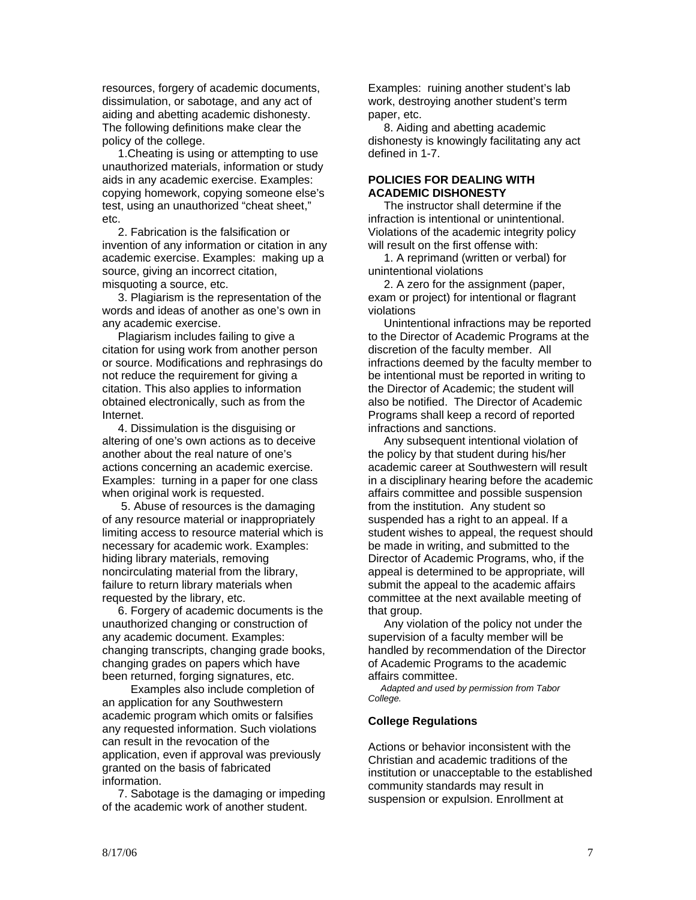resources, forgery of academic documents, dissimulation, or sabotage, and any act of aiding and abetting academic dishonesty. The following definitions make clear the policy of the college.

1.Cheating is using or attempting to use unauthorized materials, information or study aids in any academic exercise. Examples: copying homework, copying someone else's test, using an unauthorized "cheat sheet," etc.

2. Fabrication is the falsification or invention of any information or citation in any academic exercise. Examples: making up a source, giving an incorrect citation, misquoting a source, etc.

3. Plagiarism is the representation of the words and ideas of another as one's own in any academic exercise.

Plagiarism includes failing to give a citation for using work from another person or source. Modifications and rephrasings do not reduce the requirement for giving a citation. This also applies to information obtained electronically, such as from the Internet.

4. Dissimulation is the disguising or altering of one's own actions as to deceive another about the real nature of one's actions concerning an academic exercise. Examples: turning in a paper for one class when original work is requested.

5. Abuse of resources is the damaging of any resource material or inappropriately limiting access to resource material which is necessary for academic work. Examples: hiding library materials, removing noncirculating material from the library, failure to return library materials when requested by the library, etc.

6. Forgery of academic documents is the unauthorized changing or construction of any academic document. Examples: changing transcripts, changing grade books, changing grades on papers which have been returned, forging signatures, etc.

Examples also include completion of an application for any Southwestern academic program which omits or falsifies any requested information. Such violations can result in the revocation of the application, even if approval was previously granted on the basis of fabricated information.

7. Sabotage is the damaging or impeding of the academic work of another student. Examples: ruining another student's lab work, destroying another student's term paper, etc.

8. Aiding and abetting academic dishonesty is knowingly facilitating any act defined in 1-7.

**POLICIES FOR DEALING WITH ACADEMIC DISHONESTY**

The instructor shall determine if the infraction is intentional or unintentional. Violations of the academic integrity policy will result on the first offense with:

1. A reprimand (written or verbal) for unintentional violations

2. A zero for the assignment (paper, exam or project) for intentional or flagrant violations

Unintentional infractions may be reported to the Director of Academic Programs at the discretion of the faculty member. All infractions deemed by the faculty member to be intentional must be reported in writing to the Director of Academic; the student will also be notified. The Director of Academic Programs shall keep a record of reported infractions and sanctions.

Any subsequent intentional violation of the policy by that student during his/her academic career at Southwestern will result in a disciplinary hearing before the academic affairs committee and possible suspension from the institution. Any student so suspended has a right to an appeal. If a student wishes to appeal, the request should be made in writing, and submitted to the Director of Academic Programs, who, if the appeal is determined to be appropriate, will submit the appeal to the academic affairs committee at the next available meeting of that group.

Any violation of the policy not under the supervision of a faculty member will be handled by recommendation of the Director of Academic Programs to the academic affairs committee.

*Adapted and used by permission from Tabor College.*

**College Regulations**

Actions or behavior inconsistent with the Christian and academic traditions of the institution or unacceptable to the established community standards may result in suspension or expulsion. Enrollment at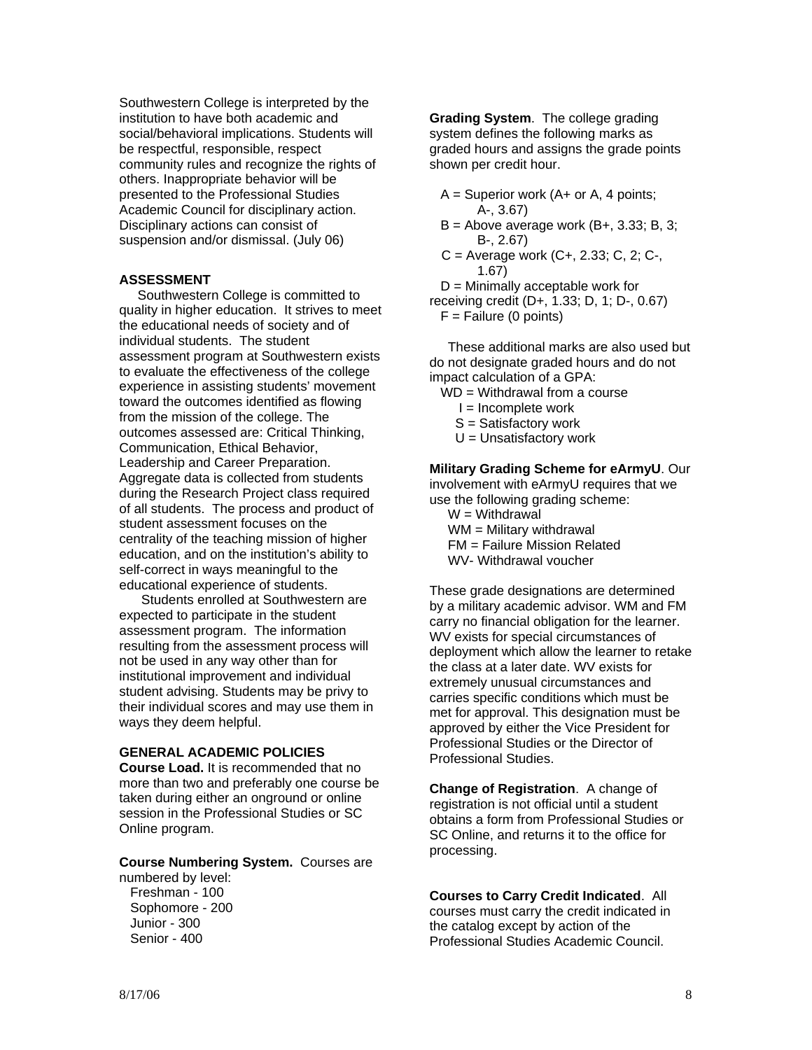Southwestern College is interpreted by the institution to have both academic and social/behavioral implications. Students will be respectful, responsible, respect community rules and recognize the rights of others. Inappropriate behavior will be presented to the Professional Studies Academic Council for disciplinary action. Disciplinary actions can consist of suspension and/or dismissal. (July 06)

## ASSESSMENT

Southwestern College is committed to quality in higher education. It strives to meet the educational needs of society and of individual students. The student assessment program at Southwestern exists to evaluate the effectiveness of the college experience in assisting students' movement toward the outcomes identified as flowing from the mission of the college. The outcomes assessed are: Critical Thinking, Communication, Ethical Behavior, Leadership and Career Preparation. Aggregate data is collected from students during the Research Project class required of all students. The process and product of student assessment focuses on the centrality of the teaching mission of higher education, and on the institution's ability to self-correct in ways meaningful to the educational experience of students.

Students enrolled at Southwestern are expected to participate in the student assessment program. The information resulting from the assessment process will not be used in any way other than for institutional improvement and individual student advising. Students may be privy to their individual scores and may use them in ways they deem helpful.

## GENERAL ACADEMIC POLICIES

**Course Load.** It is recommended that no more than two and preferably one course be taken during either an onground or online session in the Professional Studies or SC Online program.

**Course Numbering System.** Courses are numbered by level:

- Freshman - 100
- Sophomore - 200
- Junior - 300
- Senior - 400

**Grading System**. The college grading system defines the following marks as graded hours and assigns the grade points shown per credit hour.

- A = Superior work (A+ or A, 4 points; A-, 3.67)
- B = Above average work (B+, 3.33; B, 3; B-, 2.67)
- C = Average work (C+, 2.33; C, 2; C-, 1.67)
- D = Minimally acceptable work for receiving credit (D+, 1.33; D, 1; D-, 0.67)
- F = Failure (0 points)

These additional marks are also used but do not designate graded hours and do not impact calculation of a GPA:

- WD = Withdrawal from a course
- I = Incomplete work
- S = Satisfactory work
- U = Unsatisfactory work

**Military Grading Scheme for eArmyU**. Our involvement with eArmyU requires that we use the following grading scheme:

- W = Withdrawal
- WM = Military withdrawal
- FM = Failure Mission Related
- WV- Withdrawal voucher

These grade designations are determined by a military academic advisor. WM and FM carry no financial obligation for the learner. WV exists for special circumstances of deployment which allow the learner to retake the class at a later date. WV exists for extremely unusual circumstances and carries specific conditions which must be met for approval. This designation must be approved by either the Vice President for Professional Studies or the Director of Professional Studies.

**Change of Registration**. A change of registration is not official until a student obtains a form from Professional Studies or SC Online, and returns it to the office for processing.

**Courses to Carry Credit Indicated**. All courses must carry the credit indicated in the catalog except by action of the Professional Studies Academic Council.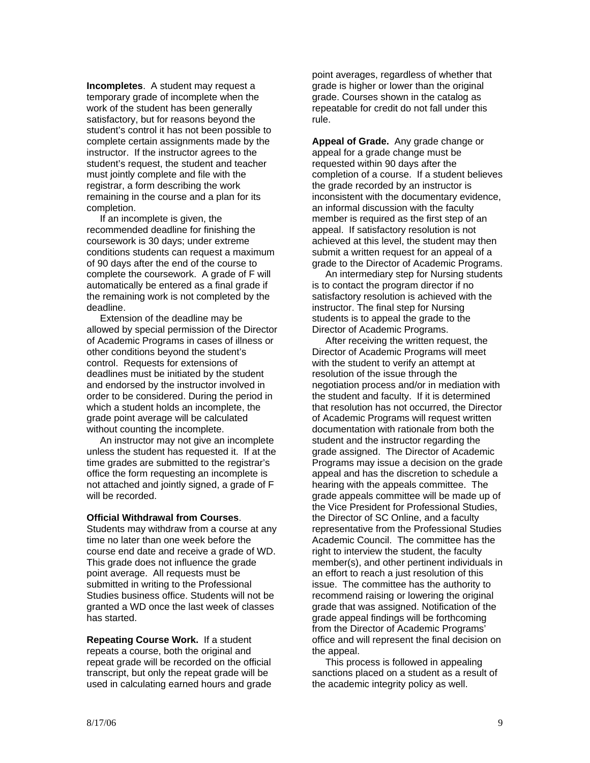**Incompletes**. A student may request a temporary grade of incomplete when the work of the student has been generally satisfactory, but for reasons beyond the student's control it has not been possible to complete certain assignments made by the instructor. If the instructor agrees to the student's request, the student and teacher must jointly complete and file with the registrar, a form describing the work remaining in the course and a plan for its completion.

If an incomplete is given, the recommended deadline for finishing the coursework is 30 days; under extreme conditions students can request a maximum of 90 days after the end of the course to complete the coursework. A grade of F will automatically be entered as a final grade if the remaining work is not completed by the deadline.

Extension of the deadline may be allowed by special permission of the Director of Academic Programs in cases of illness or other conditions beyond the student's control. Requests for extensions of deadlines must be initiated by the student and endorsed by the instructor involved in order to be considered. During the period in which a student holds an incomplete, the grade point average will be calculated without counting the incomplete.

An instructor may not give an incomplete unless the student has requested it. If at the time grades are submitted to the registrar's office the form requesting an incomplete is not attached and jointly signed, a grade of F will be recorded.

**Official Withdrawal from Courses**. Students may withdraw from a course at any time no later than one week before the course end date and receive a grade of WD. This grade does not influence the grade point average. All requests must be submitted in writing to the Professional Studies business office. Students will not be granted a WD once the last week of classes has started.

**Repeating Course Work.** If a student repeats a course, both the original and repeat grade will be recorded on the official transcript, but only the repeat grade will be used in calculating earned hours and grade point averages, regardless of whether that grade is higher or lower than the original grade. Courses shown in the catalog as repeatable for credit do not fall under this rule.

**Appeal of Grade.** Any grade change or appeal for a grade change must be requested within 90 days after the completion of a course. If a student believes the grade recorded by an instructor is inconsistent with the documentary evidence, an informal discussion with the faculty member is required as the first step of an appeal. If satisfactory resolution is not achieved at this level, the student may then submit a written request for an appeal of a grade to the Director of Academic Programs.

An intermediary step for Nursing students is to contact the program director if no satisfactory resolution is achieved with the instructor. The final step for Nursing students is to appeal the grade to the Director of Academic Programs.

After receiving the written request, the Director of Academic Programs will meet with the student to verify an attempt at resolution of the issue through the negotiation process and/or in mediation with the student and faculty. If it is determined that resolution has not occurred, the Director of Academic Programs will request written documentation with rationale from both the student and the instructor regarding the grade assigned. The Director of Academic Programs may issue a decision on the grade appeal and has the discretion to schedule a hearing with the appeals committee. The grade appeals committee will be made up of the Vice President for Professional Studies, the Director of SC Online, and a faculty representative from the Professional Studies Academic Council. The committee has the right to interview the student, the faculty member(s), and other pertinent individuals in an effort to reach a just resolution of this issue. The committee has the authority to recommend raising or lowering the original grade that was assigned. Notification of the grade appeal findings will be forthcoming from the Director of Academic Programs' office and will represent the final decision on the appeal.

This process is followed in appealing sanctions placed on a student as a result of the academic integrity policy as well.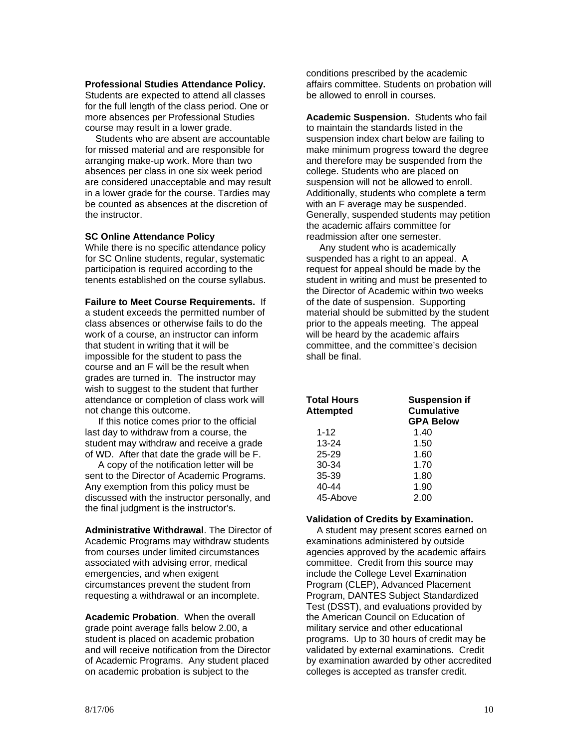**Professional Studies Attendance Policy.** Students are expected to attend all classes for the full length of the class period. One or more absences per Professional Studies course may result in a lower grade.

Students who are absent are accountable for missed material and are responsible for arranging make-up work. More than two absences per class in one six week period are considered unacceptable and may result in a lower grade for the course. Tardies may be counted as absences at the discretion of the instructor.

**SC Online Attendance Policy**

While there is no specific attendance policy for SC Online students, regular, systematic participation is required according to the tenents established on the course syllabus.

**Failure to Meet Course Requirements.** If a student exceeds the permitted number of class absences or otherwise fails to do the work of a course, an instructor can inform that student in writing that it will be impossible for the student to pass the course and an F will be the result when grades are turned in. The instructor may wish to suggest to the student that further attendance or completion of class work will not change this outcome.

If this notice comes prior to the official last day to withdraw from a course, the student may withdraw and receive a grade of WD. After that date the grade will be F.

A copy of the notification letter will be sent to the Director of Academic Programs. Any exemption from this policy must be discussed with the instructor personally, and the final judgment is the instructor's.

**Administrative Withdrawal**. The Director of Academic Programs may withdraw students from courses under limited circumstances associated with advising error, medical emergencies, and when exigent circumstances prevent the student from requesting a withdrawal or an incomplete.

**Academic Probation**. When the overall grade point average falls below 2.00, a student is placed on academic probation and will receive notification from the Director of Academic Programs. Any student placed on academic probation is subject to the conditions prescribed by the academic affairs committee. Students on probation will be allowed to enroll in courses.

**Academic Suspension.** Students who fail to maintain the standards listed in the suspension index chart below are failing to make minimum progress toward the degree and therefore may be suspended from the college. Students who are placed on suspension will not be allowed to enroll. Additionally, students who complete a term with an F average may be suspended. Generally, suspended students may petition the academic affairs committee for readmission after one semester.

Any student who is academically suspended has a right to an appeal. A request for appeal should be made by the student in writing and must be presented to the Director of Academic within two weeks of the date of suspension. Supporting material should be submitted by the student prior to the appeals meeting. The appeal will be heard by the academic affairs committee, and the committee's decision shall be final.

| Total Hours Attempted | Suspension if Cumulative GPA Below |
|---|---|
| 1-12 | 1.40 |
| 13-24 | 1.50 |
| 25-29 | 1.60 |
| 30-34 | 1.70 |
| 35-39 | 1.80 |
| 40-44 | 1.90 |
| 45-Above | 2.00 |

**Validation of Credits by Examination.**

A student may present scores earned on examinations administered by outside agencies approved by the academic affairs committee. Credit from this source may include the College Level Examination Program (CLEP), Advanced Placement Program, DANTES Subject Standardized Test (DSST), and evaluations provided by the American Council on Education of military service and other educational programs. Up to 30 hours of credit may be validated by external examinations. Credit by examination awarded by other accredited colleges is accepted as transfer credit.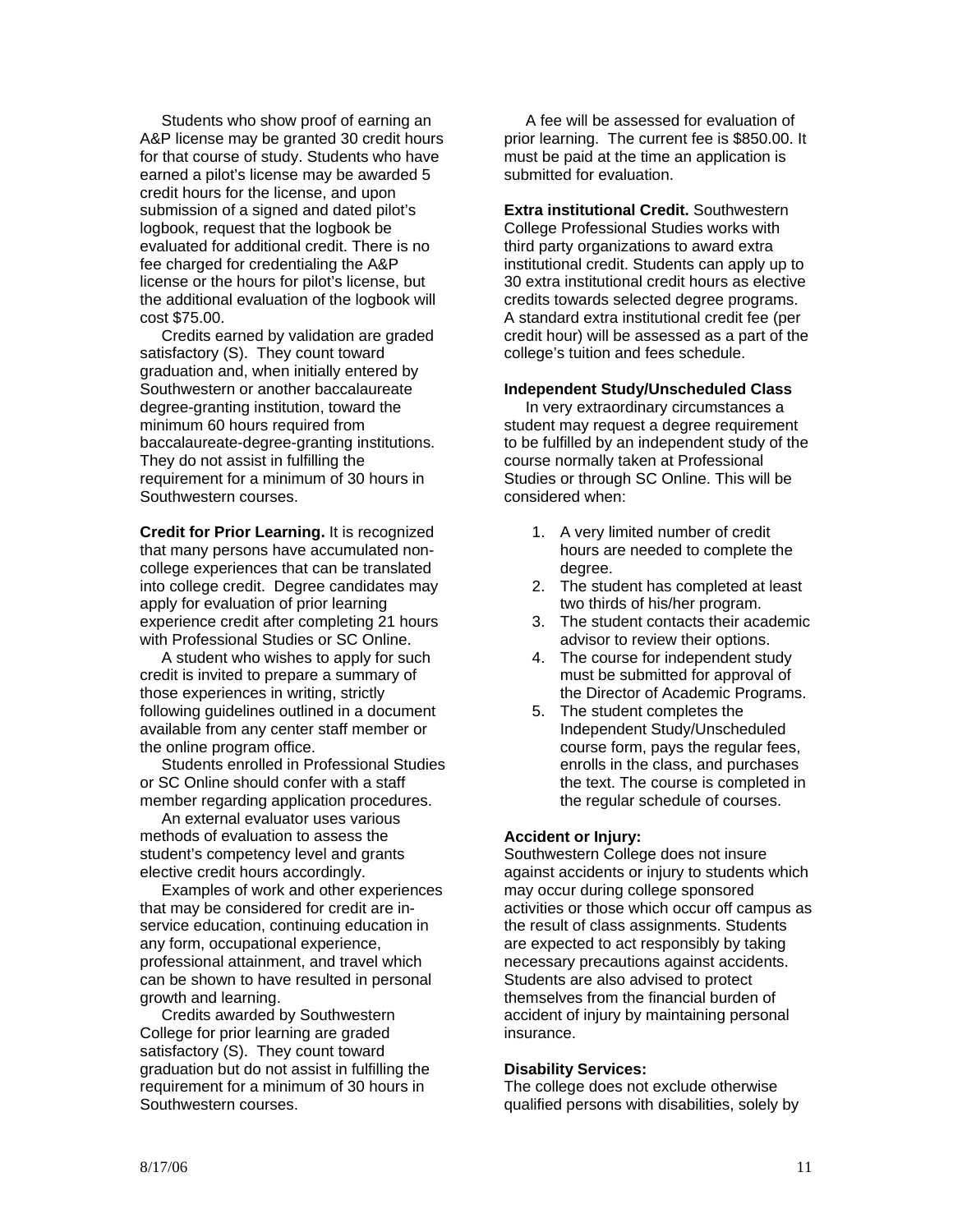Students who show proof of earning an A&P license may be granted 30 credit hours for that course of study. Students who have earned a pilot's license may be awarded 5 credit hours for the license, and upon submission of a signed and dated pilot's logbook, request that the logbook be evaluated for additional credit. There is no fee charged for credentialing the A&P license or the hours for pilot's license, but the additional evaluation of the logbook will cost $75.00.

Credits earned by validation are graded satisfactory (S). They count toward graduation and, when initially entered by Southwestern or another baccalaureate degree-granting institution, toward the minimum 60 hours required from baccalaureate-degree-granting institutions. They do not assist in fulfilling the requirement for a minimum of 30 hours in Southwestern courses.

**Credit for Prior Learning.** It is recognized that many persons have accumulated non-college experiences that can be translated into college credit. Degree candidates may apply for evaluation of prior learning experience credit after completing 21 hours with Professional Studies or SC Online.

A student who wishes to apply for such credit is invited to prepare a summary of those experiences in writing, strictly following guidelines outlined in a document available from any center staff member or the online program office.

Students enrolled in Professional Studies or SC Online should confer with a staff member regarding application procedures.

An external evaluator uses various methods of evaluation to assess the student's competency level and grants elective credit hours accordingly.

Examples of work and other experiences that may be considered for credit are in-service education, continuing education in any form, occupational experience, professional attainment, and travel which can be shown to have resulted in personal growth and learning.

Credits awarded by Southwestern College for prior learning are graded satisfactory (S). They count toward graduation but do not assist in fulfilling the requirement for a minimum of 30 hours in Southwestern courses.

A fee will be assessed for evaluation of prior learning. The current fee is $850.00. It must be paid at the time an application is submitted for evaluation.

**Extra institutional Credit.** Southwestern College Professional Studies works with third party organizations to award extra institutional credit. Students can apply up to 30 extra institutional credit hours as elective credits towards selected degree programs. A standard extra institutional credit fee (per credit hour) will be assessed as a part of the college's tuition and fees schedule.

**Independent Study/Unscheduled Class**

In very extraordinary circumstances a student may request a degree requirement to be fulfilled by an independent study of the course normally taken at Professional Studies or through SC Online. This will be considered when:

1. A very limited number of credit hours are needed to complete the degree.
2. The student has completed at least two thirds of his/her program.
3. The student contacts their academic advisor to review their options.
4. The course for independent study must be submitted for approval of the Director of Academic Programs.
5. The student completes the Independent Study/Unscheduled course form, pays the regular fees, enrolls in the class, and purchases the text. The course is completed in the regular schedule of courses.

**Accident or Injury:**

Southwestern College does not insure against accidents or injury to students which may occur during college sponsored activities or those which occur off campus as the result of class assignments. Students are expected to act responsibly by taking necessary precautions against accidents. Students are also advised to protect themselves from the financial burden of accident of injury by maintaining personal insurance.

**Disability Services:**

The college does not exclude otherwise qualified persons with disabilities, solely by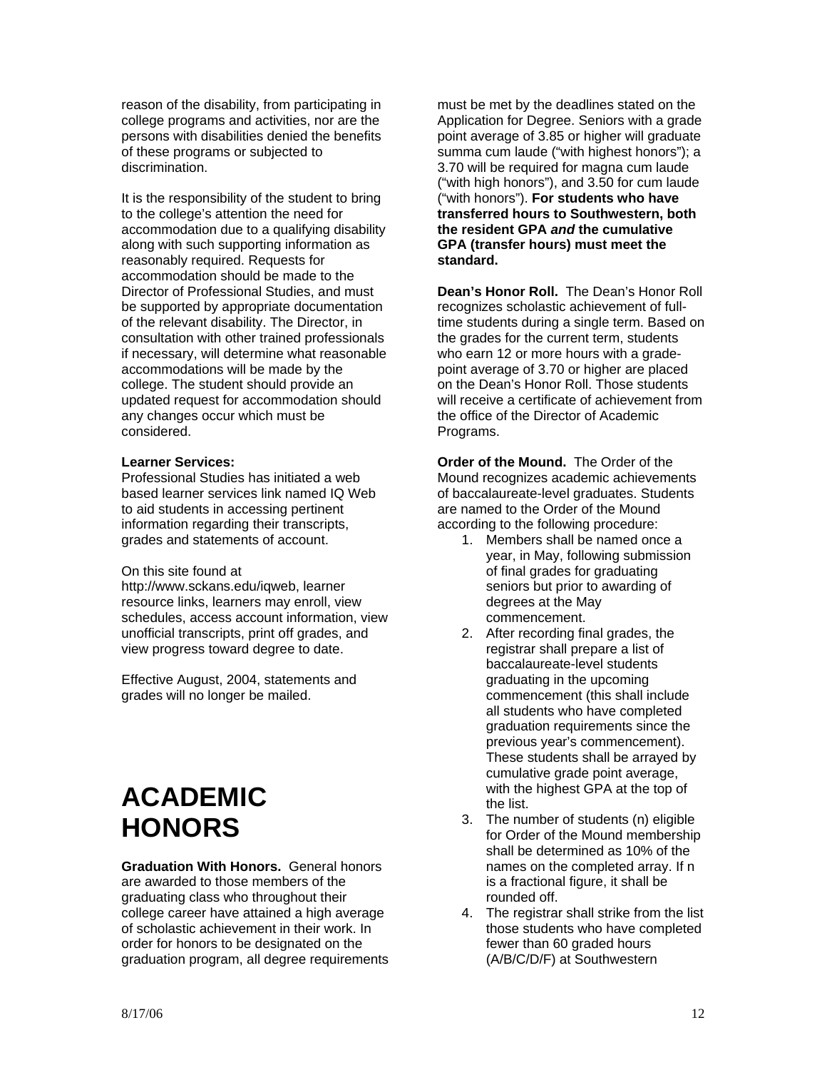reason of the disability, from participating in college programs and activities, nor are the persons with disabilities denied the benefits of these programs or subjected to discrimination.

It is the responsibility of the student to bring to the college's attention the need for accommodation due to a qualifying disability along with such supporting information as reasonably required. Requests for accommodation should be made to the Director of Professional Studies, and must be supported by appropriate documentation of the relevant disability. The Director, in consultation with other trained professionals if necessary, will determine what reasonable accommodations will be made by the college. The student should provide an updated request for accommodation should any changes occur which must be considered.

**Learner Services:**
Professional Studies has initiated a web based learner services link named IQ Web to aid students in accessing pertinent information regarding their transcripts, grades and statements of account.

On this site found at http://www.sckans.edu/iqweb, learner resource links, learners may enroll, view schedules, access account information, view unofficial transcripts, print off grades, and view progress toward degree to date.

Effective August, 2004, statements and grades will no longer be mailed.

# ACADEMIC HONORS

**Graduation With Honors.** General honors are awarded to those members of the graduating class who throughout their college career have attained a high average of scholastic achievement in their work. In order for honors to be designated on the graduation program, all degree requirements must be met by the deadlines stated on the Application for Degree. Seniors with a grade point average of 3.85 or higher will graduate summa cum laude ("with highest honors"); a 3.70 will be required for magna cum laude ("with high honors"), and 3.50 for cum laude ("with honors"). **For students who have transferred hours to Southwestern, both the resident GPA *and* the cumulative GPA (transfer hours) must meet the standard.**

**Dean's Honor Roll.** The Dean's Honor Roll recognizes scholastic achievement of full-time students during a single term. Based on the grades for the current term, students who earn 12 or more hours with a grade-point average of 3.70 or higher are placed on the Dean's Honor Roll. Those students will receive a certificate of achievement from the office of the Director of Academic Programs.

**Order of the Mound.** The Order of the Mound recognizes academic achievements of baccalaureate-level graduates. Students are named to the Order of the Mound according to the following procedure:

1. Members shall be named once a year, in May, following submission of final grades for graduating seniors but prior to awarding of degrees at the May commencement.
2. After recording final grades, the registrar shall prepare a list of baccalaureate-level students graduating in the upcoming commencement (this shall include all students who have completed graduation requirements since the previous year's commencement). These students shall be arrayed by cumulative grade point average, with the highest GPA at the top of the list.
3. The number of students (n) eligible for Order of the Mound membership shall be determined as 10% of the names on the completed array. If n is a fractional figure, it shall be rounded off.
4. The registrar shall strike from the list those students who have completed fewer than 60 graded hours (A/B/C/D/F) at Southwestern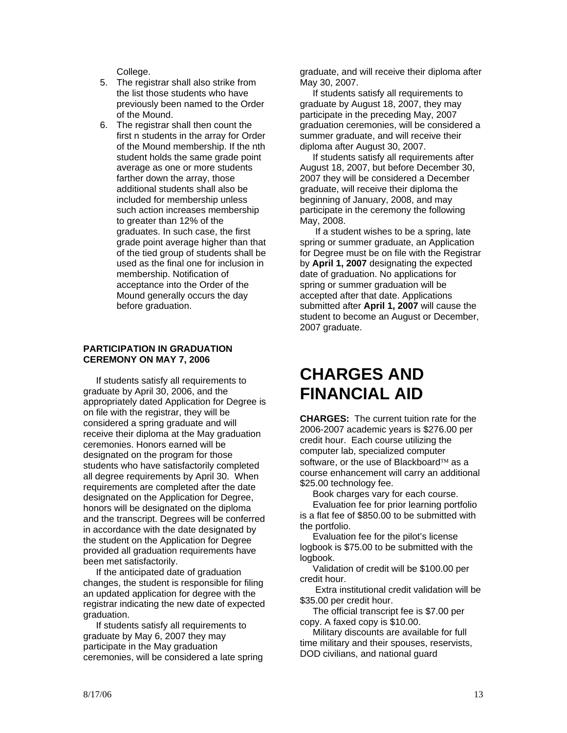College.

5. The registrar shall also strike from the list those students who have previously been named to the Order of the Mound.
6. The registrar shall then count the first n students in the array for Order of the Mound membership. If the nth student holds the same grade point average as one or more students farther down the array, those additional students shall also be included for membership unless such action increases membership to greater than 12% of the graduates. In such case, the first grade point average higher than that of the tied group of students shall be used as the final one for inclusion in membership. Notification of acceptance into the Order of the Mound generally occurs the day before graduation.

**PARTICIPATION IN GRADUATION CEREMONY ON MAY 7, 2006**

If students satisfy all requirements to graduate by April 30, 2006, and the appropriately dated Application for Degree is on file with the registrar, they will be considered a spring graduate and will receive their diploma at the May graduation ceremonies. Honors earned will be designated on the program for those students who have satisfactorily completed all degree requirements by April 30. When requirements are completed after the date designated on the Application for Degree, honors will be designated on the diploma and the transcript. Degrees will be conferred in accordance with the date designated by the student on the Application for Degree provided all graduation requirements have been met satisfactorily.

If the anticipated date of graduation changes, the student is responsible for filing an updated application for degree with the registrar indicating the new date of expected graduation.

If students satisfy all requirements to graduate by May 6, 2007 they may participate in the May graduation ceremonies, will be considered a late spring graduate, and will receive their diploma after May 30, 2007.

If students satisfy all requirements to graduate by August 18, 2007, they may participate in the preceding May, 2007 graduation ceremonies, will be considered a summer graduate, and will receive their diploma after August 30, 2007.

If students satisfy all requirements after August 18, 2007, but before December 30, 2007 they will be considered a December graduate, will receive their diploma the beginning of January, 2008, and may participate in the ceremony the following May, 2008.

If a student wishes to be a spring, late spring or summer graduate, an Application for Degree must be on file with the Registrar by **April 1, 2007** designating the expected date of graduation. No applications for spring or summer graduation will be accepted after that date. Applications submitted after **April 1, 2007** will cause the student to become an August or December, 2007 graduate.

# CHARGES AND FINANCIAL AID

**CHARGES:** The current tuition rate for the 2006-2007 academic years is $276.00 per credit hour. Each course utilizing the computer lab, specialized computer software, or the use of Blackboard™ as a course enhancement will carry an additional $25.00 technology fee.

Book charges vary for each course.

Evaluation fee for prior learning portfolio is a flat fee of $850.00 to be submitted with the portfolio.

Evaluation fee for the pilot's license logbook is $75.00 to be submitted with the logbook.

Validation of credit will be $100.00 per credit hour.

Extra institutional credit validation will be $35.00 per credit hour.

The official transcript fee is $7.00 per copy. A faxed copy is $10.00.

Military discounts are available for full time military and their spouses, reservists, DOD civilians, and national guard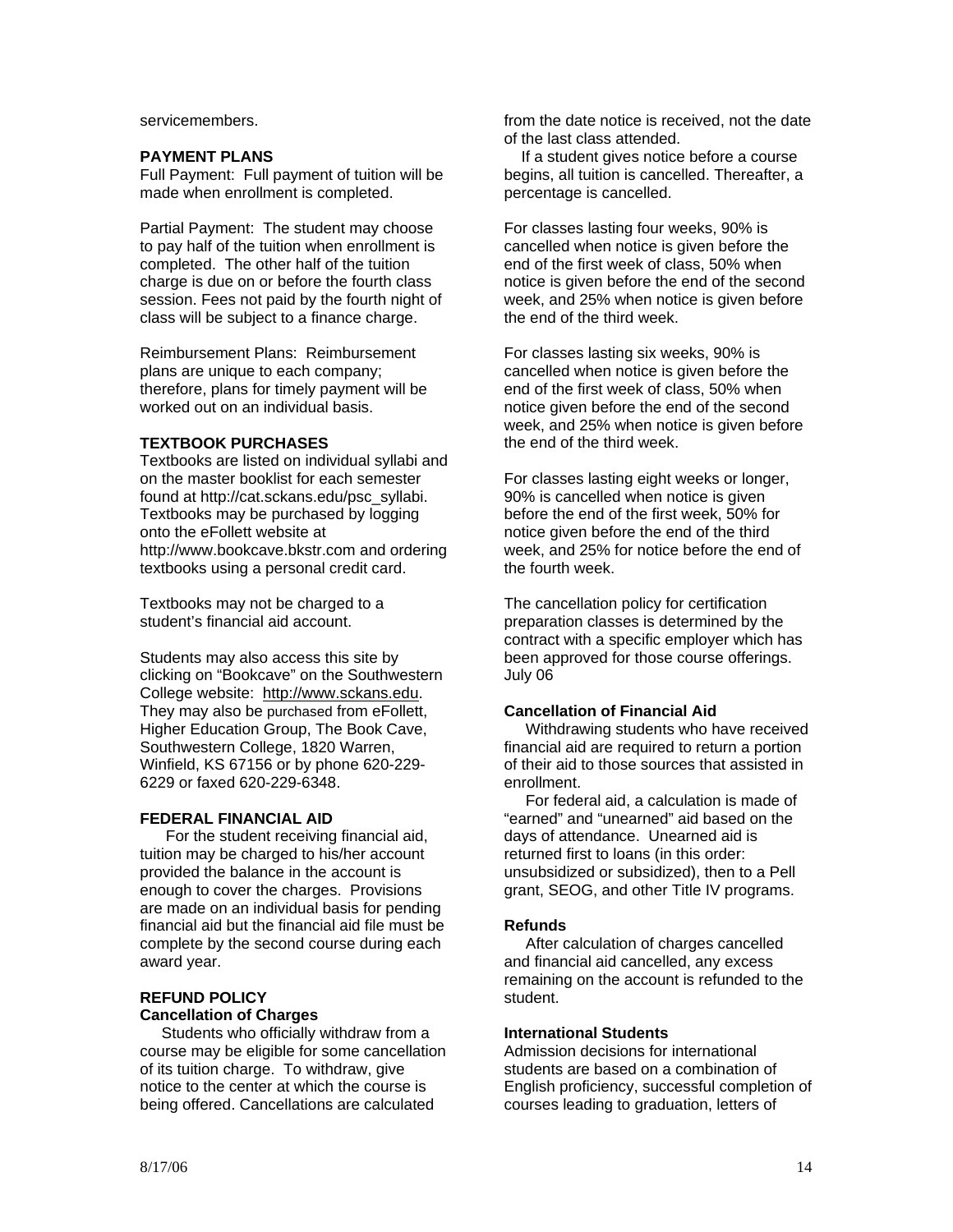servicemembers.

**PAYMENT PLANS**

Full Payment: Full payment of tuition will be made when enrollment is completed.

Partial Payment: The student may choose to pay half of the tuition when enrollment is completed. The other half of the tuition charge is due on or before the fourth class session. Fees not paid by the fourth night of class will be subject to a finance charge.

Reimbursement Plans: Reimbursement plans are unique to each company; therefore, plans for timely payment will be worked out on an individual basis.

**TEXTBOOK PURCHASES**

Textbooks are listed on individual syllabi and on the master booklist for each semester found at http://cat.sckans.edu/psc_syllabi. Textbooks may be purchased by logging onto the eFollett website at http://www.bookcave.bkstr.com and ordering textbooks using a personal credit card.

Textbooks may not be charged to a student's financial aid account.

Students may also access this site by clicking on "Bookcave" on the Southwestern College website: http://www.sckans.edu. They may also be purchased from eFollett, Higher Education Group, The Book Cave, Southwestern College, 1820 Warren, Winfield, KS 67156 or by phone 620-229-6229 or faxed 620-229-6348.

**FEDERAL FINANCIAL AID**

For the student receiving financial aid, tuition may be charged to his/her account provided the balance in the account is enough to cover the charges. Provisions are made on an individual basis for pending financial aid but the financial aid file must be complete by the second course during each award year.

**REFUND POLICY**

**Cancellation of Charges**

Students who officially withdraw from a course may be eligible for some cancellation of its tuition charge. To withdraw, give notice to the center at which the course is being offered. Cancellations are calculated from the date notice is received, not the date of the last class attended.

If a student gives notice before a course begins, all tuition is cancelled. Thereafter, a percentage is cancelled.

For classes lasting four weeks, 90% is cancelled when notice is given before the end of the first week of class, 50% when notice is given before the end of the second week, and 25% when notice is given before the end of the third week.

For classes lasting six weeks, 90% is cancelled when notice is given before the end of the first week of class, 50% when notice given before the end of the second week, and 25% when notice is given before the end of the third week.

For classes lasting eight weeks or longer, 90% is cancelled when notice is given before the end of the first week, 50% for notice given before the end of the third week, and 25% for notice before the end of the fourth week.

The cancellation policy for certification preparation classes is determined by the contract with a specific employer which has been approved for those course offerings. July 06

**Cancellation of Financial Aid**

Withdrawing students who have received financial aid are required to return a portion of their aid to those sources that assisted in enrollment.

For federal aid, a calculation is made of "earned" and "unearned" aid based on the days of attendance. Unearned aid is returned first to loans (in this order: unsubsidized or subsidized), then to a Pell grant, SEOG, and other Title IV programs.

**Refunds**

After calculation of charges cancelled and financial aid cancelled, any excess remaining on the account is refunded to the student.

**International Students**

Admission decisions for international students are based on a combination of English proficiency, successful completion of courses leading to graduation, letters of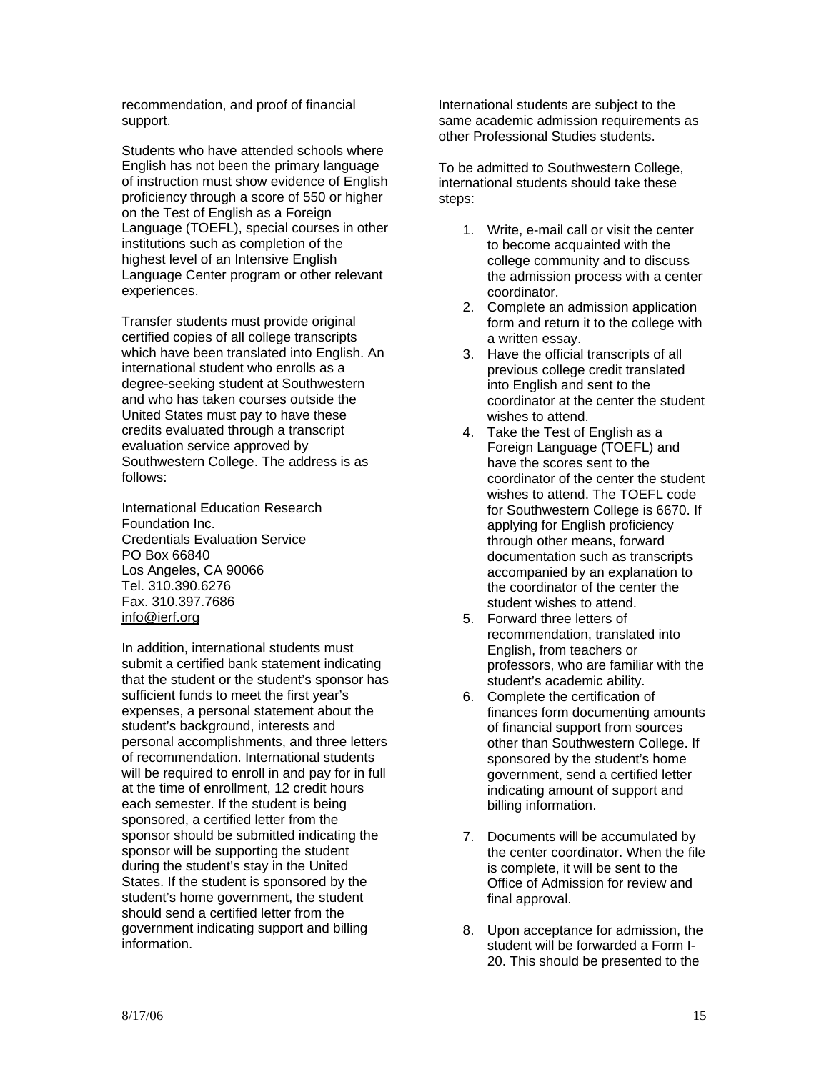recommendation, and proof of financial support.

Students who have attended schools where English has not been the primary language of instruction must show evidence of English proficiency through a score of 550 or higher on the Test of English as a Foreign Language (TOEFL), special courses in other institutions such as completion of the highest level of an Intensive English Language Center program or other relevant experiences.

Transfer students must provide original certified copies of all college transcripts which have been translated into English. An international student who enrolls as a degree-seeking student at Southwestern and who has taken courses outside the United States must pay to have these credits evaluated through a transcript evaluation service approved by Southwestern College. The address is as follows:

International Education Research Foundation Inc.
Credentials Evaluation Service
PO Box 66840
Los Angeles, CA 90066
Tel. 310.390.6276
Fax. 310.397.7686
info@ierf.org

In addition, international students must submit a certified bank statement indicating that the student or the student's sponsor has sufficient funds to meet the first year's expenses, a personal statement about the student's background, interests and personal accomplishments, and three letters of recommendation. International students will be required to enroll in and pay for in full at the time of enrollment, 12 credit hours each semester. If the student is being sponsored, a certified letter from the sponsor should be submitted indicating the sponsor will be supporting the student during the student's stay in the United States. If the student is sponsored by the student's home government, the student should send a certified letter from the government indicating support and billing information.

International students are subject to the same academic admission requirements as other Professional Studies students.

To be admitted to Southwestern College, international students should take these steps:

1. Write, e-mail call or visit the center to become acquainted with the college community and to discuss the admission process with a center coordinator.
2. Complete an admission application form and return it to the college with a written essay.
3. Have the official transcripts of all previous college credit translated into English and sent to the coordinator at the center the student wishes to attend.
4. Take the Test of English as a Foreign Language (TOEFL) and have the scores sent to the coordinator of the center the student wishes to attend. The TOEFL code for Southwestern College is 6670. If applying for English proficiency through other means, forward documentation such as transcripts accompanied by an explanation to the coordinator of the center the student wishes to attend.
5. Forward three letters of recommendation, translated into English, from teachers or professors, who are familiar with the student's academic ability.
6. Complete the certification of finances form documenting amounts of financial support from sources other than Southwestern College. If sponsored by the student's home government, send a certified letter indicating amount of support and billing information.
7. Documents will be accumulated by the center coordinator. When the file is complete, it will be sent to the Office of Admission for review and final approval.
8. Upon acceptance for admission, the student will be forwarded a Form I-20. This should be presented to the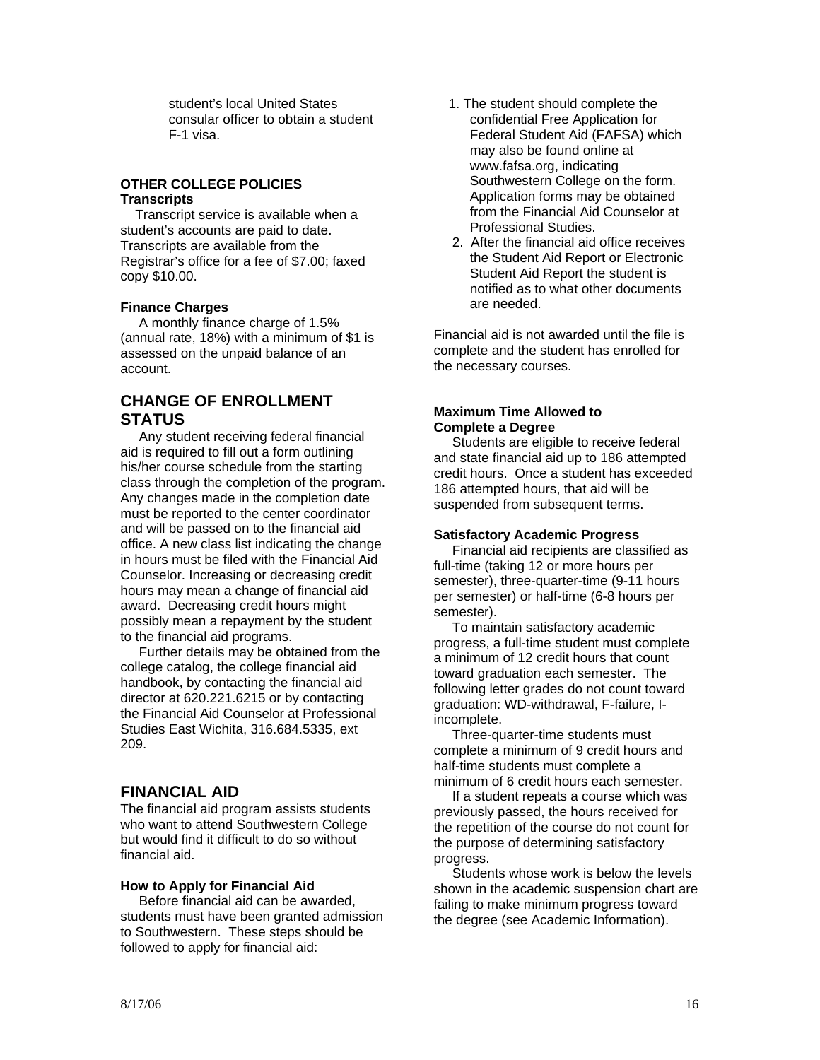student's local United States consular officer to obtain a student F-1 visa.

**OTHER COLLEGE POLICIES**

**Transcripts**

Transcript service is available when a student's accounts are paid to date. Transcripts are available from the Registrar's office for a fee of $7.00; faxed copy $10.00.

**Finance Charges**

A monthly finance charge of 1.5% (annual rate, 18%) with a minimum of $1 is assessed on the unpaid balance of an account.

## CHANGE OF ENROLLMENT STATUS

Any student receiving federal financial aid is required to fill out a form outlining his/her course schedule from the starting class through the completion of the program. Any changes made in the completion date must be reported to the center coordinator and will be passed on to the financial aid office. A new class list indicating the change in hours must be filed with the Financial Aid Counselor. Increasing or decreasing credit hours may mean a change of financial aid award. Decreasing credit hours might possibly mean a repayment by the student to the financial aid programs.

Further details may be obtained from the college catalog, the college financial aid handbook, by contacting the financial aid director at 620.221.6215 or by contacting the Financial Aid Counselor at Professional Studies East Wichita, 316.684.5335, ext 209.

## FINANCIAL AID

The financial aid program assists students who want to attend Southwestern College but would find it difficult to do so without financial aid.

**How to Apply for Financial Aid**

Before financial aid can be awarded, students must have been granted admission to Southwestern. These steps should be followed to apply for financial aid:

1. The student should complete the confidential Free Application for Federal Student Aid (FAFSA) which may also be found online at www.fafsa.org, indicating Southwestern College on the form. Application forms may be obtained from the Financial Aid Counselor at Professional Studies.
2. After the financial aid office receives the Student Aid Report or Electronic Student Aid Report the student is notified as to what other documents are needed.

Financial aid is not awarded until the file is complete and the student has enrolled for the necessary courses.

**Maximum Time Allowed to Complete a Degree**

Students are eligible to receive federal and state financial aid up to 186 attempted credit hours. Once a student has exceeded 186 attempted hours, that aid will be suspended from subsequent terms.

**Satisfactory Academic Progress**

Financial aid recipients are classified as full-time (taking 12 or more hours per semester), three-quarter-time (9-11 hours per semester) or half-time (6-8 hours per semester).

To maintain satisfactory academic progress, a full-time student must complete a minimum of 12 credit hours that count toward graduation each semester. The following letter grades do not count toward graduation: WD-withdrawal, F-failure, I-incomplete.

Three-quarter-time students must complete a minimum of 9 credit hours and half-time students must complete a minimum of 6 credit hours each semester.

If a student repeats a course which was previously passed, the hours received for the repetition of the course do not count for the purpose of determining satisfactory progress.

Students whose work is below the levels shown in the academic suspension chart are failing to make minimum progress toward the degree (see Academic Information).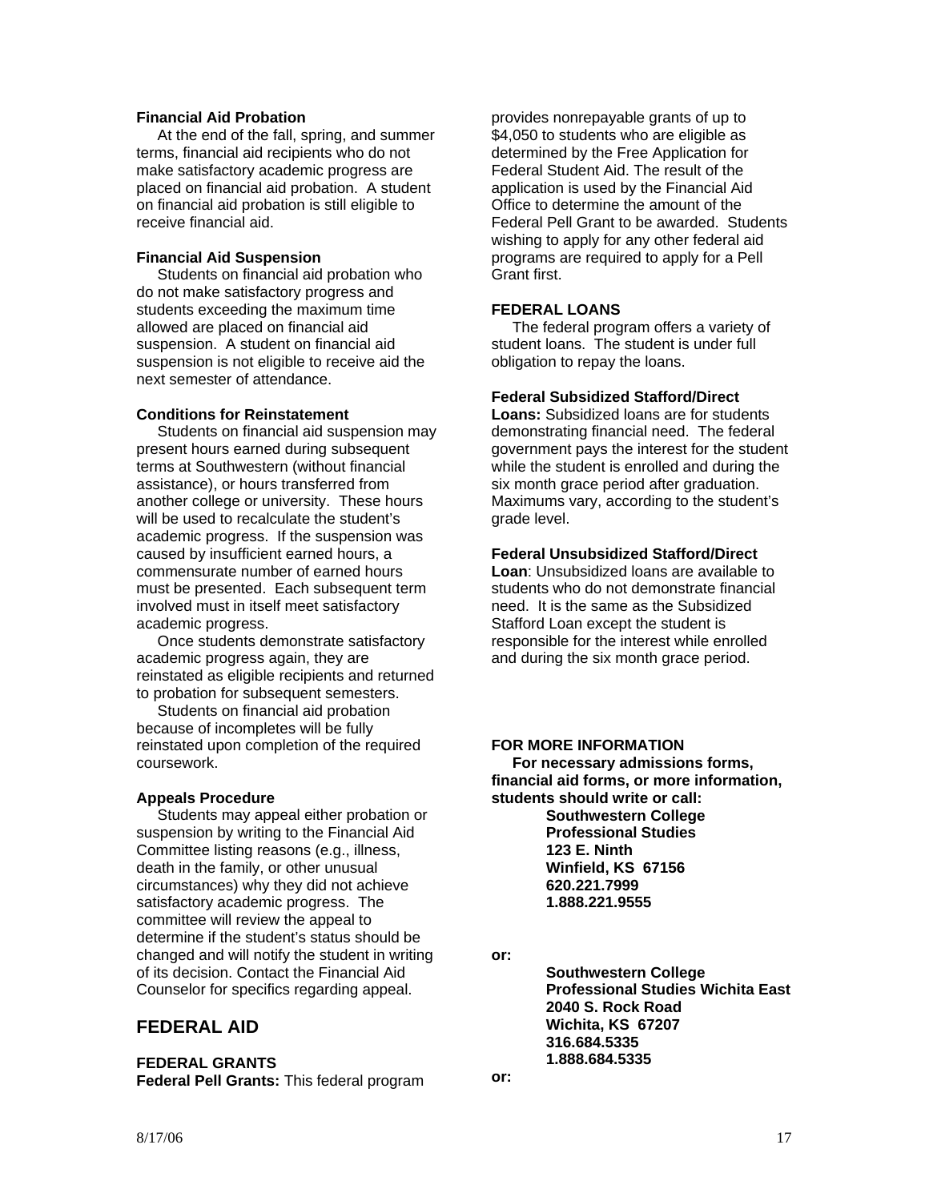### Financial Aid Probation

At the end of the fall, spring, and summer terms, financial aid recipients who do not make satisfactory academic progress are placed on financial aid probation. A student on financial aid probation is still eligible to receive financial aid.

### Financial Aid Suspension

Students on financial aid probation who do not make satisfactory progress and students exceeding the maximum time allowed are placed on financial aid suspension. A student on financial aid suspension is not eligible to receive aid the next semester of attendance.

### Conditions for Reinstatement

Students on financial aid suspension may present hours earned during subsequent terms at Southwestern (without financial assistance), or hours transferred from another college or university. These hours will be used to recalculate the student's academic progress. If the suspension was caused by insufficient earned hours, a commensurate number of earned hours must be presented. Each subsequent term involved must in itself meet satisfactory academic progress.

Once students demonstrate satisfactory academic progress again, they are reinstated as eligible recipients and returned to probation for subsequent semesters.

Students on financial aid probation because of incompletes will be fully reinstated upon completion of the required coursework.

### Appeals Procedure

Students may appeal either probation or suspension by writing to the Financial Aid Committee listing reasons (e.g., illness, death in the family, or other unusual circumstances) why they did not achieve satisfactory academic progress. The committee will review the appeal to determine if the student's status should be changed and will notify the student in writing of its decision. Contact the Financial Aid Counselor for specifics regarding appeal.

## FEDERAL AID

### FEDERAL GRANTS

**Federal Pell Grants:** This federal program provides nonrepayable grants of up to $4,050 to students who are eligible as determined by the Free Application for Federal Student Aid. The result of the application is used by the Financial Aid Office to determine the amount of the Federal Pell Grant to be awarded. Students wishing to apply for any other federal aid programs are required to apply for a Pell Grant first.

### FEDERAL LOANS

The federal program offers a variety of student loans. The student is under full obligation to repay the loans.

**Federal Subsidized Stafford/Direct Loans:** Subsidized loans are for students demonstrating financial need. The federal government pays the interest for the student while the student is enrolled and during the six month grace period after graduation. Maximums vary, according to the student's grade level.

**Federal Unsubsidized Stafford/Direct Loan**: Unsubsidized loans are available to students who do not demonstrate financial need. It is the same as the Subsidized Stafford Loan except the student is responsible for the interest while enrolled and during the six month grace period.

### FOR MORE INFORMATION

**For necessary admissions forms, financial aid forms, or more information, students should write or call:**

**Southwestern College**
**Professional Studies**
**123 E. Ninth**
**Winfield, KS 67156**
**620.221.7999**
**1.888.221.9555**

**or:**

**Southwestern College**
**Professional Studies Wichita East**
**2040 S. Rock Road**
**Wichita, KS 67207**
**316.684.5335**
**1.888.684.5335**

**or:**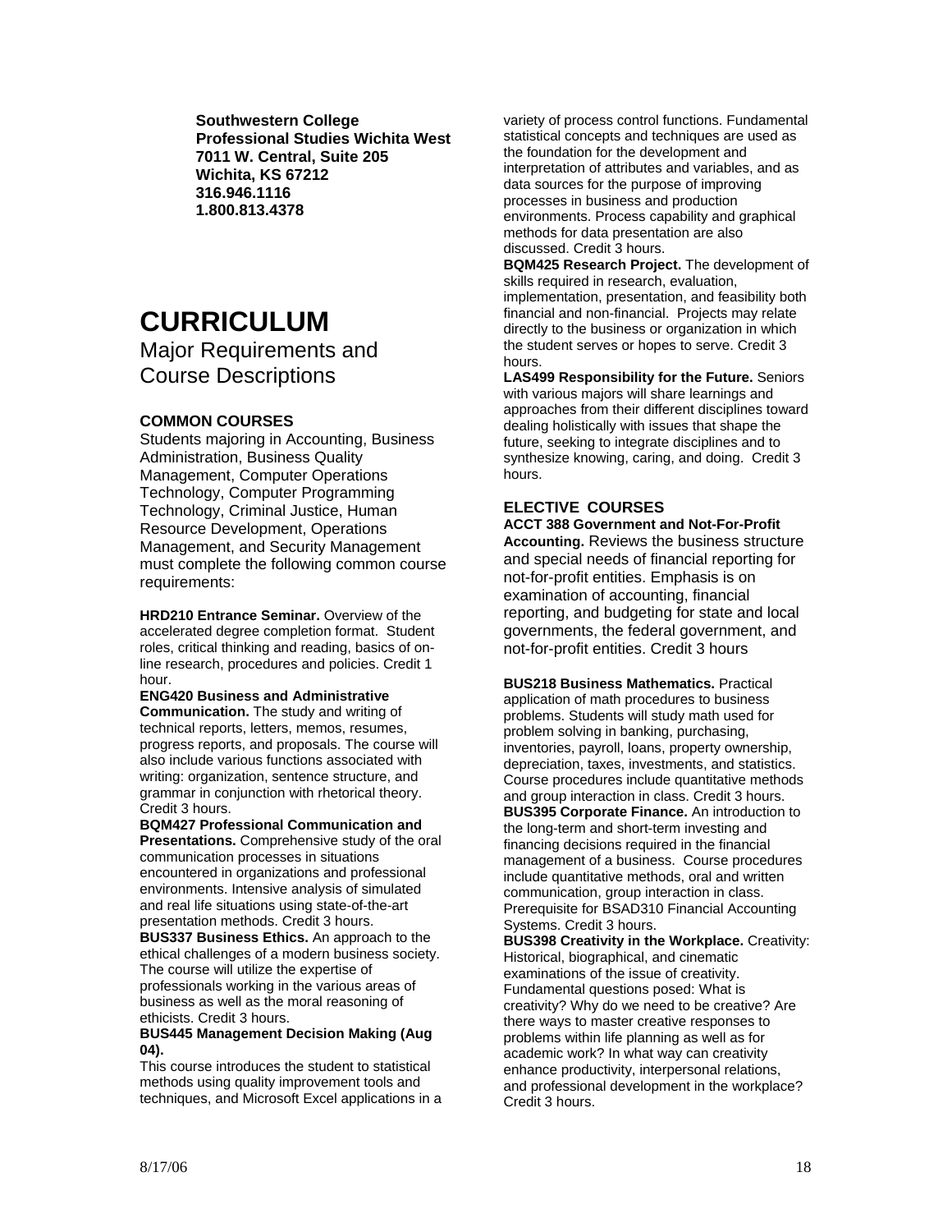**Southwestern College**
**Professional Studies Wichita West**
**7011 W. Central, Suite 205**
**Wichita, KS 67212**
**316.946.1116**
**1.800.813.4378**

# CURRICULUM

## Major Requirements and Course Descriptions

### COMMON COURSES

Students majoring in Accounting, Business Administration, Business Quality Management, Computer Operations Technology, Computer Programming Technology, Criminal Justice, Human Resource Development, Operations Management, and Security Management must complete the following common course requirements:

**HRD210 Entrance Seminar.** Overview of the accelerated degree completion format. Student roles, critical thinking and reading, basics of on-line research, procedures and policies. Credit 1 hour.

**ENG420 Business and Administrative Communication.** The study and writing of technical reports, letters, memos, resumes, progress reports, and proposals. The course will also include various functions associated with writing: organization, sentence structure, and grammar in conjunction with rhetorical theory. Credit 3 hours.

**BQM427 Professional Communication and Presentations.** Comprehensive study of the oral communication processes in situations encountered in organizations and professional environments. Intensive analysis of simulated and real life situations using state-of-the-art presentation methods. Credit 3 hours.

**BUS337 Business Ethics.** An approach to the ethical challenges of a modern business society. The course will utilize the expertise of professionals working in the various areas of business as well as the moral reasoning of ethicists. Credit 3 hours.

**BUS445 Management Decision Making (Aug 04).**

This course introduces the student to statistical methods using quality improvement tools and techniques, and Microsoft Excel applications in a variety of process control functions. Fundamental statistical concepts and techniques are used as the foundation for the development and interpretation of attributes and variables, and as data sources for the purpose of improving processes in business and production environments. Process capability and graphical methods for data presentation are also discussed. Credit 3 hours.

**BQM425 Research Project.** The development of skills required in research, evaluation, implementation, presentation, and feasibility both financial and non-financial. Projects may relate directly to the business or organization in which the student serves or hopes to serve. Credit 3 hours.

**LAS499 Responsibility for the Future.** Seniors with various majors will share learnings and approaches from their different disciplines toward dealing holistically with issues that shape the future, seeking to integrate disciplines and to synthesize knowing, caring, and doing. Credit 3 hours.

### ELECTIVE COURSES

**ACCT 388 Government and Not-For-Profit Accounting.** Reviews the business structure and special needs of financial reporting for not-for-profit entities. Emphasis is on examination of accounting, financial reporting, and budgeting for state and local governments, the federal government, and not-for-profit entities. Credit 3 hours

**BUS218 Business Mathematics.** Practical application of math procedures to business problems. Students will study math used for problem solving in banking, purchasing, inventories, payroll, loans, property ownership, depreciation, taxes, investments, and statistics. Course procedures include quantitative methods and group interaction in class. Credit 3 hours.

**BUS395 Corporate Finance.** An introduction to the long-term and short-term investing and financing decisions required in the financial management of a business. Course procedures include quantitative methods, oral and written communication, group interaction in class. Prerequisite for BSAD310 Financial Accounting Systems. Credit 3 hours.

**BUS398 Creativity in the Workplace.** Creativity: Historical, biographical, and cinematic examinations of the issue of creativity. Fundamental questions posed: What is creativity? Why do we need to be creative? Are there ways to master creative responses to problems within life planning as well as for academic work? In what way can creativity enhance productivity, interpersonal relations, and professional development in the workplace? Credit 3 hours.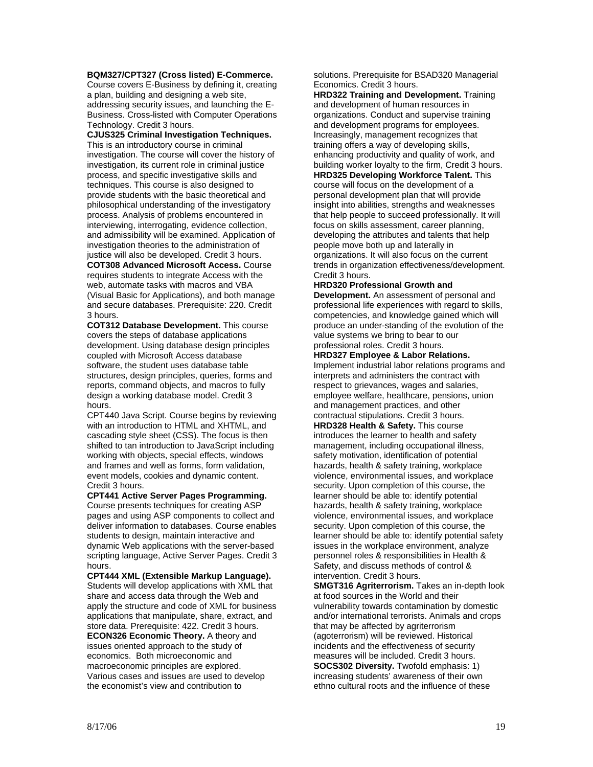**BQM327/CPT327 (Cross listed) E-Commerce.** Course covers E-Business by defining it, creating a plan, building and designing a web site, addressing security issues, and launching the E-Business. Cross-listed with Computer Operations Technology. Credit 3 hours.

**CJUS325 Criminal Investigation Techniques.** This is an introductory course in criminal investigation. The course will cover the history of investigation, its current role in criminal justice process, and specific investigative skills and techniques. This course is also designed to provide students with the basic theoretical and philosophical understanding of the investigatory process. Analysis of problems encountered in interviewing, interrogating, evidence collection, and admissibility will be examined. Application of investigation theories to the administration of justice will also be developed. Credit 3 hours.

**COT308 Advanced Microsoft Access.** Course requires students to integrate Access with the web, automate tasks with macros and VBA (Visual Basic for Applications), and both manage and secure databases. Prerequisite: 220. Credit 3 hours.

**COT312 Database Development.** This course covers the steps of database applications development. Using database design principles coupled with Microsoft Access database software, the student uses database table structures, design principles, queries, forms and reports, command objects, and macros to fully design a working database model. Credit 3 hours.

CPT440 Java Script. Course begins by reviewing with an introduction to HTML and XHTML, and cascading style sheet (CSS). The focus is then shifted to tan introduction to JavaScript including working with objects, special effects, windows and frames and well as forms, form validation, event models, cookies and dynamic content. Credit 3 hours.

**CPT441 Active Server Pages Programming.** Course presents techniques for creating ASP pages and using ASP components to collect and deliver information to databases. Course enables students to design, maintain interactive and dynamic Web applications with the server-based scripting language, Active Server Pages. Credit 3 hours.

**CPT444 XML (Extensible Markup Language).** Students will develop applications with XML that share and access data through the Web and apply the structure and code of XML for business applications that manipulate, share, extract, and store data. Prerequisite: 422. Credit 3 hours.

**ECON326 Economic Theory.** A theory and issues oriented approach to the study of economics. Both microeconomic and macroeconomic principles are explored. Various cases and issues are used to develop the economist's view and contribution to solutions. Prerequisite for BSAD320 Managerial Economics. Credit 3 hours.

**HRD322 Training and Development.** Training and development of human resources in organizations. Conduct and supervise training and development programs for employees. Increasingly, management recognizes that training offers a way of developing skills, enhancing productivity and quality of work, and building worker loyalty to the firm, Credit 3 hours.

**HRD325 Developing Workforce Talent.** This course will focus on the development of a personal development plan that will provide insight into abilities, strengths and weaknesses that help people to succeed professionally. It will focus on skills assessment, career planning, developing the attributes and talents that help people move both up and laterally in organizations. It will also focus on the current trends in organization effectiveness/development. Credit 3 hours.

**HRD320 Professional Growth and Development.** An assessment of personal and professional life experiences with regard to skills, competencies, and knowledge gained which will produce an under-standing of the evolution of the value systems we bring to bear to our professional roles. Credit 3 hours.

**HRD327 Employee & Labor Relations.** Implement industrial labor relations programs and interprets and administers the contract with respect to grievances, wages and salaries, employee welfare, healthcare, pensions, union and management practices, and other contractual stipulations. Credit 3 hours.

**HRD328 Health & Safety.** This course introduces the learner to health and safety management, including occupational illness, safety motivation, identification of potential hazards, health & safety training, workplace violence, environmental issues, and workplace security. Upon completion of this course, the learner should be able to: identify potential hazards, health & safety training, workplace violence, environmental issues, and workplace security. Upon completion of this course, the learner should be able to: identify potential safety issues in the workplace environment, analyze personnel roles & responsibilities in Health & Safety, and discuss methods of control & intervention. Credit 3 hours.

**SMGT316 Agriterrorism.** Takes an in-depth look at food sources in the World and their vulnerability towards contamination by domestic and/or international terrorists. Animals and crops that may be affected by agriterrorism (agoterrorism) will be reviewed. Historical incidents and the effectiveness of security measures will be included. Credit 3 hours.

**SOCS302 Diversity.** Twofold emphasis: 1) increasing students' awareness of their own ethno cultural roots and the influence of these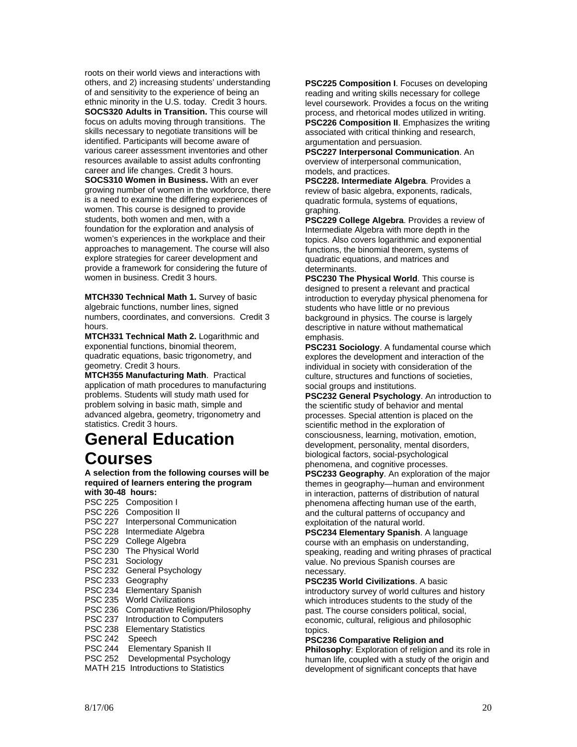roots on their world views and interactions with others, and 2) increasing students' understanding of and sensitivity to the experience of being an ethnic minority in the U.S. today. Credit 3 hours.

**SOCS320 Adults in Transition.** This course will focus on adults moving through transitions. The skills necessary to negotiate transitions will be identified. Participants will become aware of various career assessment inventories and other resources available to assist adults confronting career and life changes. Credit 3 hours.

**SOCS310 Women in Business.** With an ever growing number of women in the workforce, there is a need to examine the differing experiences of women. This course is designed to provide students, both women and men, with a foundation for the exploration and analysis of women's experiences in the workplace and their approaches to management. The course will also explore strategies for career development and provide a framework for considering the future of women in business. Credit 3 hours.

**MTCH330 Technical Math 1.** Survey of basic algebraic functions, number lines, signed numbers, coordinates, and conversions. Credit 3 hours.

**MTCH331 Technical Math 2.** Logarithmic and exponential functions, binomial theorem, quadratic equations, basic trigonometry, and geometry. Credit 3 hours.

**MTCH355 Manufacturing Math**. Practical application of math procedures to manufacturing problems. Students will study math used for problem solving in basic math, simple and advanced algebra, geometry, trigonometry and statistics. Credit 3 hours.

# General Education Courses

**A selection from the following courses will be required of learners entering the program with 30-48 hours:**

PSC 225 Composition I
PSC 226 Composition II
PSC 227 Interpersonal Communication
PSC 228 Intermediate Algebra
PSC 229 College Algebra
PSC 230 The Physical World
PSC 231 Sociology
PSC 232 General Psychology
PSC 233 Geography
PSC 234 Elementary Spanish
PSC 235 World Civilizations
PSC 236 Comparative Religion/Philosophy
PSC 237 Introduction to Computers
PSC 238 Elementary Statistics
PSC 242 Speech
PSC 244 Elementary Spanish II
PSC 252 Developmental Psychology
MATH 215 Introductions to Statistics

**PSC225 Composition I**. Focuses on developing reading and writing skills necessary for college level coursework. Provides a focus on the writing process, and rhetorical modes utilized in writing.

**PSC226 Composition II**. Emphasizes the writing associated with critical thinking and research, argumentation and persuasion.

**PSC227 Interpersonal Communication**. An overview of interpersonal communication, models, and practices.

**PSC228. Intermediate Algebra**. Provides a review of basic algebra, exponents, radicals, quadratic formula, systems of equations, graphing.

**PSC229 College Algebra**. Provides a review of Intermediate Algebra with more depth in the topics. Also covers logarithmic and exponential functions, the binomial theorem, systems of quadratic equations, and matrices and determinants.

**PSC230 The Physical World**. This course is designed to present a relevant and practical introduction to everyday physical phenomena for students who have little or no previous background in physics. The course is largely descriptive in nature without mathematical emphasis.

**PSC231 Sociology**. A fundamental course which explores the development and interaction of the individual in society with consideration of the culture, structures and functions of societies, social groups and institutions.

**PSC232 General Psychology**. An introduction to the scientific study of behavior and mental processes. Special attention is placed on the scientific method in the exploration of consciousness, learning, motivation, emotion, development, personality, mental disorders, biological factors, social-psychological phenomena, and cognitive processes.

**PSC233 Geography**. An exploration of the major themes in geography—human and environment in interaction, patterns of distribution of natural phenomena affecting human use of the earth, and the cultural patterns of occupancy and exploitation of the natural world.

**PSC234 Elementary Spanish**. A language course with an emphasis on understanding, speaking, reading and writing phrases of practical value. No previous Spanish courses are necessary.

**PSC235 World Civilizations**. A basic introductory survey of world cultures and history which introduces students to the study of the past. The course considers political, social, economic, cultural, religious and philosophic topics.

**PSC236 Comparative Religion and Philosophy**: Exploration of religion and its role in human life, coupled with a study of the origin and development of significant concepts that have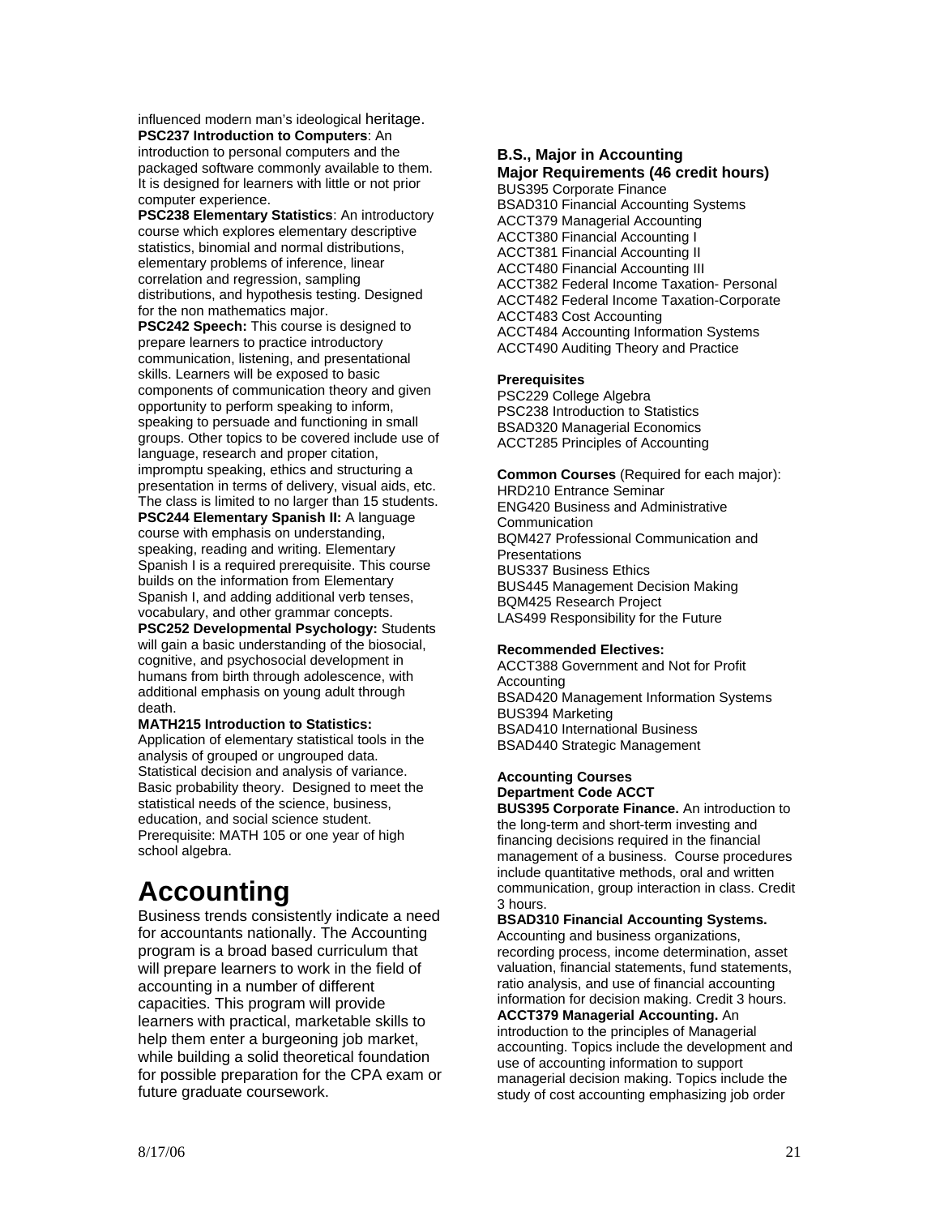influenced modern man's ideological heritage.

**PSC237 Introduction to Computers**: An introduction to personal computers and the packaged software commonly available to them. It is designed for learners with little or not prior computer experience.

**PSC238 Elementary Statistics**: An introductory course which explores elementary descriptive statistics, binomial and normal distributions, elementary problems of inference, linear correlation and regression, sampling distributions, and hypothesis testing. Designed for the non mathematics major.

**PSC242 Speech:** This course is designed to prepare learners to practice introductory communication, listening, and presentational skills. Learners will be exposed to basic components of communication theory and given opportunity to perform speaking to inform, speaking to persuade and functioning in small groups. Other topics to be covered include use of language, research and proper citation, impromptu speaking, ethics and structuring a presentation in terms of delivery, visual aids, etc. The class is limited to no larger than 15 students.

**PSC244 Elementary Spanish II:** A language course with emphasis on understanding, speaking, reading and writing. Elementary Spanish I is a required prerequisite. This course builds on the information from Elementary Spanish I, and adding additional verb tenses, vocabulary, and other grammar concepts.

**PSC252 Developmental Psychology:** Students will gain a basic understanding of the biosocial, cognitive, and psychosocial development in humans from birth through adolescence, with additional emphasis on young adult through death.

**MATH215 Introduction to Statistics:** Application of elementary statistical tools in the analysis of grouped or ungrouped data. Statistical decision and analysis of variance. Basic probability theory. Designed to meet the statistical needs of the science, business, education, and social science student. Prerequisite: MATH 105 or one year of high school algebra.

# Accounting

Business trends consistently indicate a need for accountants nationally. The Accounting program is a broad based curriculum that will prepare learners to work in the field of accounting in a number of different capacities. This program will provide learners with practical, marketable skills to help them enter a burgeoning job market, while building a solid theoretical foundation for possible preparation for the CPA exam or future graduate coursework.

### B.S., Major in Accounting

**Major Requirements (46 credit hours)**

BUS395 Corporate Finance
BSAD310 Financial Accounting Systems
ACCT379 Managerial Accounting
ACCT380 Financial Accounting I
ACCT381 Financial Accounting II
ACCT480 Financial Accounting III
ACCT382 Federal Income Taxation- Personal
ACCT482 Federal Income Taxation-Corporate
ACCT483 Cost Accounting
ACCT484 Accounting Information Systems
ACCT490 Auditing Theory and Practice

**Prerequisites**

PSC229 College Algebra
PSC238 Introduction to Statistics
BSAD320 Managerial Economics
ACCT285 Principles of Accounting

**Common Courses** (Required for each major):

HRD210 Entrance Seminar
ENG420 Business and Administrative Communication
BQM427 Professional Communication and Presentations
BUS337 Business Ethics
BUS445 Management Decision Making
BQM425 Research Project
LAS499 Responsibility for the Future

**Recommended Electives:**

ACCT388 Government and Not for Profit Accounting
BSAD420 Management Information Systems
BUS394 Marketing
BSAD410 International Business
BSAD440 Strategic Management

**Accounting Courses**
**Department Code ACCT**

**BUS395 Corporate Finance.** An introduction to the long-term and short-term investing and financing decisions required in the financial management of a business. Course procedures include quantitative methods, oral and written communication, group interaction in class. Credit 3 hours.

**BSAD310 Financial Accounting Systems.** Accounting and business organizations, recording process, income determination, asset valuation, financial statements, fund statements, ratio analysis, and use of financial accounting information for decision making. Credit 3 hours.

**ACCT379 Managerial Accounting.** An introduction to the principles of Managerial accounting. Topics include the development and use of accounting information to support managerial decision making. Topics include the study of cost accounting emphasizing job order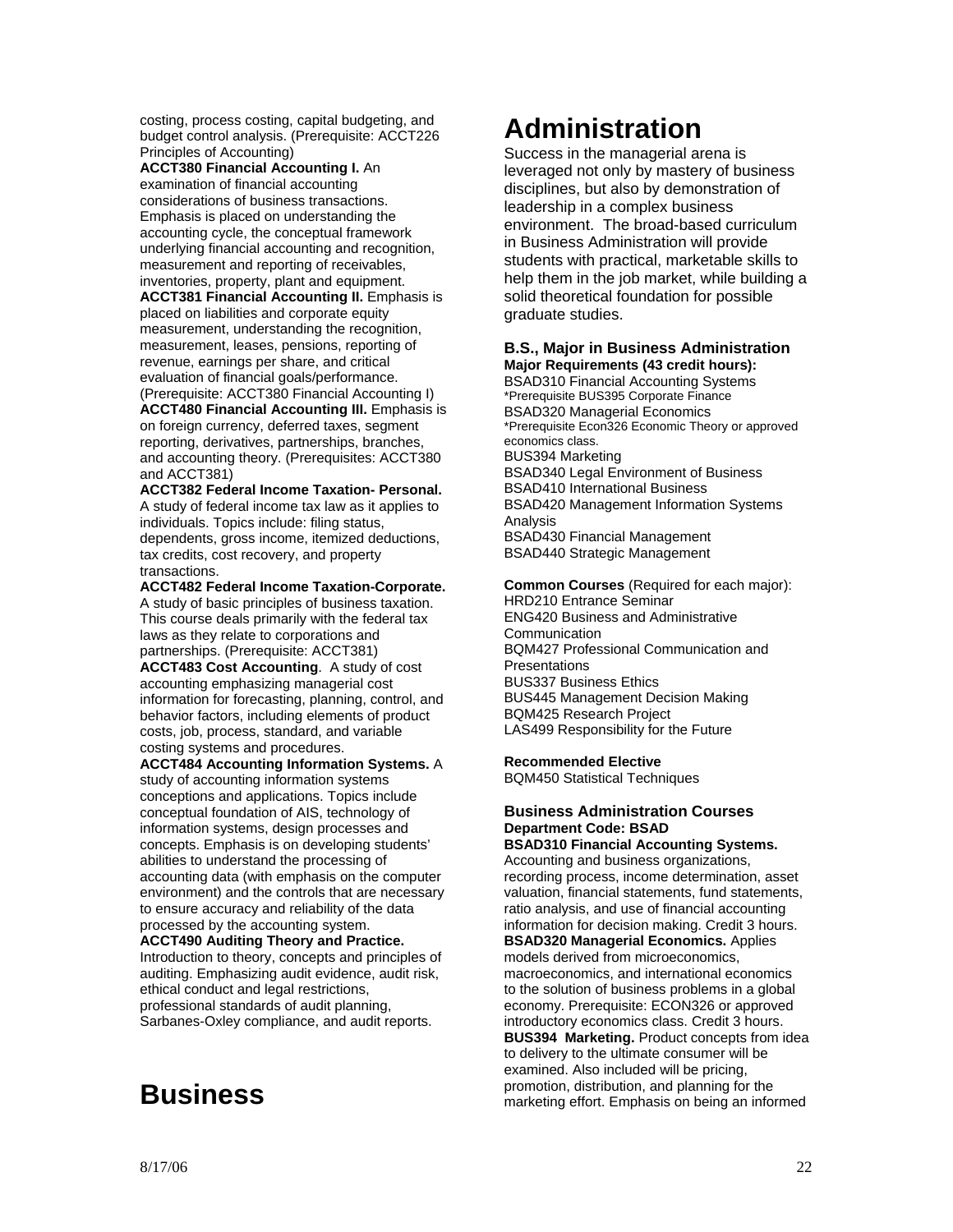costing, process costing, capital budgeting, and budget control analysis. (Prerequisite: ACCT226 Principles of Accounting)

**ACCT380 Financial Accounting I.** An examination of financial accounting considerations of business transactions. Emphasis is placed on understanding the accounting cycle, the conceptual framework underlying financial accounting and recognition, measurement and reporting of receivables, inventories, property, plant and equipment.

**ACCT381 Financial Accounting II.** Emphasis is placed on liabilities and corporate equity measurement, understanding the recognition, measurement, leases, pensions, reporting of revenue, earnings per share, and critical evaluation of financial goals/performance. (Prerequisite: ACCT380 Financial Accounting I)

**ACCT480 Financial Accounting III.** Emphasis is on foreign currency, deferred taxes, segment reporting, derivatives, partnerships, branches, and accounting theory. (Prerequisites: ACCT380 and ACCT381)

**ACCT382 Federal Income Taxation- Personal.** A study of federal income tax law as it applies to individuals. Topics include: filing status, dependents, gross income, itemized deductions, tax credits, cost recovery, and property transactions.

**ACCT482 Federal Income Taxation-Corporate.** A study of basic principles of business taxation. This course deals primarily with the federal tax laws as they relate to corporations and partnerships. (Prerequisite: ACCT381)

**ACCT483 Cost Accounting**. A study of cost accounting emphasizing managerial cost information for forecasting, planning, control, and behavior factors, including elements of product costs, job, process, standard, and variable costing systems and procedures.

**ACCT484 Accounting Information Systems.** A study of accounting information systems conceptions and applications. Topics include conceptual foundation of AIS, technology of information systems, design processes and concepts. Emphasis is on developing students' abilities to understand the processing of accounting data (with emphasis on the computer environment) and the controls that are necessary to ensure accuracy and reliability of the data processed by the accounting system.

**ACCT490 Auditing Theory and Practice.** Introduction to theory, concepts and principles of auditing. Emphasizing audit evidence, audit risk, ethical conduct and legal restrictions, professional standards of audit planning, Sarbanes-Oxley compliance, and audit reports.

# Business Administration

Success in the managerial arena is leveraged not only by mastery of business disciplines, but also by demonstration of leadership in a complex business environment. The broad-based curriculum in Business Administration will provide students with practical, marketable skills to help them in the job market, while building a solid theoretical foundation for possible graduate studies.

### B.S., Major in Business Administration

**Major Requirements (43 credit hours):**

BSAD310 Financial Accounting Systems
*Prerequisite BUS395 Corporate Finance
BSAD320 Managerial Economics
*Prerequisite Econ326 Economic Theory or approved economics class.
BUS394 Marketing
BSAD340 Legal Environment of Business
BSAD410 International Business
BSAD420 Management Information Systems Analysis
BSAD430 Financial Management
BSAD440 Strategic Management

**Common Courses** (Required for each major):
HRD210 Entrance Seminar
ENG420 Business and Administrative Communication
BQM427 Professional Communication and Presentations
BUS337 Business Ethics
BUS445 Management Decision Making
BQM425 Research Project
LAS499 Responsibility for the Future

**Recommended Elective**
BQM450 Statistical Techniques

### Business Administration Courses

**Department Code: BSAD**

**BSAD310 Financial Accounting Systems.** Accounting and business organizations, recording process, income determination, asset valuation, financial statements, fund statements, ratio analysis, and use of financial accounting information for decision making. Credit 3 hours.

**BSAD320 Managerial Economics.** Applies models derived from microeconomics, macroeconomics, and international economics to the solution of business problems in a global economy. Prerequisite: ECON326 or approved introductory economics class. Credit 3 hours.

**BUS394 Marketing.** Product concepts from idea to delivery to the ultimate consumer will be examined. Also included will be pricing, promotion, distribution, and planning for the marketing effort. Emphasis on being an informed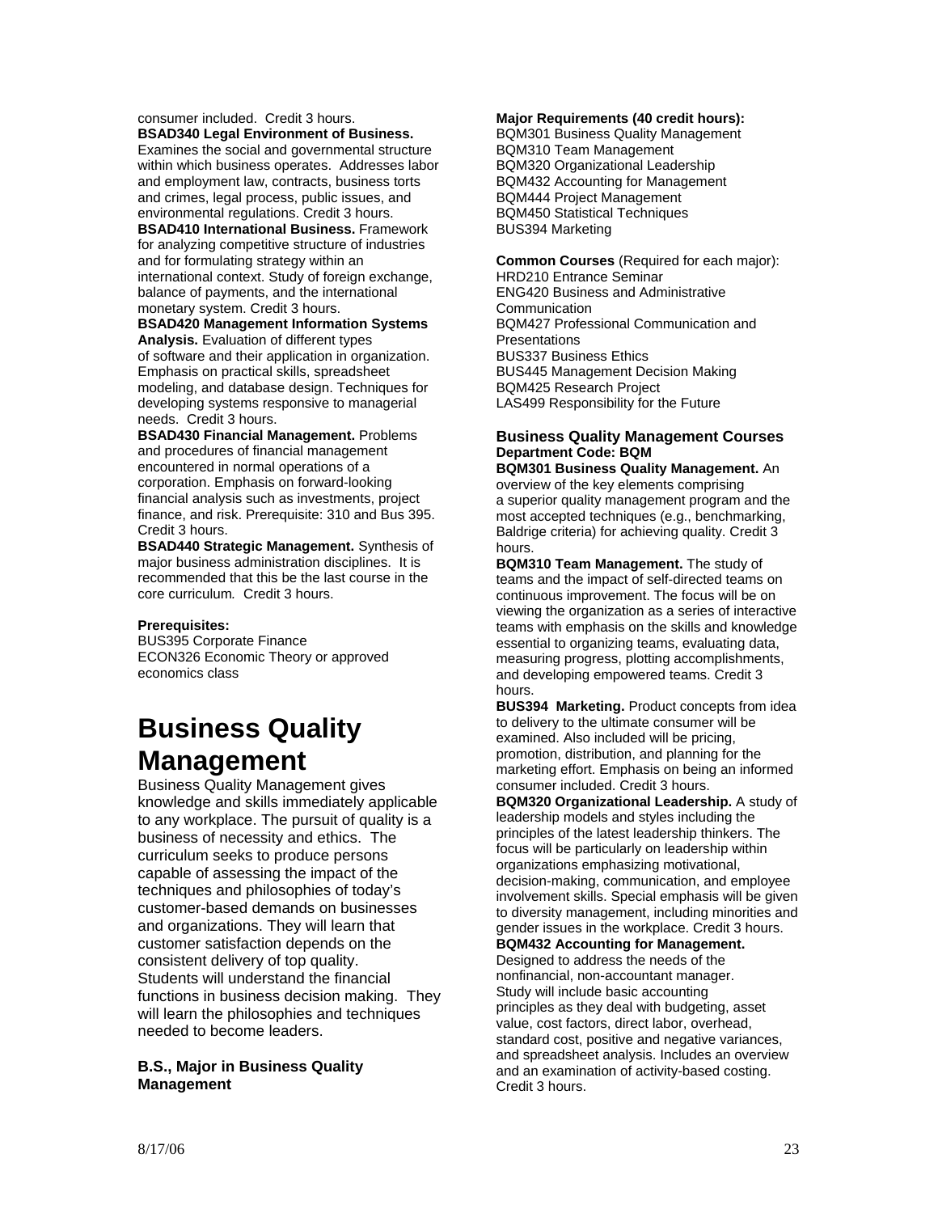consumer included. Credit 3 hours.

**BSAD340 Legal Environment of Business.** Examines the social and governmental structure within which business operates. Addresses labor and employment law, contracts, business torts and crimes, legal process, public issues, and environmental regulations. Credit 3 hours.

**BSAD410 International Business.** Framework for analyzing competitive structure of industries and for formulating strategy within an international context. Study of foreign exchange, balance of payments, and the international monetary system. Credit 3 hours.

**BSAD420 Management Information Systems Analysis.** Evaluation of different types of software and their application in organization. Emphasis on practical skills, spreadsheet modeling, and database design. Techniques for developing systems responsive to managerial needs. Credit 3 hours.

**BSAD430 Financial Management.** Problems and procedures of financial management encountered in normal operations of a corporation. Emphasis on forward-looking financial analysis such as investments, project finance, and risk. Prerequisite: 310 and Bus 395. Credit 3 hours.

**BSAD440 Strategic Management.** Synthesis of major business administration disciplines. It is recommended that this be the last course in the core curriculum. Credit 3 hours.

**Prerequisites:**
BUS395 Corporate Finance
ECON326 Economic Theory or approved economics class

# Business Quality Management

Business Quality Management gives knowledge and skills immediately applicable to any workplace. The pursuit of quality is a business of necessity and ethics. The curriculum seeks to produce persons capable of assessing the impact of the techniques and philosophies of today's customer-based demands on businesses and organizations. They will learn that customer satisfaction depends on the consistent delivery of top quality. Students will understand the financial functions in business decision making. They will learn the philosophies and techniques needed to become leaders.

### B.S., Major in Business Quality Management

**Major Requirements (40 credit hours):**
BQM301 Business Quality Management
BQM310 Team Management
BQM320 Organizational Leadership
BQM432 Accounting for Management
BQM444 Project Management
BQM450 Statistical Techniques
BUS394 Marketing

**Common Courses** (Required for each major):
HRD210 Entrance Seminar
ENG420 Business and Administrative Communication
BQM427 Professional Communication and Presentations
BUS337 Business Ethics
BUS445 Management Decision Making
BQM425 Research Project
LAS499 Responsibility for the Future

### Business Quality Management Courses
**Department Code: BQM**

**BQM301 Business Quality Management.** An overview of the key elements comprising a superior quality management program and the most accepted techniques (e.g., benchmarking, Baldrige criteria) for achieving quality. Credit 3 hours.

**BQM310 Team Management.** The study of teams and the impact of self-directed teams on continuous improvement. The focus will be on viewing the organization as a series of interactive teams with emphasis on the skills and knowledge essential to organizing teams, evaluating data, measuring progress, plotting accomplishments, and developing empowered teams. Credit 3 hours.

**BUS394 Marketing.** Product concepts from idea to delivery to the ultimate consumer will be examined. Also included will be pricing, promotion, distribution, and planning for the marketing effort. Emphasis on being an informed consumer included. Credit 3 hours.

**BQM320 Organizational Leadership.** A study of leadership models and styles including the principles of the latest leadership thinkers. The focus will be particularly on leadership within organizations emphasizing motivational, decision-making, communication, and employee involvement skills. Special emphasis will be given to diversity management, including minorities and gender issues in the workplace. Credit 3 hours.

**BQM432 Accounting for Management.** Designed to address the needs of the nonfinancial, non-accountant manager. Study will include basic accounting principles as they deal with budgeting, asset value, cost factors, direct labor, overhead, standard cost, positive and negative variances, and spreadsheet analysis. Includes an overview and an examination of activity-based costing. Credit 3 hours.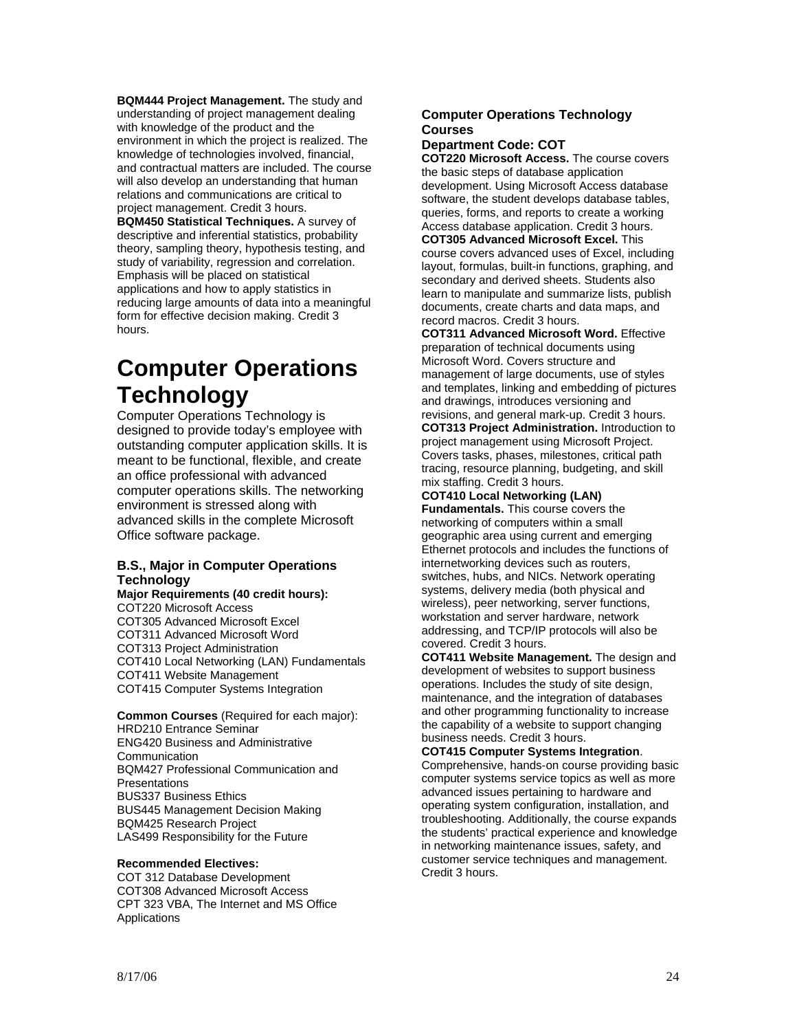**BQM444 Project Management.** The study and understanding of project management dealing with knowledge of the product and the environment in which the project is realized. The knowledge of technologies involved, financial, and contractual matters are included. The course will also develop an understanding that human relations and communications are critical to project management. Credit 3 hours.

**BQM450 Statistical Techniques.** A survey of descriptive and inferential statistics, probability theory, sampling theory, hypothesis testing, and study of variability, regression and correlation. Emphasis will be placed on statistical applications and how to apply statistics in reducing large amounts of data into a meaningful form for effective decision making. Credit 3 hours.

# Computer Operations Technology

Computer Operations Technology is designed to provide today's employee with outstanding computer application skills. It is meant to be functional, flexible, and create an office professional with advanced computer operations skills. The networking environment is stressed along with advanced skills in the complete Microsoft Office software package.

### B.S., Major in Computer Operations Technology

**Major Requirements (40 credit hours):**

COT220 Microsoft Access
COT305 Advanced Microsoft Excel
COT311 Advanced Microsoft Word
COT313 Project Administration
COT410 Local Networking (LAN) Fundamentals
COT411 Website Management
COT415 Computer Systems Integration

**Common Courses** (Required for each major):

HRD210 Entrance Seminar
ENG420 Business and Administrative Communication
BQM427 Professional Communication and Presentations
BUS337 Business Ethics
BUS445 Management Decision Making
BQM425 Research Project
LAS499 Responsibility for the Future

**Recommended Electives:**

COT 312 Database Development
COT308 Advanced Microsoft Access
CPT 323 VBA, The Internet and MS Office Applications

### Computer Operations Technology Courses

### Department Code: COT

**COT220 Microsoft Access.** The course covers the basic steps of database application development. Using Microsoft Access database software, the student develops database tables, queries, forms, and reports to create a working Access database application. Credit 3 hours.

**COT305 Advanced Microsoft Excel.** This course covers advanced uses of Excel, including layout, formulas, built-in functions, graphing, and secondary and derived sheets. Students also learn to manipulate and summarize lists, publish documents, create charts and data maps, and record macros. Credit 3 hours.

**COT311 Advanced Microsoft Word.** Effective preparation of technical documents using Microsoft Word. Covers structure and management of large documents, use of styles and templates, linking and embedding of pictures and drawings, introduces versioning and revisions, and general mark-up. Credit 3 hours.

**COT313 Project Administration.** Introduction to project management using Microsoft Project. Covers tasks, phases, milestones, critical path tracing, resource planning, budgeting, and skill mix staffing. Credit 3 hours.

**COT410 Local Networking (LAN) Fundamentals.** This course covers the networking of computers within a small geographic area using current and emerging Ethernet protocols and includes the functions of internetworking devices such as routers, switches, hubs, and NICs. Network operating systems, delivery media (both physical and wireless), peer networking, server functions, workstation and server hardware, network addressing, and TCP/IP protocols will also be covered. Credit 3 hours.

**COT411 Website Management.** The design and development of websites to support business operations. Includes the study of site design, maintenance, and the integration of databases and other programming functionality to increase the capability of a website to support changing business needs. Credit 3 hours.

**COT415 Computer Systems Integration**. Comprehensive, hands-on course providing basic computer systems service topics as well as more advanced issues pertaining to hardware and operating system configuration, installation, and troubleshooting. Additionally, the course expands the students' practical experience and knowledge in networking maintenance issues, safety, and customer service techniques and management. Credit 3 hours.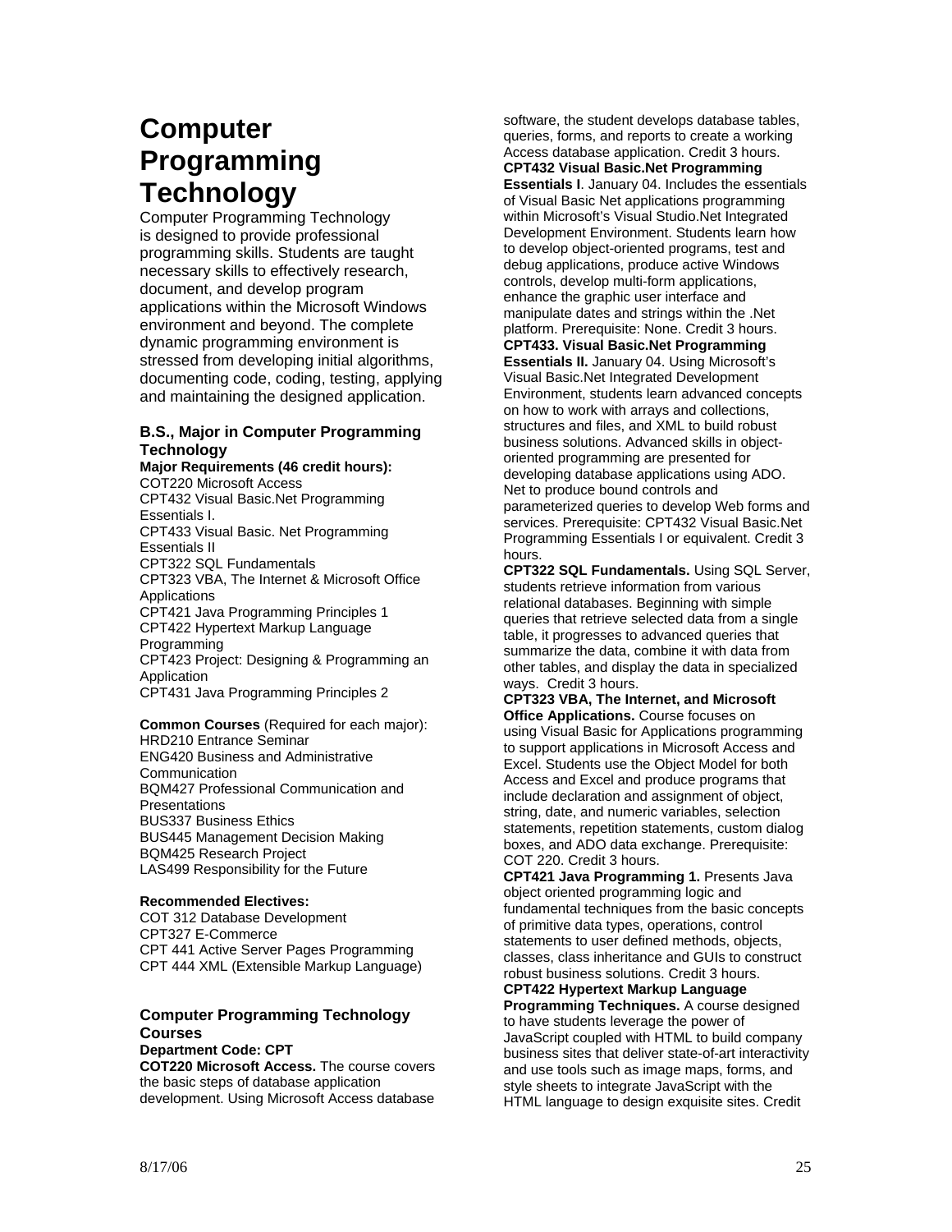# Computer Programming Technology

Computer Programming Technology is designed to provide professional programming skills. Students are taught necessary skills to effectively research, document, and develop program applications within the Microsoft Windows environment and beyond. The complete dynamic programming environment is stressed from developing initial algorithms, documenting code, coding, testing, applying and maintaining the designed application.

### B.S., Major in Computer Programming Technology

**Major Requirements (46 credit hours):**

COT220 Microsoft Access
CPT432 Visual Basic.Net Programming Essentials I.
CPT433 Visual Basic. Net Programming Essentials II
CPT322 SQL Fundamentals
CPT323 VBA, The Internet & Microsoft Office Applications
CPT421 Java Programming Principles 1
CPT422 Hypertext Markup Language Programming
CPT423 Project: Designing & Programming an Application
CPT431 Java Programming Principles 2

**Common Courses** (Required for each major):

HRD210 Entrance Seminar
ENG420 Business and Administrative Communication
BQM427 Professional Communication and Presentations
BUS337 Business Ethics
BUS445 Management Decision Making
BQM425 Research Project
LAS499 Responsibility for the Future

**Recommended Electives:**

COT 312 Database Development
CPT327 E-Commerce
CPT 441 Active Server Pages Programming
CPT 444 XML (Extensible Markup Language)

### Computer Programming Technology Courses

**Department Code: CPT**

**COT220 Microsoft Access.** The course covers the basic steps of database application development. Using Microsoft Access database software, the student develops database tables, queries, forms, and reports to create a working Access database application. Credit 3 hours.

**CPT432 Visual Basic.Net Programming Essentials I**. January 04. Includes the essentials of Visual Basic Net applications programming within Microsoft's Visual Studio.Net Integrated Development Environment. Students learn how to develop object-oriented programs, test and debug applications, produce active Windows controls, develop multi-form applications, enhance the graphic user interface and manipulate dates and strings within the .Net platform. Prerequisite: None. Credit 3 hours.

**CPT433. Visual Basic.Net Programming Essentials II.** January 04. Using Microsoft's Visual Basic.Net Integrated Development Environment, students learn advanced concepts on how to work with arrays and collections, structures and files, and XML to build robust business solutions. Advanced skills in object-oriented programming are presented for developing database applications using ADO. Net to produce bound controls and parameterized queries to develop Web forms and services. Prerequisite: CPT432 Visual Basic.Net Programming Essentials I or equivalent. Credit 3 hours.

**CPT322 SQL Fundamentals.** Using SQL Server, students retrieve information from various relational databases. Beginning with simple queries that retrieve selected data from a single table, it progresses to advanced queries that summarize the data, combine it with data from other tables, and display the data in specialized ways. Credit 3 hours.

**CPT323 VBA, The Internet, and Microsoft Office Applications.** Course focuses on using Visual Basic for Applications programming to support applications in Microsoft Access and Excel. Students use the Object Model for both Access and Excel and produce programs that include declaration and assignment of object, string, date, and numeric variables, selection statements, repetition statements, custom dialog boxes, and ADO data exchange. Prerequisite: COT 220. Credit 3 hours.

**CPT421 Java Programming 1.** Presents Java object oriented programming logic and fundamental techniques from the basic concepts of primitive data types, operations, control statements to user defined methods, objects, classes, class inheritance and GUIs to construct robust business solutions. Credit 3 hours.

**CPT422 Hypertext Markup Language Programming Techniques.** A course designed to have students leverage the power of JavaScript coupled with HTML to build company business sites that deliver state-of-art interactivity and use tools such as image maps, forms, and style sheets to integrate JavaScript with the HTML language to design exquisite sites. Credit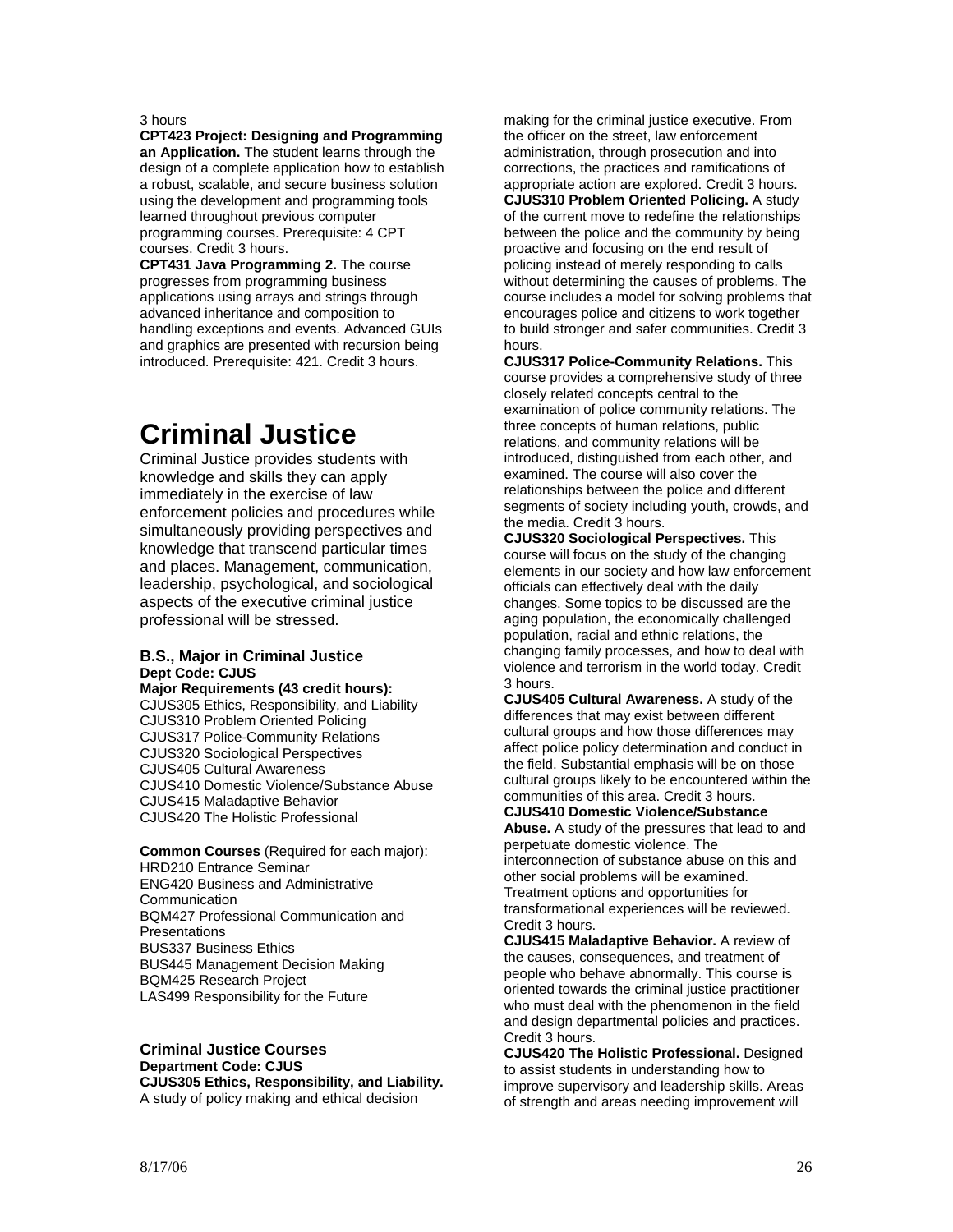3 hours

**CPT423 Project: Designing and Programming an Application.** The student learns through the design of a complete application how to establish a robust, scalable, and secure business solution using the development and programming tools learned throughout previous computer programming courses. Prerequisite: 4 CPT courses. Credit 3 hours.

**CPT431 Java Programming 2.** The course progresses from programming business applications using arrays and strings through advanced inheritance and composition to handling exceptions and events. Advanced GUIs and graphics are presented with recursion being introduced. Prerequisite: 421. Credit 3 hours.

# Criminal Justice

Criminal Justice provides students with knowledge and skills they can apply immediately in the exercise of law enforcement policies and procedures while simultaneously providing perspectives and knowledge that transcend particular times and places. Management, communication, leadership, psychological, and sociological aspects of the executive criminal justice professional will be stressed.

### B.S., Major in Criminal Justice

**Dept Code: CJUS**

**Major Requirements (43 credit hours):**

CJUS305 Ethics, Responsibility, and Liability
CJUS310 Problem Oriented Policing
CJUS317 Police-Community Relations
CJUS320 Sociological Perspectives
CJUS405 Cultural Awareness
CJUS410 Domestic Violence/Substance Abuse
CJUS415 Maladaptive Behavior
CJUS420 The Holistic Professional

**Common Courses** (Required for each major):

HRD210 Entrance Seminar
ENG420 Business and Administrative Communication
BQM427 Professional Communication and Presentations
BUS337 Business Ethics
BUS445 Management Decision Making
BQM425 Research Project
LAS499 Responsibility for the Future

### Criminal Justice Courses

**Department Code: CJUS**

**CJUS305 Ethics, Responsibility, and Liability.** A study of policy making and ethical decision making for the criminal justice executive. From the officer on the street, law enforcement administration, through prosecution and into corrections, the practices and ramifications of appropriate action are explored. Credit 3 hours.

**CJUS310 Problem Oriented Policing.** A study of the current move to redefine the relationships between the police and the community by being proactive and focusing on the end result of policing instead of merely responding to calls without determining the causes of problems. The course includes a model for solving problems that encourages police and citizens to work together to build stronger and safer communities. Credit 3 hours.

**CJUS317 Police-Community Relations.** This course provides a comprehensive study of three closely related concepts central to the examination of police community relations. The three concepts of human relations, public relations, and community relations will be introduced, distinguished from each other, and examined. The course will also cover the relationships between the police and different segments of society including youth, crowds, and the media. Credit 3 hours.

**CJUS320 Sociological Perspectives.** This course will focus on the study of the changing elements in our society and how law enforcement officials can effectively deal with the daily changes. Some topics to be discussed are the aging population, the economically challenged population, racial and ethnic relations, the changing family processes, and how to deal with violence and terrorism in the world today. Credit 3 hours.

**CJUS405 Cultural Awareness.** A study of the differences that may exist between different cultural groups and how those differences may affect police policy determination and conduct in the field. Substantial emphasis will be on those cultural groups likely to be encountered within the communities of this area. Credit 3 hours.

**CJUS410 Domestic Violence/Substance Abuse.** A study of the pressures that lead to and perpetuate domestic violence. The interconnection of substance abuse on this and other social problems will be examined. Treatment options and opportunities for transformational experiences will be reviewed. Credit 3 hours.

**CJUS415 Maladaptive Behavior.** A review of the causes, consequences, and treatment of people who behave abnormally. This course is oriented towards the criminal justice practitioner who must deal with the phenomenon in the field and design departmental policies and practices. Credit 3 hours.

**CJUS420 The Holistic Professional.** Designed to assist students in understanding how to improve supervisory and leadership skills. Areas of strength and areas needing improvement will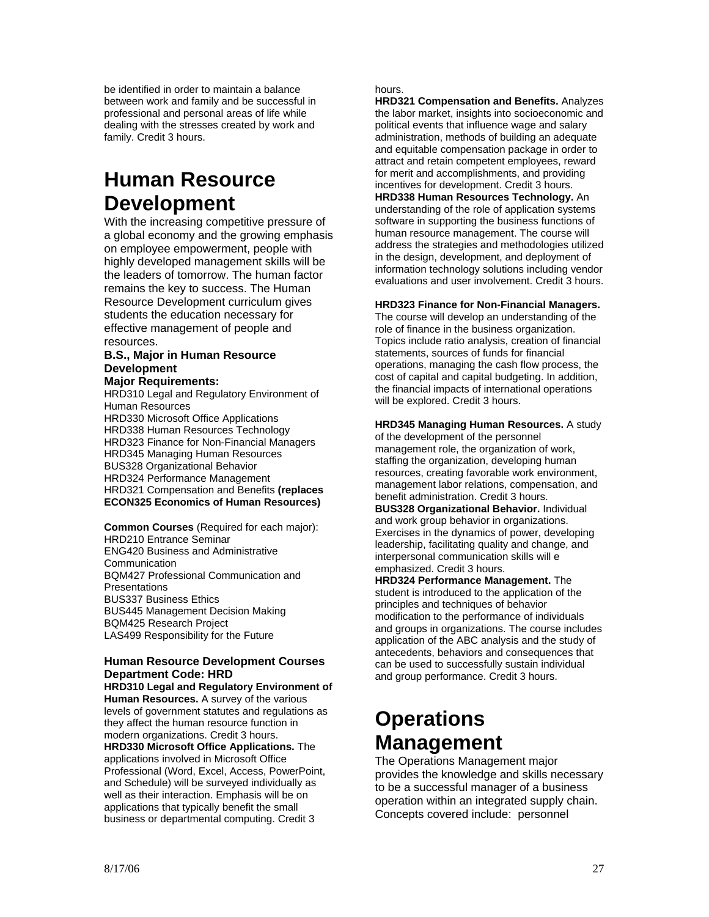be identified in order to maintain a balance between work and family and be successful in professional and personal areas of life while dealing with the stresses created by work and family. Credit 3 hours.

# Human Resource Development

With the increasing competitive pressure of a global economy and the growing emphasis on employee empowerment, people with highly developed management skills will be the leaders of tomorrow. The human factor remains the key to success. The Human Resource Development curriculum gives students the education necessary for effective management of people and resources.

### B.S., Major in Human Resource Development

**Major Requirements:**

HRD310 Legal and Regulatory Environment of Human Resources
HRD330 Microsoft Office Applications
HRD338 Human Resources Technology
HRD323 Finance for Non-Financial Managers
HRD345 Managing Human Resources
BUS328 Organizational Behavior
HRD324 Performance Management
HRD321 Compensation and Benefits **(replaces ECON325 Economics of Human Resources)**

**Common Courses** (Required for each major):
HRD210 Entrance Seminar
ENG420 Business and Administrative Communication
BQM427 Professional Communication and Presentations
BUS337 Business Ethics
BUS445 Management Decision Making
BQM425 Research Project
LAS499 Responsibility for the Future

### Human Resource Development Courses Department Code: HRD

**HRD310 Legal and Regulatory Environment of Human Resources.** A survey of the various levels of government statutes and regulations as they affect the human resource function in modern organizations. Credit 3 hours.

**HRD330 Microsoft Office Applications.** The applications involved in Microsoft Office Professional (Word, Excel, Access, PowerPoint, and Schedule) will be surveyed individually as well as their interaction. Emphasis will be on applications that typically benefit the small business or departmental computing. Credit 3 hours.

**HRD321 Compensation and Benefits.** Analyzes the labor market, insights into socioeconomic and political events that influence wage and salary administration, methods of building an adequate and equitable compensation package in order to attract and retain competent employees, reward for merit and accomplishments, and providing incentives for development. Credit 3 hours.

**HRD338 Human Resources Technology.** An understanding of the role of application systems software in supporting the business functions of human resource management. The course will address the strategies and methodologies utilized in the design, development, and deployment of information technology solutions including vendor evaluations and user involvement. Credit 3 hours.

**HRD323 Finance for Non-Financial Managers.** The course will develop an understanding of the role of finance in the business organization. Topics include ratio analysis, creation of financial statements, sources of funds for financial operations, managing the cash flow process, the cost of capital and capital budgeting. In addition, the financial impacts of international operations will be explored. Credit 3 hours.

**HRD345 Managing Human Resources.** A study of the development of the personnel management role, the organization of work, staffing the organization, developing human resources, creating favorable work environment, management labor relations, compensation, and benefit administration. Credit 3 hours.

**BUS328 Organizational Behavior.** Individual and work group behavior in organizations. Exercises in the dynamics of power, developing leadership, facilitating quality and change, and interpersonal communication skills will e emphasized. Credit 3 hours.

**HRD324 Performance Management.** The student is introduced to the application of the principles and techniques of behavior modification to the performance of individuals and groups in organizations. The course includes application of the ABC analysis and the study of antecedents, behaviors and consequences that can be used to successfully sustain individual and group performance. Credit 3 hours.

# Operations Management

The Operations Management major provides the knowledge and skills necessary to be a successful manager of a business operation within an integrated supply chain. Concepts covered include: personnel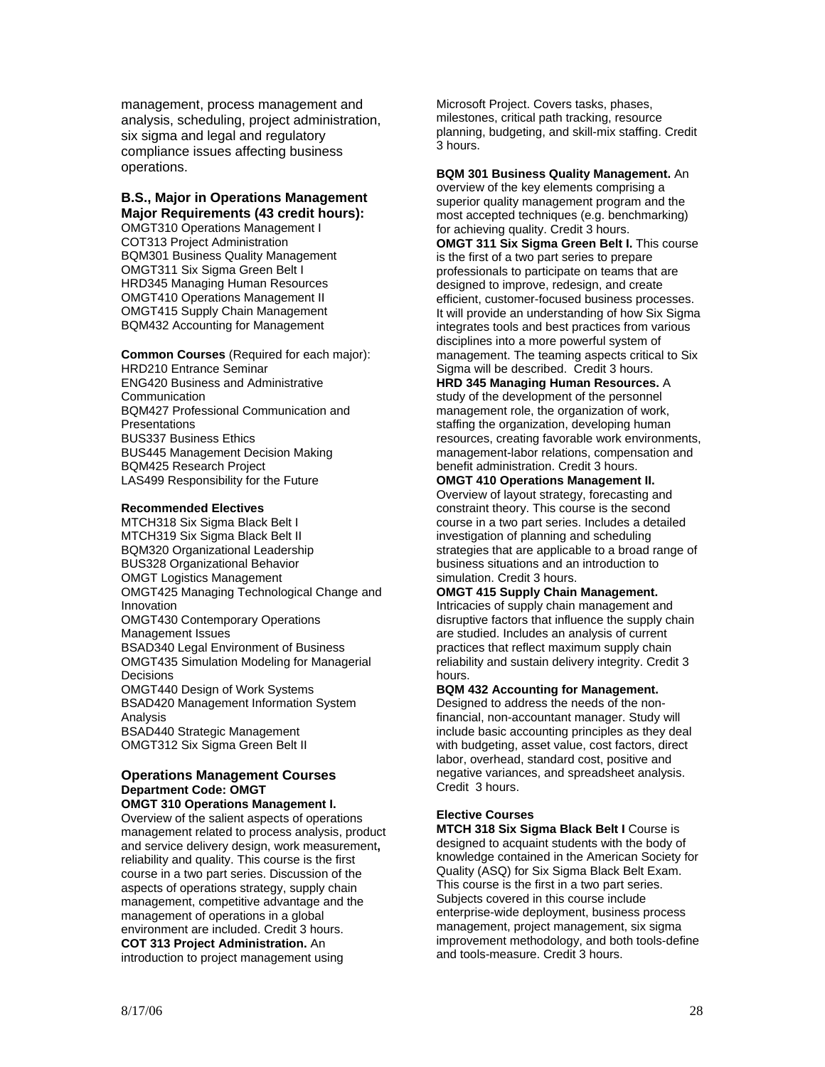management, process management and analysis, scheduling, project administration, six sigma and legal and regulatory compliance issues affecting business operations.

### B.S., Major in Operations Management Major Requirements (43 credit hours):

OMGT310 Operations Management I
COT313 Project Administration
BQM301 Business Quality Management
OMGT311 Six Sigma Green Belt I
HRD345 Managing Human Resources
OMGT410 Operations Management II
OMGT415 Supply Chain Management
BQM432 Accounting for Management

**Common Courses** (Required for each major):
HRD210 Entrance Seminar
ENG420 Business and Administrative Communication
BQM427 Professional Communication and Presentations
BUS337 Business Ethics
BUS445 Management Decision Making
BQM425 Research Project
LAS499 Responsibility for the Future

**Recommended Electives**
MTCH318 Six Sigma Black Belt I
MTCH319 Six Sigma Black Belt II
BQM320 Organizational Leadership
BUS328 Organizational Behavior
OMGT Logistics Management
OMGT425 Managing Technological Change and Innovation
OMGT430 Contemporary Operations Management Issues
BSAD340 Legal Environment of Business
OMGT435 Simulation Modeling for Managerial Decisions
OMGT440 Design of Work Systems
BSAD420 Management Information System Analysis
BSAD440 Strategic Management
OMGT312 Six Sigma Green Belt II

### Operations Management Courses

**Department Code: OMGT**

**OMGT 310 Operations Management I.** Overview of the salient aspects of operations management related to process analysis, product and service delivery design, work measurement**,** reliability and quality. This course is the first course in a two part series. Discussion of the aspects of operations strategy, supply chain management, competitive advantage and the management of operations in a global environment are included. Credit 3 hours.

**COT 313 Project Administration.** An introduction to project management using Microsoft Project. Covers tasks, phases, milestones, critical path tracking, resource planning, budgeting, and skill-mix staffing. Credit 3 hours.

**BQM 301 Business Quality Management.** An overview of the key elements comprising a superior quality management program and the most accepted techniques (e.g. benchmarking) for achieving quality. Credit 3 hours.

**OMGT 311 Six Sigma Green Belt I.** This course is the first of a two part series to prepare professionals to participate on teams that are designed to improve, redesign, and create efficient, customer-focused business processes. It will provide an understanding of how Six Sigma integrates tools and best practices from various disciplines into a more powerful system of management. The teaming aspects critical to Six Sigma will be described. Credit 3 hours.

**HRD 345 Managing Human Resources.** A study of the development of the personnel management role, the organization of work, staffing the organization, developing human resources, creating favorable work environments, management-labor relations, compensation and benefit administration. Credit 3 hours.

**OMGT 410 Operations Management II.** Overview of layout strategy, forecasting and constraint theory. This course is the second course in a two part series. Includes a detailed investigation of planning and scheduling strategies that are applicable to a broad range of business situations and an introduction to simulation. Credit 3 hours.

**OMGT 415 Supply Chain Management.** Intricacies of supply chain management and disruptive factors that influence the supply chain are studied. Includes an analysis of current practices that reflect maximum supply chain reliability and sustain delivery integrity. Credit 3 hours.

**BQM 432 Accounting for Management.** Designed to address the needs of the non-financial, non-accountant manager. Study will include basic accounting principles as they deal with budgeting, asset value, cost factors, direct labor, overhead, standard cost, positive and negative variances, and spreadsheet analysis. Credit 3 hours.

**Elective Courses**

**MTCH 318 Six Sigma Black Belt I** Course is designed to acquaint students with the body of knowledge contained in the American Society for Quality (ASQ) for Six Sigma Black Belt Exam. This course is the first in a two part series. Subjects covered in this course include enterprise-wide deployment, business process management, project management, six sigma improvement methodology, and both tools-define and tools-measure. Credit 3 hours.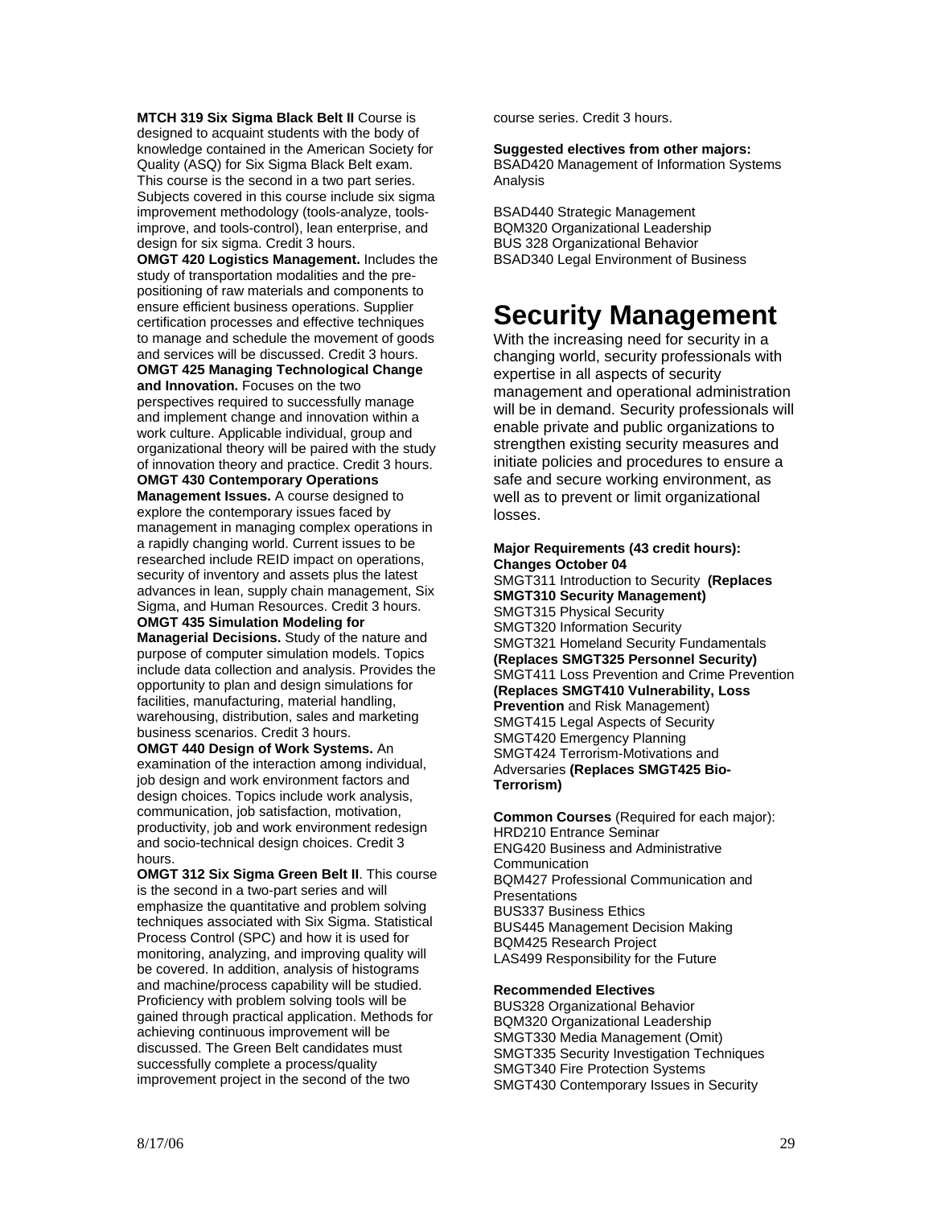**MTCH 319 Six Sigma Black Belt II** Course is designed to acquaint students with the body of knowledge contained in the American Society for Quality (ASQ) for Six Sigma Black Belt exam. This course is the second in a two part series. Subjects covered in this course include six sigma improvement methodology (tools-analyze, tools-improve, and tools-control), lean enterprise, and design for six sigma. Credit 3 hours.

**OMGT 420 Logistics Management.** Includes the study of transportation modalities and the pre-positioning of raw materials and components to ensure efficient business operations. Supplier certification processes and effective techniques to manage and schedule the movement of goods and services will be discussed. Credit 3 hours.

**OMGT 425 Managing Technological Change and Innovation.** Focuses on the two perspectives required to successfully manage and implement change and innovation within a work culture. Applicable individual, group and organizational theory will be paired with the study of innovation theory and practice. Credit 3 hours.

**OMGT 430 Contemporary Operations Management Issues.** A course designed to explore the contemporary issues faced by management in managing complex operations in a rapidly changing world. Current issues to be researched include REID impact on operations, security of inventory and assets plus the latest advances in lean, supply chain management, Six Sigma, and Human Resources. Credit 3 hours.

**OMGT 435 Simulation Modeling for Managerial Decisions.** Study of the nature and purpose of computer simulation models. Topics include data collection and analysis. Provides the opportunity to plan and design simulations for facilities, manufacturing, material handling, warehousing, distribution, sales and marketing business scenarios. Credit 3 hours.

**OMGT 440 Design of Work Systems.** An examination of the interaction among individual, job design and work environment factors and design choices. Topics include work analysis, communication, job satisfaction, motivation, productivity, job and work environment redesign and socio-technical design choices. Credit 3 hours.

**OMGT 312 Six Sigma Green Belt II**. This course is the second in a two-part series and will emphasize the quantitative and problem solving techniques associated with Six Sigma. Statistical Process Control (SPC) and how it is used for monitoring, analyzing, and improving quality will be covered. In addition, analysis of histograms and machine/process capability will be studied. Proficiency with problem solving tools will be gained through practical application. Methods for achieving continuous improvement will be discussed. The Green Belt candidates must successfully complete a process/quality improvement project in the second of the two course series. Credit 3 hours.

**Suggested electives from other majors:**
BSAD420 Management of Information Systems Analysis

BSAD440 Strategic Management
BQM320 Organizational Leadership
BUS 328 Organizational Behavior
BSAD340 Legal Environment of Business

# Security Management

With the increasing need for security in a changing world, security professionals with expertise in all aspects of security management and operational administration will be in demand. Security professionals will enable private and public organizations to strengthen existing security measures and initiate policies and procedures to ensure a safe and secure working environment, as well as to prevent or limit organizational losses.

**Major Requirements (43 credit hours): Changes October 04**
SMGT311 Introduction to Security **(Replaces SMGT310 Security Management)**
SMGT315 Physical Security
SMGT320 Information Security
SMGT321 Homeland Security Fundamentals **(Replaces SMGT325 Personnel Security)**
SMGT411 Loss Prevention and Crime Prevention **(Replaces SMGT410 Vulnerability, Loss Prevention** and Risk Management)
SMGT415 Legal Aspects of Security
SMGT420 Emergency Planning
SMGT424 Terrorism-Motivations and Adversaries **(Replaces SMGT425 Bio-Terrorism)**

**Common Courses** (Required for each major):
HRD210 Entrance Seminar
ENG420 Business and Administrative Communication
BQM427 Professional Communication and Presentations
BUS337 Business Ethics
BUS445 Management Decision Making
BQM425 Research Project
LAS499 Responsibility for the Future

**Recommended Electives**
BUS328 Organizational Behavior
BQM320 Organizational Leadership
SMGT330 Media Management (Omit)
SMGT335 Security Investigation Techniques
SMGT340 Fire Protection Systems
SMGT430 Contemporary Issues in Security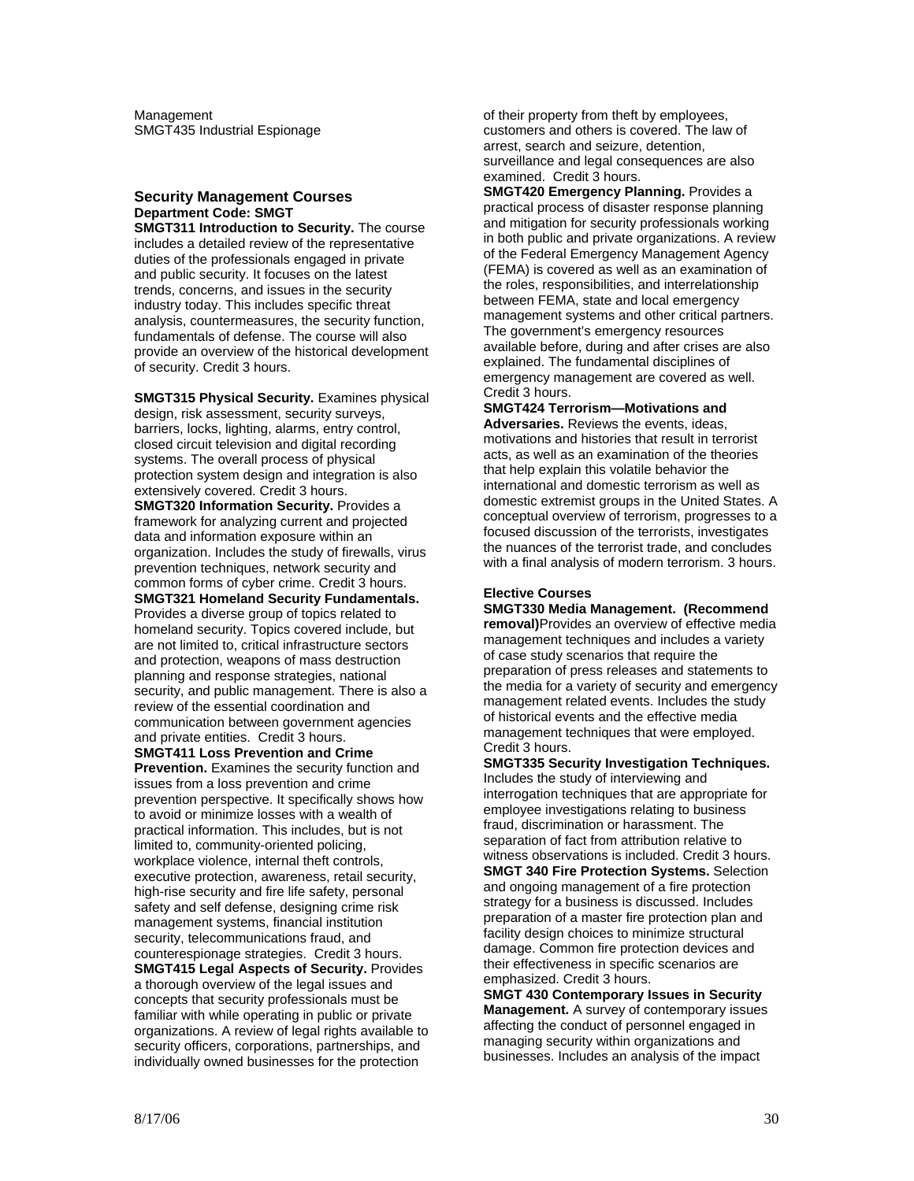Management
SMGT435 Industrial Espionage

### Security Management Courses

**Department Code: SMGT**

**SMGT311 Introduction to Security.** The course includes a detailed review of the representative duties of the professionals engaged in private and public security. It focuses on the latest trends, concerns, and issues in the security industry today. This includes specific threat analysis, countermeasures, the security function, fundamentals of defense. The course will also provide an overview of the historical development of security. Credit 3 hours.

**SMGT315 Physical Security.** Examines physical design, risk assessment, security surveys, barriers, locks, lighting, alarms, entry control, closed circuit television and digital recording systems. The overall process of physical protection system design and integration is also extensively covered. Credit 3 hours.

**SMGT320 Information Security.** Provides a framework for analyzing current and projected data and information exposure within an organization. Includes the study of firewalls, virus prevention techniques, network security and common forms of cyber crime. Credit 3 hours.

**SMGT321 Homeland Security Fundamentals.** Provides a diverse group of topics related to homeland security. Topics covered include, but are not limited to, critical infrastructure sectors and protection, weapons of mass destruction planning and response strategies, national security, and public management. There is also a review of the essential coordination and communication between government agencies and private entities. Credit 3 hours.

**SMGT411 Loss Prevention and Crime Prevention.** Examines the security function and issues from a loss prevention and crime prevention perspective. It specifically shows how to avoid or minimize losses with a wealth of practical information. This includes, but is not limited to, community-oriented policing, workplace violence, internal theft controls, executive protection, awareness, retail security, high-rise security and fire life safety, personal safety and self defense, designing crime risk management systems, financial institution security, telecommunications fraud, and counterespionage strategies. Credit 3 hours.

**SMGT415 Legal Aspects of Security.** Provides a thorough overview of the legal issues and concepts that security professionals must be familiar with while operating in public or private organizations. A review of legal rights available to security officers, corporations, partnerships, and individually owned businesses for the protection of their property from theft by employees, customers and others is covered. The law of arrest, search and seizure, detention, surveillance and legal consequences are also examined. Credit 3 hours.

**SMGT420 Emergency Planning.** Provides a practical process of disaster response planning and mitigation for security professionals working in both public and private organizations. A review of the Federal Emergency Management Agency (FEMA) is covered as well as an examination of the roles, responsibilities, and interrelationship between FEMA, state and local emergency management systems and other critical partners. The government's emergency resources available before, during and after crises are also explained. The fundamental disciplines of emergency management are covered as well. Credit 3 hours.

**SMGT424 Terrorism—Motivations and Adversaries.** Reviews the events, ideas, motivations and histories that result in terrorist acts, as well as an examination of the theories that help explain this volatile behavior the international and domestic terrorism as well as domestic extremist groups in the United States. A conceptual overview of terrorism, progresses to a focused discussion of the terrorists, investigates the nuances of the terrorist trade, and concludes with a final analysis of modern terrorism. 3 hours.

**Elective Courses**

**SMGT330 Media Management. (Recommend removal)**Provides an overview of effective media management techniques and includes a variety of case study scenarios that require the preparation of press releases and statements to the media for a variety of security and emergency management related events. Includes the study of historical events and the effective media management techniques that were employed. Credit 3 hours.

**SMGT335 Security Investigation Techniques.** Includes the study of interviewing and interrogation techniques that are appropriate for employee investigations relating to business fraud, discrimination or harassment. The separation of fact from attribution relative to witness observations is included. Credit 3 hours.

**SMGT 340 Fire Protection Systems.** Selection and ongoing management of a fire protection strategy for a business is discussed. Includes preparation of a master fire protection plan and facility design choices to minimize structural damage. Common fire protection devices and their effectiveness in specific scenarios are emphasized. Credit 3 hours.

**SMGT 430 Contemporary Issues in Security Management.** A survey of contemporary issues affecting the conduct of personnel engaged in managing security within organizations and businesses. Includes an analysis of the impact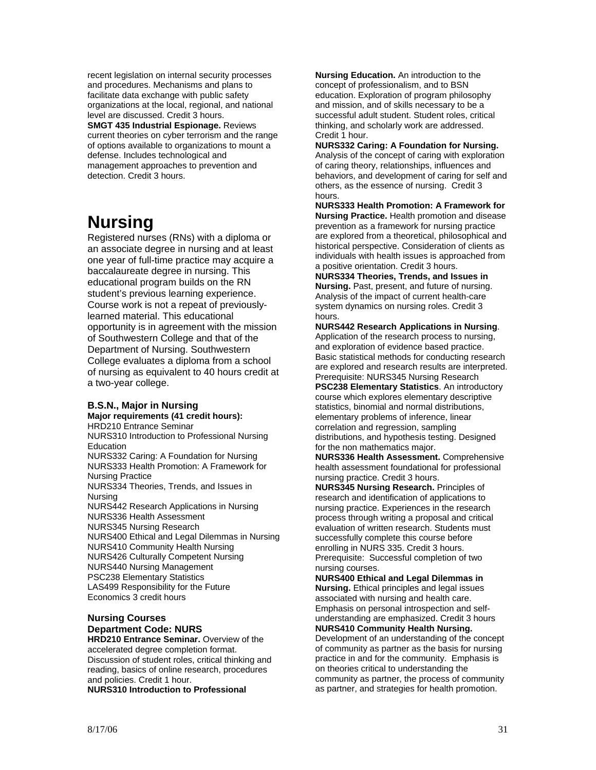recent legislation on internal security processes and procedures. Mechanisms and plans to facilitate data exchange with public safety organizations at the local, regional, and national level are discussed. Credit 3 hours.

**SMGT 435 Industrial Espionage.** Reviews current theories on cyber terrorism and the range of options available to organizations to mount a defense. Includes technological and management approaches to prevention and detection. Credit 3 hours.

# Nursing

Registered nurses (RNs) with a diploma or an associate degree in nursing and at least one year of full-time practice may acquire a baccalaureate degree in nursing. This educational program builds on the RN student's previous learning experience. Course work is not a repeat of previously-learned material. This educational opportunity is in agreement with the mission of Southwestern College and that of the Department of Nursing. Southwestern College evaluates a diploma from a school of nursing as equivalent to 40 hours credit at a two-year college.

### B.S.N., Major in Nursing

**Major requirements (41 credit hours):**

HRD210 Entrance Seminar
NURS310 Introduction to Professional Nursing Education
NURS332 Caring: A Foundation for Nursing
NURS333 Health Promotion: A Framework for Nursing Practice
NURS334 Theories, Trends, and Issues in Nursing
NURS442 Research Applications in Nursing
NURS336 Health Assessment
NURS345 Nursing Research
NURS400 Ethical and Legal Dilemmas in Nursing
NURS410 Community Health Nursing
NURS426 Culturally Competent Nursing
NURS440 Nursing Management
PSC238 Elementary Statistics
LAS499 Responsibility for the Future
Economics 3 credit hours

### Nursing Courses
### Department Code: NURS

**HRD210 Entrance Seminar.** Overview of the accelerated degree completion format. Discussion of student roles, critical thinking and reading, basics of online research, procedures and policies. Credit 1 hour.

**NURS310 Introduction to Professional Nursing Education.** An introduction to the concept of professionalism, and to BSN education. Exploration of program philosophy and mission, and of skills necessary to be a successful adult student. Student roles, critical thinking, and scholarly work are addressed. Credit 1 hour.

**NURS332 Caring: A Foundation for Nursing.** Analysis of the concept of caring with exploration of caring theory, relationships, influences and behaviors, and development of caring for self and others, as the essence of nursing. Credit 3 hours.

**NURS333 Health Promotion: A Framework for Nursing Practice.** Health promotion and disease prevention as a framework for nursing practice are explored from a theoretical, philosophical and historical perspective. Consideration of clients as individuals with health issues is approached from a positive orientation. Credit 3 hours.

**NURS334 Theories, Trends, and Issues in Nursing.** Past, present, and future of nursing. Analysis of the impact of current health-care system dynamics on nursing roles. Credit 3 hours.

**NURS442 Research Applications in Nursing**. Application of the research process to nursing, and exploration of evidence based practice. Basic statistical methods for conducting research are explored and research results are interpreted. Prerequisite: NURS345 Nursing Research

**PSC238 Elementary Statistics**. An introductory course which explores elementary descriptive statistics, binomial and normal distributions, elementary problems of inference, linear correlation and regression, sampling distributions, and hypothesis testing. Designed for the non mathematics major.

**NURS336 Health Assessment.** Comprehensive health assessment foundational for professional nursing practice. Credit 3 hours.

**NURS345 Nursing Research.** Principles of research and identification of applications to nursing practice. Experiences in the research process through writing a proposal and critical evaluation of written research. Students must successfully complete this course before enrolling in NURS 335. Credit 3 hours. Prerequisite: Successful completion of two nursing courses.

**NURS400 Ethical and Legal Dilemmas in Nursing.** Ethical principles and legal issues associated with nursing and health care. Emphasis on personal introspection and self-understanding are emphasized. Credit 3 hours

**NURS410 Community Health Nursing.** Development of an understanding of the concept of community as partner as the basis for nursing practice in and for the community. Emphasis is on theories critical to understanding the community as partner, the process of community as partner, and strategies for health promotion.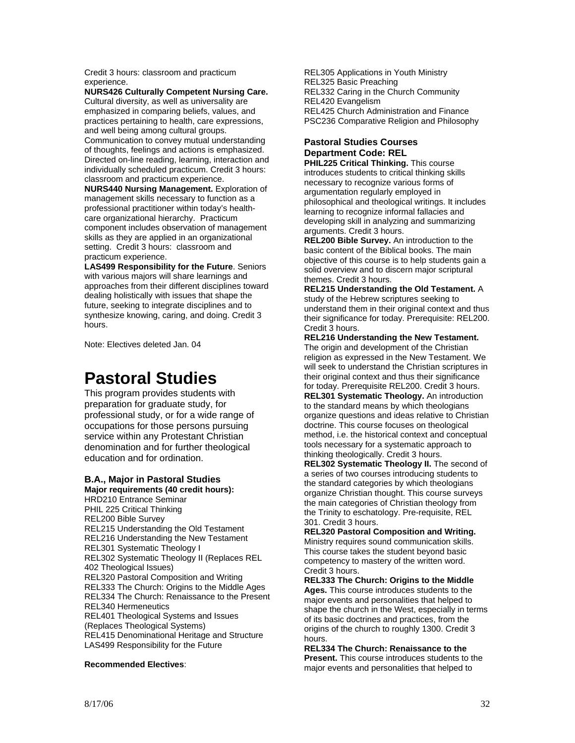Credit 3 hours: classroom and practicum experience.

**NURS426 Culturally Competent Nursing Care.** Cultural diversity, as well as universality are emphasized in comparing beliefs, values, and practices pertaining to health, care expressions, and well being among cultural groups. Communication to convey mutual understanding of thoughts, feelings and actions is emphasized. Directed on-line reading, learning, interaction and individually scheduled practicum. Credit 3 hours: classroom and practicum experience.

**NURS440 Nursing Management.** Exploration of management skills necessary to function as a professional practitioner within today's health-care organizational hierarchy. Practicum component includes observation of management skills as they are applied in an organizational setting. Credit 3 hours: classroom and practicum experience.

**LAS499 Responsibility for the Future**. Seniors with various majors will share learnings and approaches from their different disciplines toward dealing holistically with issues that shape the future, seeking to integrate disciplines and to synthesize knowing, caring, and doing. Credit 3 hours.

Note: Electives deleted Jan. 04

# Pastoral Studies

This program provides students with preparation for graduate study, for professional study, or for a wide range of occupations for those persons pursuing service within any Protestant Christian denomination and for further theological education and for ordination.

### B.A., Major in Pastoral Studies

**Major requirements (40 credit hours):**

HRD210 Entrance Seminar
PHIL 225 Critical Thinking
REL200 Bible Survey
REL215 Understanding the Old Testament
REL216 Understanding the New Testament
REL301 Systematic Theology I
REL302 Systematic Theology II (Replaces REL 402 Theological Issues)
REL320 Pastoral Composition and Writing
REL333 The Church: Origins to the Middle Ages
REL334 The Church: Renaissance to the Present
REL340 Hermeneutics
REL401 Theological Systems and Issues (Replaces Theological Systems)
REL415 Denominational Heritage and Structure
LAS499 Responsibility for the Future

**Recommended Electives**:

REL305 Applications in Youth Ministry
REL325 Basic Preaching
REL332 Caring in the Church Community
REL420 Evangelism
REL425 Church Administration and Finance
PSC236 Comparative Religion and Philosophy

### Pastoral Studies Courses
### Department Code: REL

**PHIL225 Critical Thinking.** This course introduces students to critical thinking skills necessary to recognize various forms of argumentation regularly employed in philosophical and theological writings. It includes learning to recognize informal fallacies and developing skill in analyzing and summarizing arguments. Credit 3 hours.

**REL200 Bible Survey.** An introduction to the basic content of the Biblical books. The main objective of this course is to help students gain a solid overview and to discern major scriptural themes. Credit 3 hours.

**REL215 Understanding the Old Testament.** A study of the Hebrew scriptures seeking to understand them in their original context and thus their significance for today. Prerequisite: REL200. Credit 3 hours.

**REL216 Understanding the New Testament.** The origin and development of the Christian religion as expressed in the New Testament. We will seek to understand the Christian scriptures in their original context and thus their significance for today. Prerequisite REL200. Credit 3 hours.

**REL301 Systematic Theology.** An introduction to the standard means by which theologians organize questions and ideas relative to Christian doctrine. This course focuses on theological method, i.e. the historical context and conceptual tools necessary for a systematic approach to thinking theologically. Credit 3 hours.

**REL302 Systematic Theology II.** The second of a series of two courses introducing students to the standard categories by which theologians organize Christian thought. This course surveys the main categories of Christian theology from the Trinity to eschatology. Pre-requisite, REL 301. Credit 3 hours.

**REL320 Pastoral Composition and Writing.** Ministry requires sound communication skills. This course takes the student beyond basic competency to mastery of the written word. Credit 3 hours.

**REL333 The Church: Origins to the Middle Ages.** This course introduces students to the major events and personalities that helped to shape the church in the West, especially in terms of its basic doctrines and practices, from the origins of the church to roughly 1300. Credit 3 hours.

**REL334 The Church: Renaissance to the Present.** This course introduces students to the major events and personalities that helped to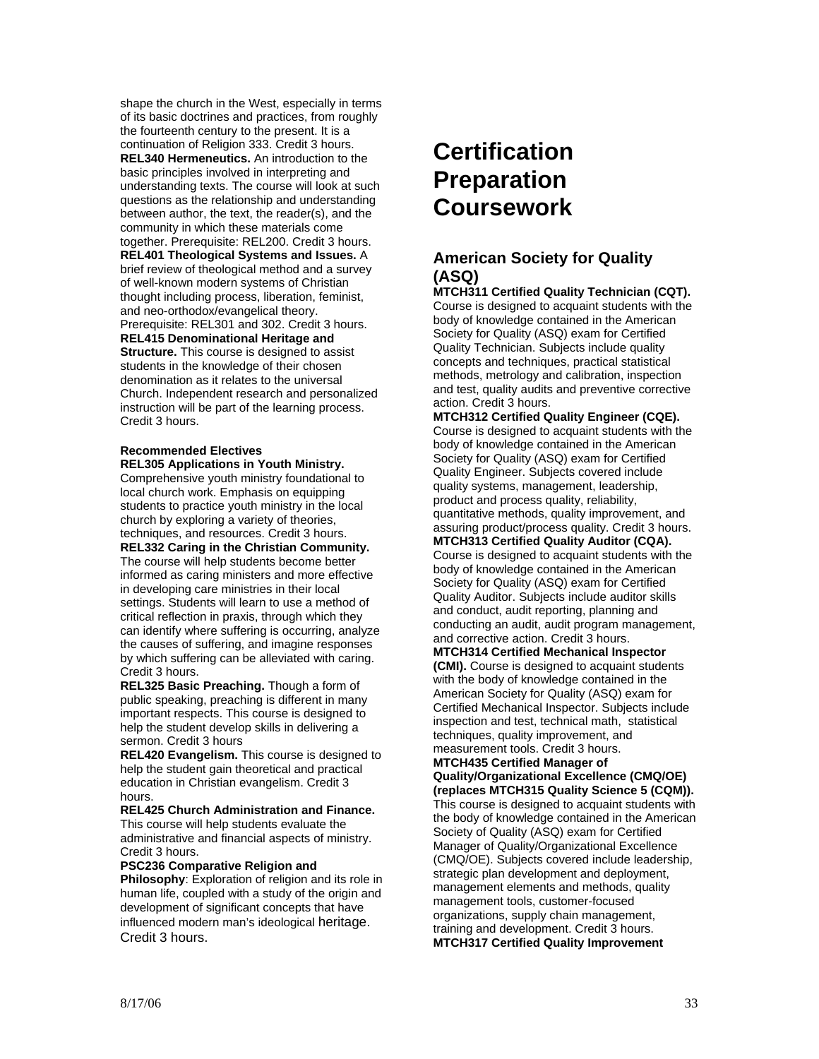shape the church in the West, especially in terms of its basic doctrines and practices, from roughly the fourteenth century to the present. It is a continuation of Religion 333. Credit 3 hours.

**REL340 Hermeneutics.** An introduction to the basic principles involved in interpreting and understanding texts. The course will look at such questions as the relationship and understanding between author, the text, the reader(s), and the community in which these materials come together. Prerequisite: REL200. Credit 3 hours.

**REL401 Theological Systems and Issues.** A brief review of theological method and a survey of well-known modern systems of Christian thought including process, liberation, feminist, and neo-orthodox/evangelical theory. Prerequisite: REL301 and 302. Credit 3 hours.

**REL415 Denominational Heritage and Structure.** This course is designed to assist students in the knowledge of their chosen denomination as it relates to the universal Church. Independent research and personalized instruction will be part of the learning process. Credit 3 hours.

**Recommended Electives**

**REL305 Applications in Youth Ministry.** Comprehensive youth ministry foundational to local church work. Emphasis on equipping students to practice youth ministry in the local church by exploring a variety of theories, techniques, and resources. Credit 3 hours.

**REL332 Caring in the Christian Community.** The course will help students become better informed as caring ministers and more effective in developing care ministries in their local settings. Students will learn to use a method of critical reflection in praxis, through which they can identify where suffering is occurring, analyze the causes of suffering, and imagine responses by which suffering can be alleviated with caring. Credit 3 hours.

**REL325 Basic Preaching.** Though a form of public speaking, preaching is different in many important respects. This course is designed to help the student develop skills in delivering a sermon. Credit 3 hours

**REL420 Evangelism.** This course is designed to help the student gain theoretical and practical education in Christian evangelism. Credit 3 hours.

**REL425 Church Administration and Finance.** This course will help students evaluate the administrative and financial aspects of ministry. Credit 3 hours.

**PSC236 Comparative Religion and Philosophy**: Exploration of religion and its role in human life, coupled with a study of the origin and development of significant concepts that have influenced modern man's ideological heritage. Credit 3 hours.

# Certification Preparation Coursework

## American Society for Quality (ASQ)

**MTCH311 Certified Quality Technician (CQT).** Course is designed to acquaint students with the body of knowledge contained in the American Society for Quality (ASQ) exam for Certified Quality Technician. Subjects include quality concepts and techniques, practical statistical methods, metrology and calibration, inspection and test, quality audits and preventive corrective action. Credit 3 hours.

**MTCH312 Certified Quality Engineer (CQE).** Course is designed to acquaint students with the body of knowledge contained in the American Society for Quality (ASQ) exam for Certified Quality Engineer. Subjects covered include quality systems, management, leadership, product and process quality, reliability, quantitative methods, quality improvement, and assuring product/process quality. Credit 3 hours.

**MTCH313 Certified Quality Auditor (CQA).** Course is designed to acquaint students with the body of knowledge contained in the American Society for Quality (ASQ) exam for Certified Quality Auditor. Subjects include auditor skills and conduct, audit reporting, planning and conducting an audit, audit program management, and corrective action. Credit 3 hours.

**MTCH314 Certified Mechanical Inspector (CMI).** Course is designed to acquaint students with the body of knowledge contained in the American Society for Quality (ASQ) exam for Certified Mechanical Inspector. Subjects include inspection and test, technical math, statistical techniques, quality improvement, and measurement tools. Credit 3 hours.

**MTCH435 Certified Manager of Quality/Organizational Excellence (CMQ/OE) (replaces MTCH315 Quality Science 5 (CQM)).** This course is designed to acquaint students with the body of knowledge contained in the American Society of Quality (ASQ) exam for Certified Manager of Quality/Organizational Excellence (CMQ/OE). Subjects covered include leadership, strategic plan development and deployment, management elements and methods, quality management tools, customer-focused organizations, supply chain management, training and development. Credit 3 hours.

**MTCH317 Certified Quality Improvement**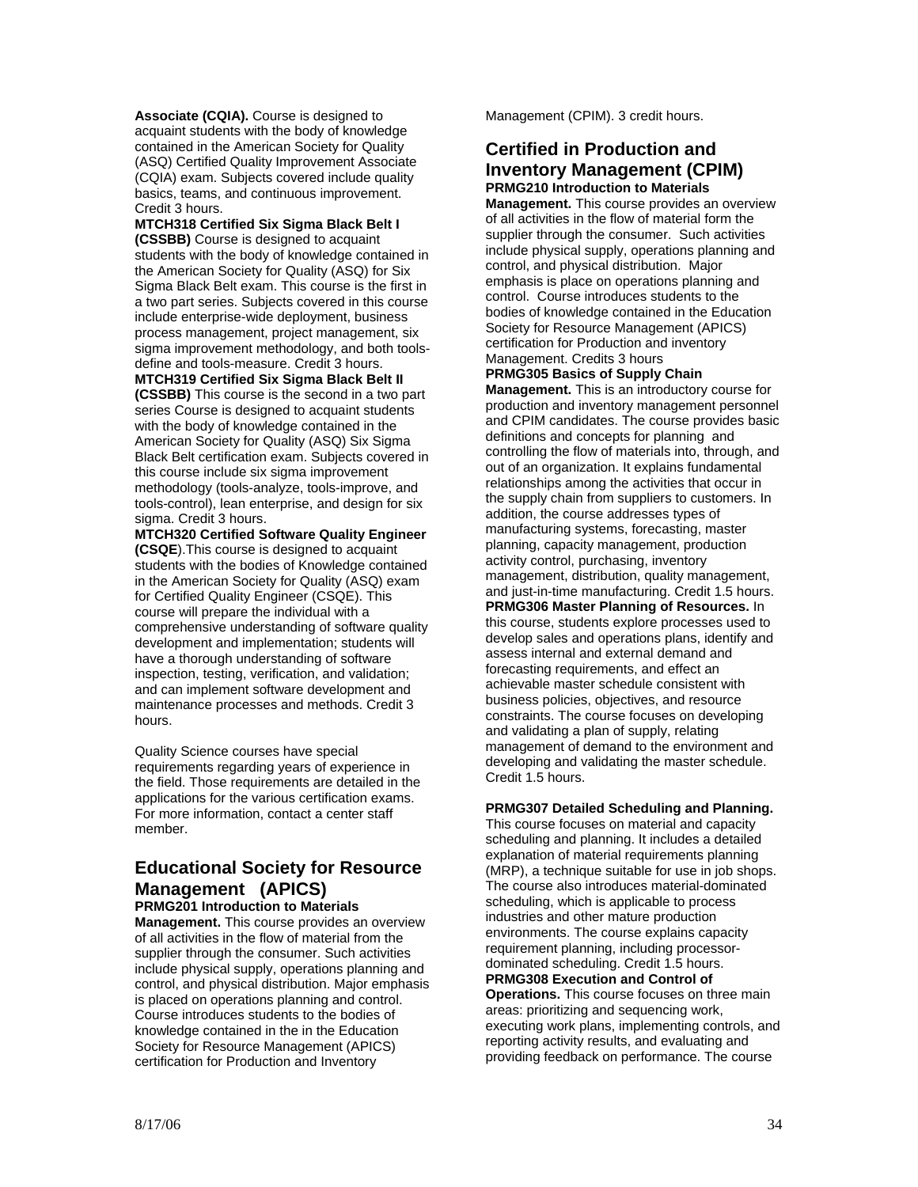**Associate (CQIA).** Course is designed to acquaint students with the body of knowledge contained in the American Society for Quality (ASQ) Certified Quality Improvement Associate (CQIA) exam. Subjects covered include quality basics, teams, and continuous improvement. Credit 3 hours.

**MTCH318 Certified Six Sigma Black Belt I (CSSBB)** Course is designed to acquaint students with the body of knowledge contained in the American Society for Quality (ASQ) for Six Sigma Black Belt exam. This course is the first in a two part series. Subjects covered in this course include enterprise-wide deployment, business process management, project management, six sigma improvement methodology, and both tools-define and tools-measure. Credit 3 hours.

**MTCH319 Certified Six Sigma Black Belt II (CSSBB)** This course is the second in a two part series Course is designed to acquaint students with the body of knowledge contained in the American Society for Quality (ASQ) Six Sigma Black Belt certification exam. Subjects covered in this course include six sigma improvement methodology (tools-analyze, tools-improve, and tools-control), lean enterprise, and design for six sigma. Credit 3 hours.

**MTCH320 Certified Software Quality Engineer (CSQE**).This course is designed to acquaint students with the bodies of Knowledge contained in the American Society for Quality (ASQ) exam for Certified Quality Engineer (CSQE). This course will prepare the individual with a comprehensive understanding of software quality development and implementation; students will have a thorough understanding of software inspection, testing, verification, and validation; and can implement software development and maintenance processes and methods. Credit 3 hours.

Quality Science courses have special requirements regarding years of experience in the field. Those requirements are detailed in the applications for the various certification exams. For more information, contact a center staff member.

## Educational Society for Resource Management (APICS)

**PRMG201 Introduction to Materials Management.** This course provides an overview of all activities in the flow of material from the supplier through the consumer. Such activities include physical supply, operations planning and control, and physical distribution. Major emphasis is placed on operations planning and control. Course introduces students to the bodies of knowledge contained in the in the Education Society for Resource Management (APICS) certification for Production and Inventory Management (CPIM). 3 credit hours.

## Certified in Production and Inventory Management (CPIM)

**PRMG210 Introduction to Materials Management.** This course provides an overview of all activities in the flow of material form the supplier through the consumer. Such activities include physical supply, operations planning and control, and physical distribution. Major emphasis is place on operations planning and control. Course introduces students to the bodies of knowledge contained in the Education Society for Resource Management (APICS) certification for Production and inventory Management. Credits 3 hours

**PRMG305 Basics of Supply Chain Management.** This is an introductory course for production and inventory management personnel and CPIM candidates. The course provides basic definitions and concepts for planning and controlling the flow of materials into, through, and out of an organization. It explains fundamental relationships among the activities that occur in the supply chain from suppliers to customers. In addition, the course addresses types of manufacturing systems, forecasting, master planning, capacity management, production activity control, purchasing, inventory management, distribution, quality management, and just-in-time manufacturing. Credit 1.5 hours.

**PRMG306 Master Planning of Resources.** In this course, students explore processes used to develop sales and operations plans, identify and assess internal and external demand and forecasting requirements, and effect an achievable master schedule consistent with business policies, objectives, and resource constraints. The course focuses on developing and validating a plan of supply, relating management of demand to the environment and developing and validating the master schedule. Credit 1.5 hours.

**PRMG307 Detailed Scheduling and Planning.** This course focuses on material and capacity scheduling and planning. It includes a detailed explanation of material requirements planning (MRP), a technique suitable for use in job shops. The course also introduces material-dominated scheduling, which is applicable to process industries and other mature production environments. The course explains capacity requirement planning, including processor-dominated scheduling. Credit 1.5 hours.

**PRMG308 Execution and Control of Operations.** This course focuses on three main areas: prioritizing and sequencing work, executing work plans, implementing controls, and reporting activity results, and evaluating and providing feedback on performance. The course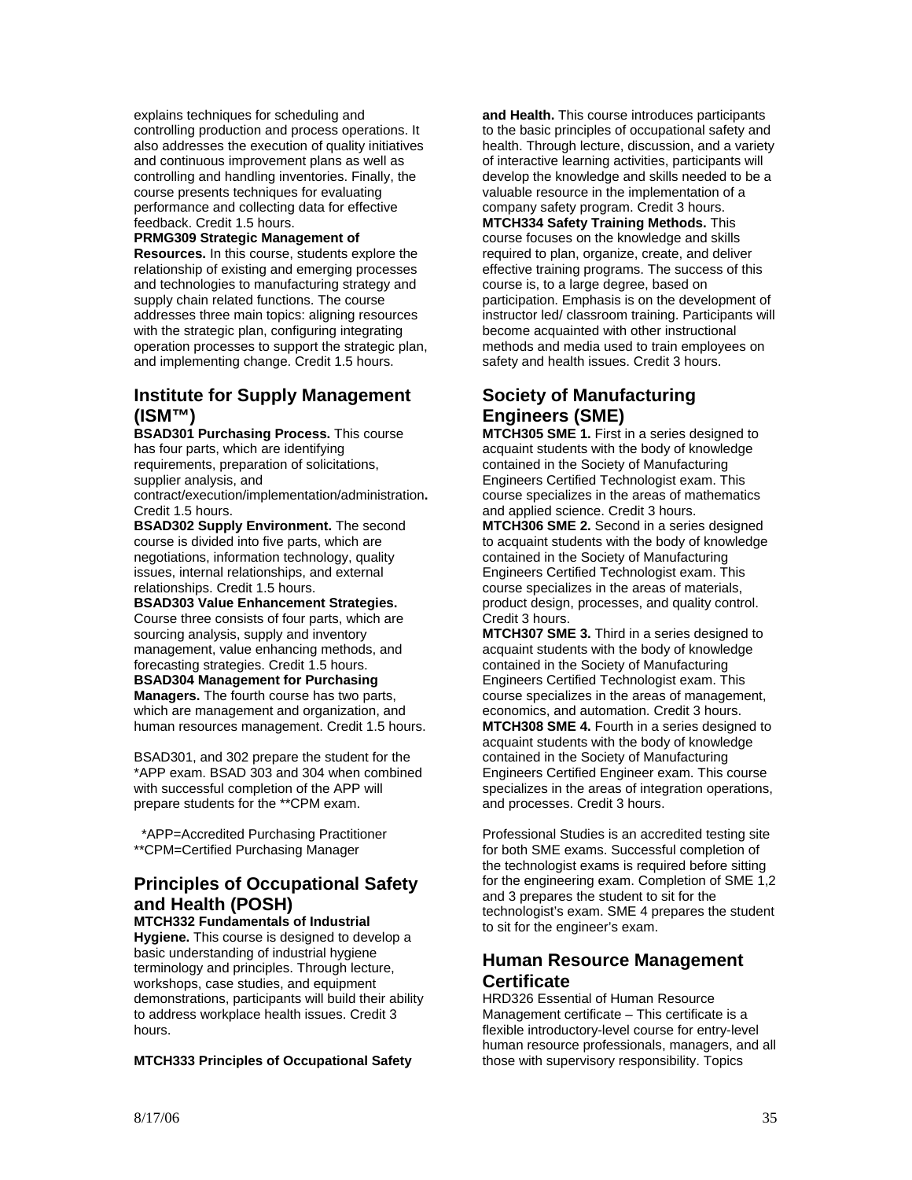explains techniques for scheduling and controlling production and process operations. It also addresses the execution of quality initiatives and continuous improvement plans as well as controlling and handling inventories. Finally, the course presents techniques for evaluating performance and collecting data for effective feedback. Credit 1.5 hours.

**PRMG309 Strategic Management of Resources.** In this course, students explore the relationship of existing and emerging processes and technologies to manufacturing strategy and supply chain related functions. The course addresses three main topics: aligning resources with the strategic plan, configuring integrating operation processes to support the strategic plan, and implementing change. Credit 1.5 hours.

## Institute for Supply Management (ISM™)

**BSAD301 Purchasing Process.** This course has four parts, which are identifying requirements, preparation of solicitations, supplier analysis, and contract/execution/implementation/administration**.** Credit 1.5 hours.

**BSAD302 Supply Environment.** The second course is divided into five parts, which are negotiations, information technology, quality issues, internal relationships, and external relationships. Credit 1.5 hours.

**BSAD303 Value Enhancement Strategies.** Course three consists of four parts, which are sourcing analysis, supply and inventory management, value enhancing methods, and forecasting strategies. Credit 1.5 hours.

**BSAD304 Management for Purchasing Managers.** The fourth course has two parts, which are management and organization, and human resources management. Credit 1.5 hours.

BSAD301, and 302 prepare the student for the *APP exam. BSAD 303 and 304 when combined with successful completion of the APP will prepare students for the **CPM exam.

*APP=Accredited Purchasing Practitioner
**CPM=Certified Purchasing Manager

## Principles of Occupational Safety and Health (POSH)

**MTCH332 Fundamentals of Industrial Hygiene.** This course is designed to develop a basic understanding of industrial hygiene terminology and principles. Through lecture, workshops, case studies, and equipment demonstrations, participants will build their ability to address workplace health issues. Credit 3 hours.

**MTCH333 Principles of Occupational Safety and Health.** This course introduces participants to the basic principles of occupational safety and health. Through lecture, discussion, and a variety of interactive learning activities, participants will develop the knowledge and skills needed to be a valuable resource in the implementation of a company safety program. Credit 3 hours.

**MTCH334 Safety Training Methods.** This course focuses on the knowledge and skills required to plan, organize, create, and deliver effective training programs. The success of this course is, to a large degree, based on participation. Emphasis is on the development of instructor led/ classroom training. Participants will become acquainted with other instructional methods and media used to train employees on safety and health issues. Credit 3 hours.

## Society of Manufacturing Engineers (SME)

**MTCH305 SME 1.** First in a series designed to acquaint students with the body of knowledge contained in the Society of Manufacturing Engineers Certified Technologist exam. This course specializes in the areas of mathematics and applied science. Credit 3 hours.

**MTCH306 SME 2.** Second in a series designed to acquaint students with the body of knowledge contained in the Society of Manufacturing Engineers Certified Technologist exam. This course specializes in the areas of materials, product design, processes, and quality control. Credit 3 hours.

**MTCH307 SME 3.** Third in a series designed to acquaint students with the body of knowledge contained in the Society of Manufacturing Engineers Certified Technologist exam. This course specializes in the areas of management, economics, and automation. Credit 3 hours.

**MTCH308 SME 4.** Fourth in a series designed to acquaint students with the body of knowledge contained in the Society of Manufacturing Engineers Certified Engineer exam. This course specializes in the areas of integration operations, and processes. Credit 3 hours.

Professional Studies is an accredited testing site for both SME exams. Successful completion of the technologist exams is required before sitting for the engineering exam. Completion of SME 1,2 and 3 prepares the student to sit for the technologist's exam. SME 4 prepares the student to sit for the engineer's exam.

## Human Resource Management Certificate

HRD326 Essential of Human Resource Management certificate – This certificate is a flexible introductory-level course for entry-level human resource professionals, managers, and all those with supervisory responsibility. Topics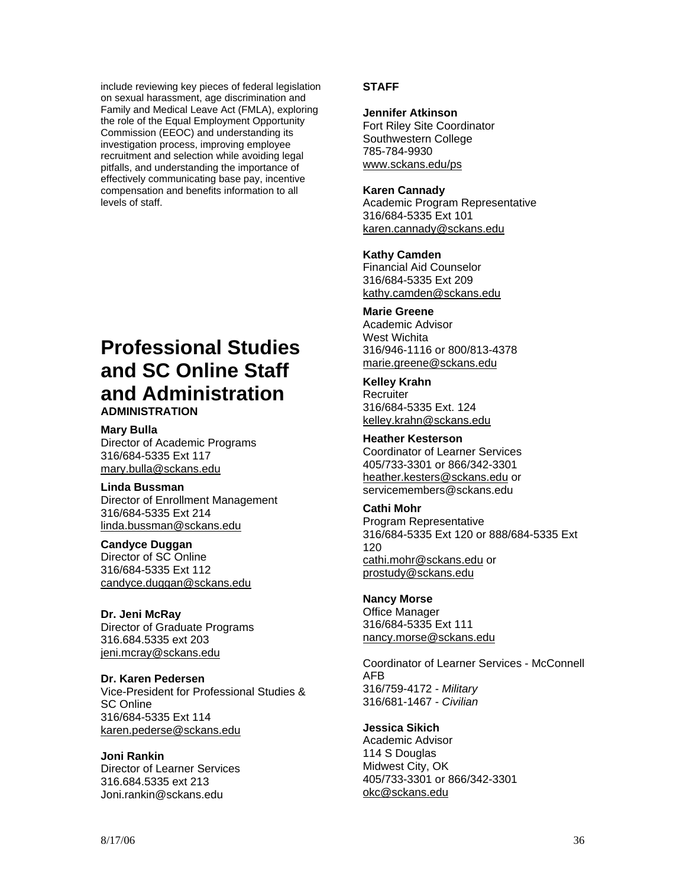include reviewing key pieces of federal legislation on sexual harassment, age discrimination and Family and Medical Leave Act (FMLA), exploring the role of the Equal Employment Opportunity Commission (EEOC) and understanding its investigation process, improving employee recruitment and selection while avoiding legal pitfalls, and understanding the importance of effectively communicating base pay, incentive compensation and benefits information to all levels of staff.

# Professional Studies and SC Online Staff and Administration

**ADMINISTRATION**

**Mary Bulla**
Director of Academic Programs
316/684-5335 Ext 117
mary.bulla@sckans.edu

**Linda Bussman**
Director of Enrollment Management
316/684-5335 Ext 214
linda.bussman@sckans.edu

**Candyce Duggan**
Director of SC Online
316/684-5335 Ext 112
candyce.duggan@sckans.edu

**Dr. Jeni McRay**
Director of Graduate Programs
316.684.5335 ext 203
jeni.mcray@sckans.edu

**Dr. Karen Pedersen**
Vice-President for Professional Studies & SC Online
316/684-5335 Ext 114
karen.pederse@sckans.edu

**Joni Rankin**
Director of Learner Services
316.684.5335 ext 213
Joni.rankin@sckans.edu

**STAFF**

**Jennifer Atkinson**
Fort Riley Site Coordinator
Southwestern College
785-784-9930
www.sckans.edu/ps

**Karen Cannady**
Academic Program Representative
316/684-5335 Ext 101
karen.cannady@sckans.edu

**Kathy Camden**
Financial Aid Counselor
316/684-5335 Ext 209
kathy.camden@sckans.edu

**Marie Greene**
Academic Advisor
West Wichita
316/946-1116 or 800/813-4378
marie.greene@sckans.edu

**Kelley Krahn**
Recruiter
316/684-5335 Ext. 124
kelley.krahn@sckans.edu

**Heather Kesterson**
Coordinator of Learner Services
405/733-3301 or 866/342-3301
heather.kesters@sckans.edu or servicemembers@sckans.edu

**Cathi Mohr**
Program Representative
316/684-5335 Ext 120 or 888/684-5335 Ext 120
cathi.mohr@sckans.edu or prostudy@sckans.edu

**Nancy Morse**
Office Manager
316/684-5335 Ext 111
nancy.morse@sckans.edu

Coordinator of Learner Services - McConnell AFB
316/759-4172 - *Military*
316/681-1467 - *Civilian*

**Jessica Sikich**
Academic Advisor
114 S Douglas
Midwest City, OK
405/733-3301 or 866/342-3301
okc@sckans.edu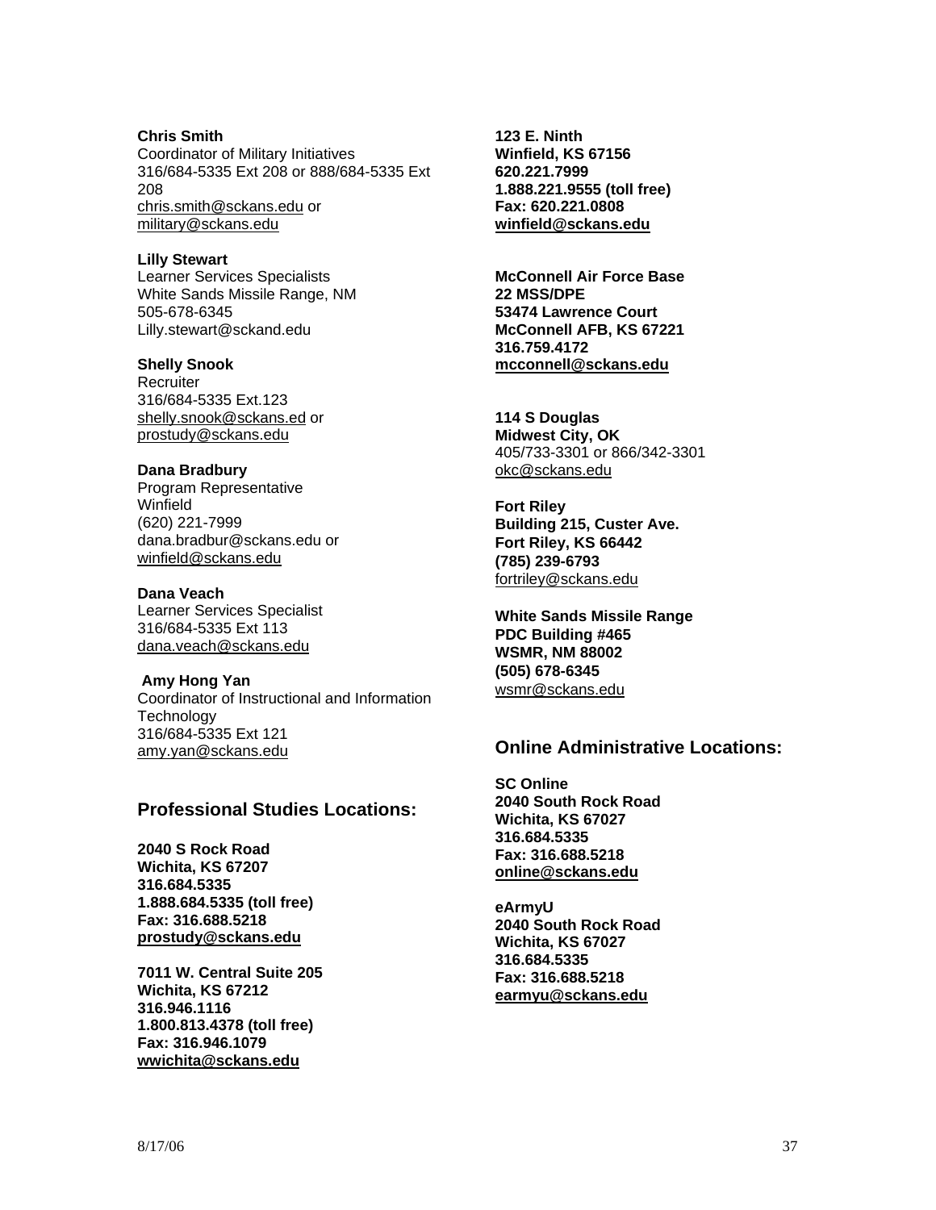**Chris Smith**
Coordinator of Military Initiatives
316/684-5335 Ext 208 or 888/684-5335 Ext 208
chris.smith@sckans.edu or
military@sckans.edu

**Lilly Stewart**
Learner Services Specialists
White Sands Missile Range, NM
505-678-6345
Lilly.stewart@sckand.edu

**Shelly Snook**
Recruiter
316/684-5335 Ext.123
shelly.snook@sckans.ed or
prostudy@sckans.edu

**Dana Bradbury**
Program Representative
Winfield
(620) 221-7999
dana.bradbur@sckans.edu or
winfield@sckans.edu

**Dana Veach**
Learner Services Specialist
316/684-5335 Ext 113
dana.veach@sckans.edu

**Amy Hong Yan**
Coordinator of Instructional and Information Technology
316/684-5335 Ext 121
amy.yan@sckans.edu

## Professional Studies Locations:

**2040 S Rock Road**
**Wichita, KS 67207**
**316.684.5335**
**1.888.684.5335 (toll free)**
**Fax: 316.688.5218**
**prostudy@sckans.edu**

**7011 W. Central Suite 205**
**Wichita, KS 67212**
**316.946.1116**
**1.800.813.4378 (toll free)**
**Fax: 316.946.1079**
**wwichita@sckans.edu**

**123 E. Ninth**
**Winfield, KS 67156**
**620.221.7999**
**1.888.221.9555 (toll free)**
**Fax: 620.221.0808**
**winfield@sckans.edu**

**McConnell Air Force Base**
**22 MSS/DPE**
**53474 Lawrence Court**
**McConnell AFB, KS 67221**
**316.759.4172**
**mcconnell@sckans.edu**

**114 S Douglas**
**Midwest City, OK**
405/733-3301 or 866/342-3301
okc@sckans.edu

**Fort Riley**
**Building 215, Custer Ave.**
**Fort Riley, KS 66442**
**(785) 239-6793**
fortriley@sckans.edu

**White Sands Missile Range**
**PDC Building #465**
**WSMR, NM 88002**
**(505) 678-6345**
wsmr@sckans.edu

## Online Administrative Locations:

**SC Online**
**2040 South Rock Road**
**Wichita, KS 67027**
**316.684.5335**
**Fax: 316.688.5218**
**online@sckans.edu**

**eArmyU**
**2040 South Rock Road**
**Wichita, KS 67027**
**316.684.5335**
**Fax: 316.688.5218**
**earmyu@sckans.edu**